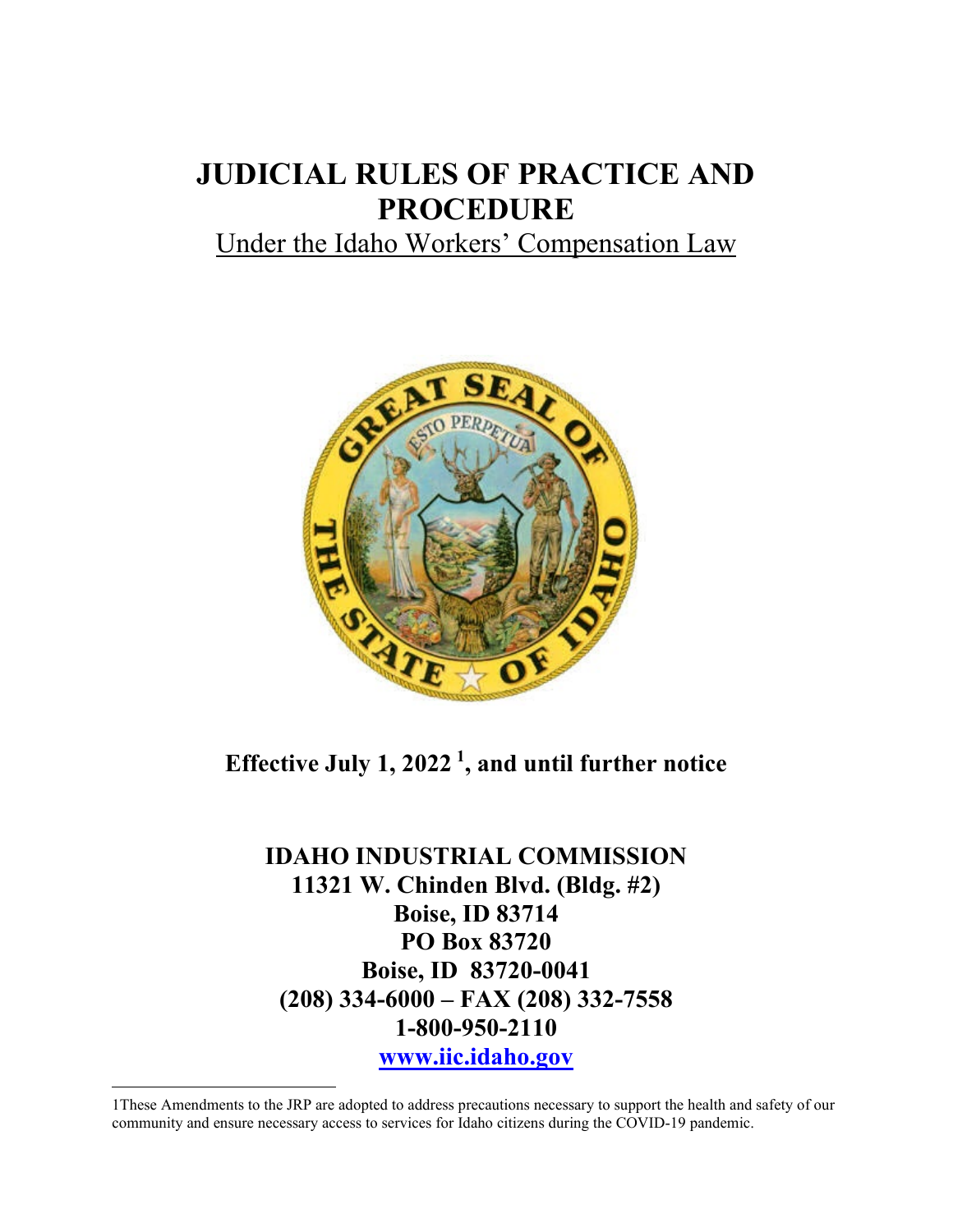# JUDICIAL RULES OF PRACTICE AND PROCEDURE

Under the Idaho Workers' Compensation Law

**Effective July 1, 2022 [1], and until further notice**

**IDAHO INDUSTRIAL COMMISSION**
**11321 W. Chinden Blvd. (Bldg. #2)**
**Boise, ID 83714**
**PO Box 83720**
**Boise, ID 83720-0041**
**(208) 334-6000 – FAX (208) 332-7558**
**1-800-950-2110**
**www.iic.idaho.gov**

---

1These Amendments to the JRP are adopted to address precautions necessary to support the health and safety of our community and ensure necessary access to services for Idaho citizens during the COVID-19 pandemic.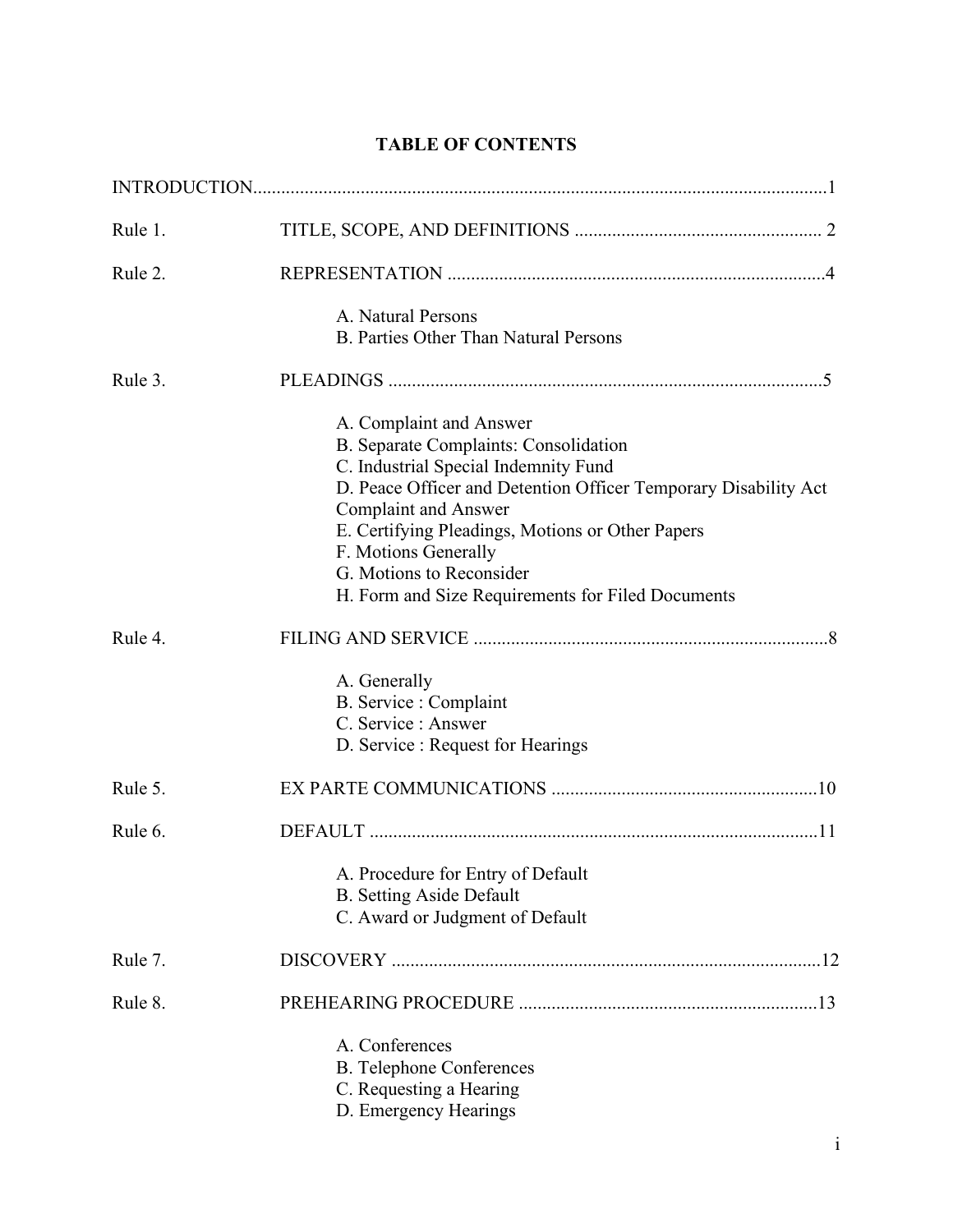# TABLE OF CONTENTS

INTRODUCTION.........................................................................................................................1

Rule 1. TITLE, SCOPE, AND DEFINITIONS ..................................................... 2

Rule 2. REPRESENTATION .................................................................................4

- A. Natural Persons
- B. Parties Other Than Natural Persons

Rule 3. PLEADINGS ............................................................................................5

- A. Complaint and Answer
- B. Separate Complaints: Consolidation
- C. Industrial Special Indemnity Fund
- D. Peace Officer and Detention Officer Temporary Disability Act Complaint and Answer
- E. Certifying Pleadings, Motions or Other Papers
- F. Motions Generally
- G. Motions to Reconsider
- H. Form and Size Requirements for Filed Documents

Rule 4. FILING AND SERVICE ............................................................................8

- A. Generally
- B. Service : Complaint
- C. Service : Answer
- D. Service : Request for Hearings

Rule 5. EX PARTE COMMUNICATIONS .........................................................10

Rule 6. DEFAULT ................................................................................................11

- A. Procedure for Entry of Default
- B. Setting Aside Default
- C. Award or Judgment of Default

Rule 7. DISCOVERY ............................................................................................12

Rule 8. PREHEARING PROCEDURE ................................................................13

- A. Conferences
- B. Telephone Conferences
- C. Requesting a Hearing
- D. Emergency Hearings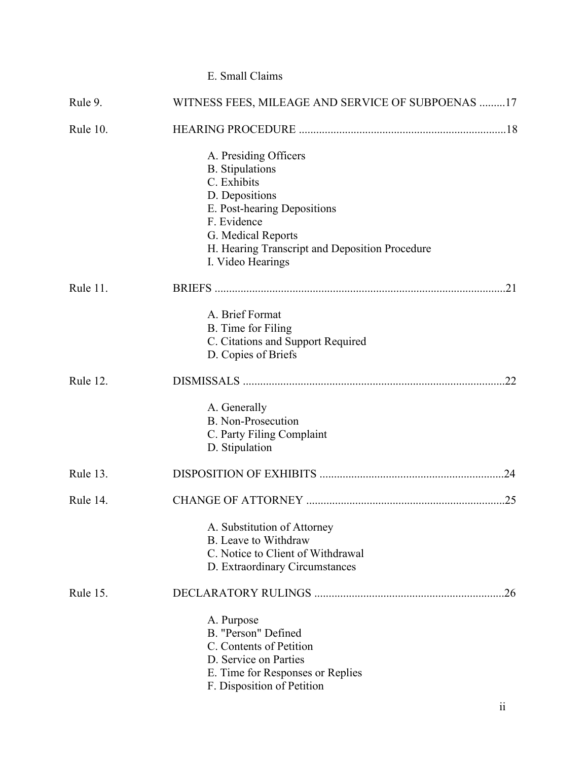E. Small Claims

| | | |
|---|---|---|
| Rule 9. | WITNESS FEES, MILEAGE AND SERVICE OF SUBPOENAS | 17 |
| Rule 10. | HEARING PROCEDURE | 18 |
| | A. Presiding Officers<br>B. Stipulations<br>C. Exhibits<br>D. Depositions<br>E. Post-hearing Depositions<br>F. Evidence<br>G. Medical Reports<br>H. Hearing Transcript and Deposition Procedure<br>I. Video Hearings | |
| Rule 11. | BRIEFS | 21 |
| | A. Brief Format<br>B. Time for Filing<br>C. Citations and Support Required<br>D. Copies of Briefs | |
| Rule 12. | DISMISSALS | 22 |
| | A. Generally<br>B. Non-Prosecution<br>C. Party Filing Complaint<br>D. Stipulation | |
| Rule 13. | DISPOSITION OF EXHIBITS | 24 |
| Rule 14. | CHANGE OF ATTORNEY | 25 |
| | A. Substitution of Attorney<br>B. Leave to Withdraw<br>C. Notice to Client of Withdrawal<br>D. Extraordinary Circumstances | |
| Rule 15. | DECLARATORY RULINGS | 26 |
| | A. Purpose<br>B. "Person" Defined<br>C. Contents of Petition<br>D. Service on Parties<br>E. Time for Responses or Replies<br>F. Disposition of Petition | |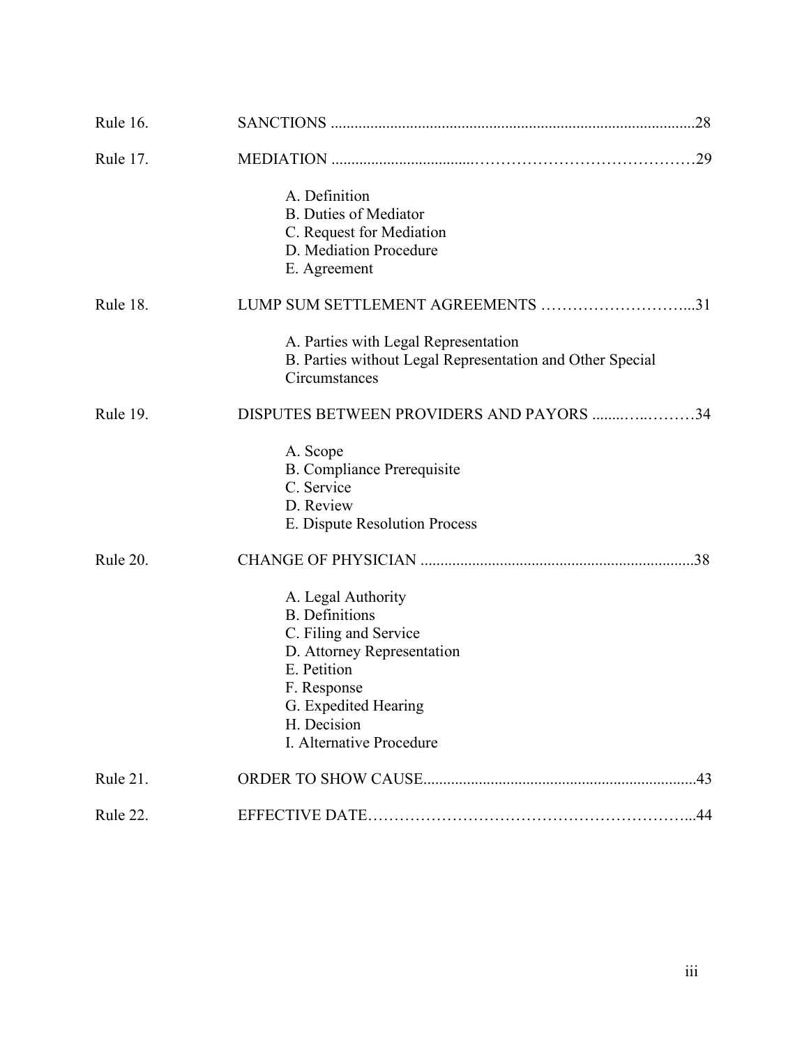| | | |
|---|---|---|
| Rule 16. | SANCTIONS | 28 |
| Rule 17. | MEDIATION | 29 |
| | A. Definition<br>B. Duties of Mediator<br>C. Request for Mediation<br>D. Mediation Procedure<br>E. Agreement | |
| Rule 18. | LUMP SUM SETTLEMENT AGREEMENTS | 31 |
| | A. Parties with Legal Representation<br>B. Parties without Legal Representation and Other Special Circumstances | |
| Rule 19. | DISPUTES BETWEEN PROVIDERS AND PAYORS | 34 |
| | A. Scope<br>B. Compliance Prerequisite<br>C. Service<br>D. Review<br>E. Dispute Resolution Process | |
| Rule 20. | CHANGE OF PHYSICIAN | 38 |
| | A. Legal Authority<br>B. Definitions<br>C. Filing and Service<br>D. Attorney Representation<br>E. Petition<br>F. Response<br>G. Expedited Hearing<br>H. Decision<br>I. Alternative Procedure | |
| Rule 21. | ORDER TO SHOW CAUSE | 43 |
| Rule 22. | EFFECTIVE DATE | 44 |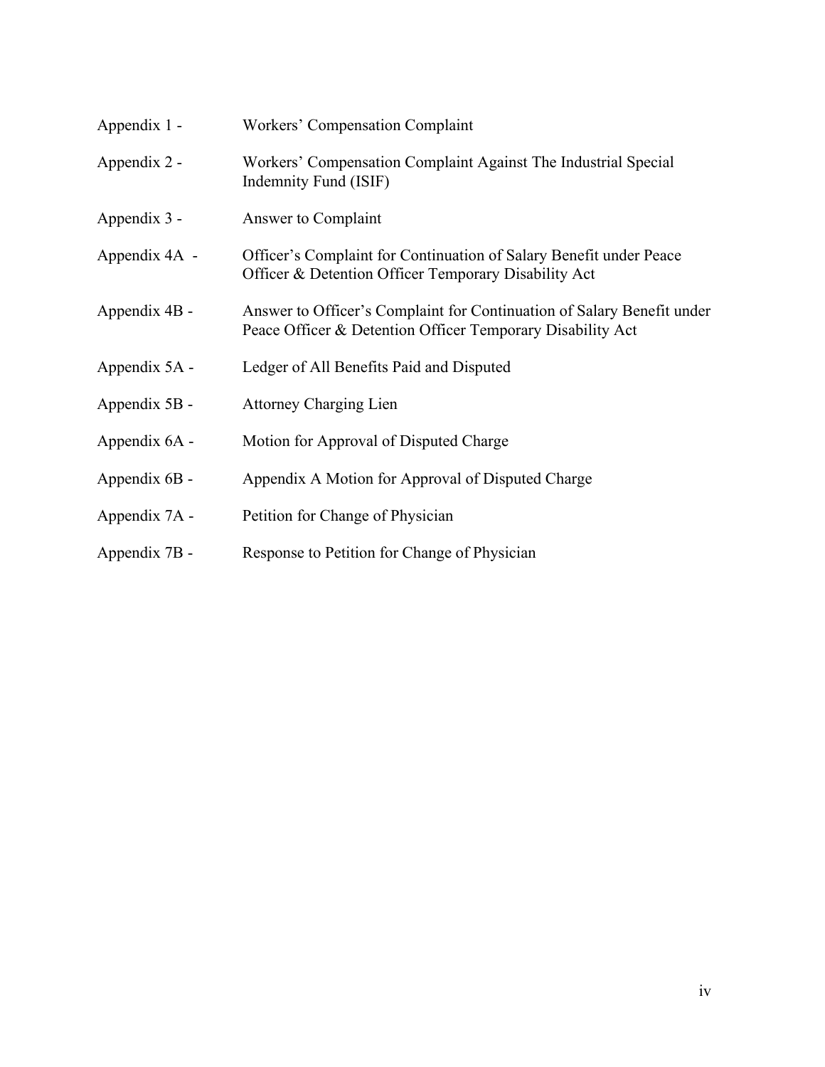Appendix 1 - Workers' Compensation Complaint

Appendix 2 - Workers' Compensation Complaint Against The Industrial Special Indemnity Fund (ISIF)

Appendix 3 - Answer to Complaint

Appendix 4A - Officer's Complaint for Continuation of Salary Benefit under Peace Officer & Detention Officer Temporary Disability Act

Appendix 4B - Answer to Officer's Complaint for Continuation of Salary Benefit under Peace Officer & Detention Officer Temporary Disability Act

Appendix 5A - Ledger of All Benefits Paid and Disputed

Appendix 5B - Attorney Charging Lien

Appendix 6A - Motion for Approval of Disputed Charge

Appendix 6B - Appendix A Motion for Approval of Disputed Charge

Appendix 7A - Petition for Change of Physician

Appendix 7B - Response to Petition for Change of Physician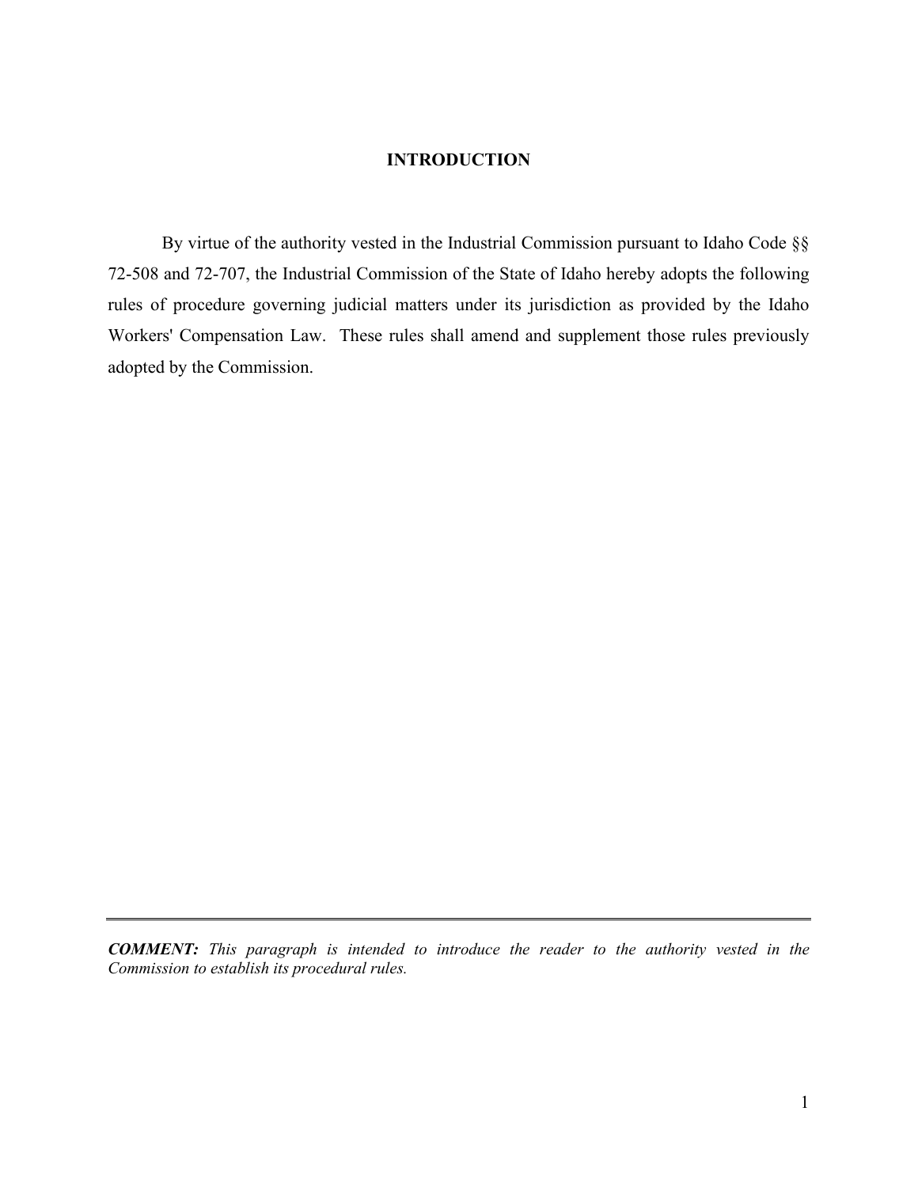## INTRODUCTION

By virtue of the authority vested in the Industrial Commission pursuant to Idaho Code §§ 72-508 and 72-707, the Industrial Commission of the State of Idaho hereby adopts the following rules of procedure governing judicial matters under its jurisdiction as provided by the Idaho Workers' Compensation Law. These rules shall amend and supplement those rules previously adopted by the Commission.

---

***COMMENT:*** *This paragraph is intended to introduce the reader to the authority vested in the Commission to establish its procedural rules.*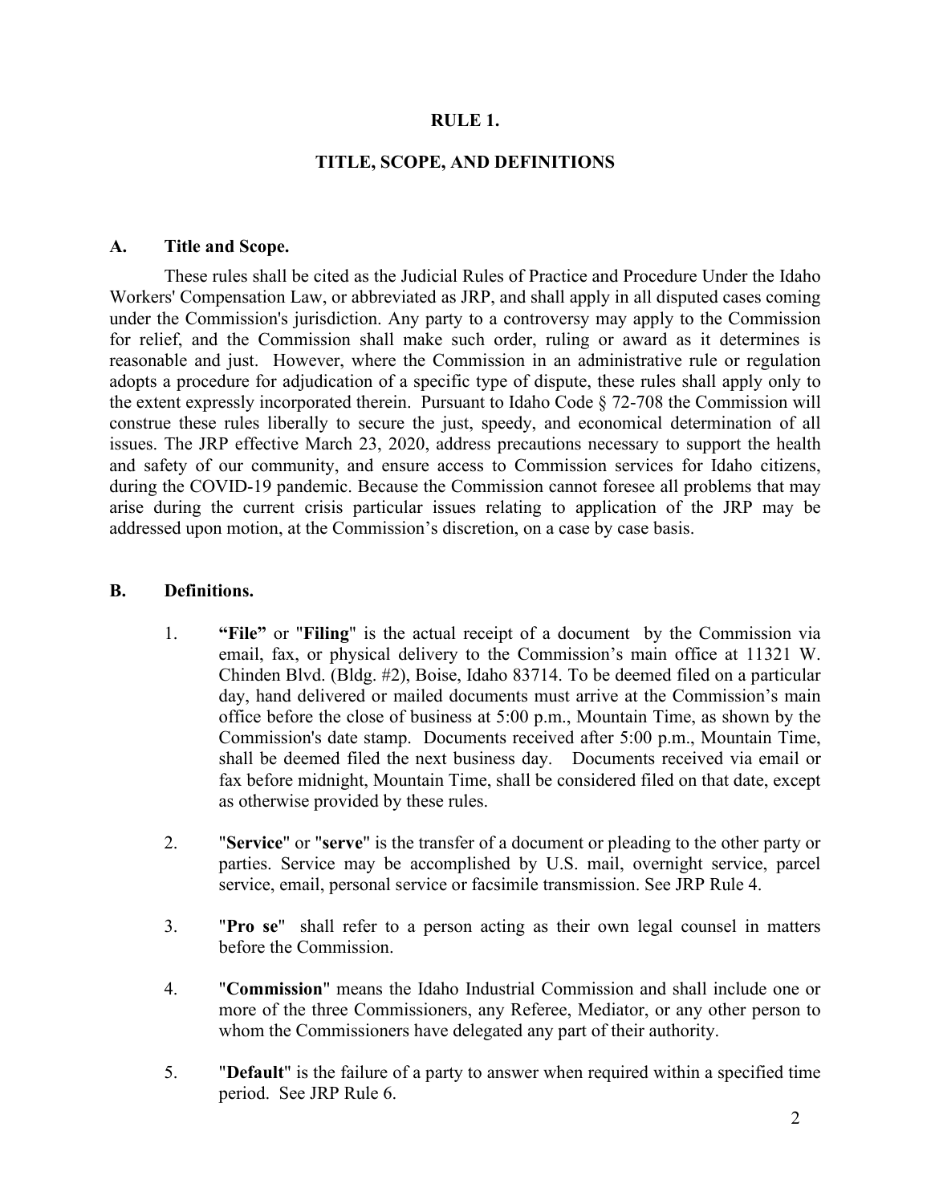# RULE 1.

## TITLE, SCOPE, AND DEFINITIONS

### A. Title and Scope.

These rules shall be cited as the Judicial Rules of Practice and Procedure Under the Idaho Workers' Compensation Law, or abbreviated as JRP, and shall apply in all disputed cases coming under the Commission's jurisdiction. Any party to a controversy may apply to the Commission for relief, and the Commission shall make such order, ruling or award as it determines is reasonable and just. However, where the Commission in an administrative rule or regulation adopts a procedure for adjudication of a specific type of dispute, these rules shall apply only to the extent expressly incorporated therein. Pursuant to Idaho Code § 72-708 the Commission will construe these rules liberally to secure the just, speedy, and economical determination of all issues. The JRP effective March 23, 2020, address precautions necessary to support the health and safety of our community, and ensure access to Commission services for Idaho citizens, during the COVID-19 pandemic. Because the Commission cannot foresee all problems that may arise during the current crisis particular issues relating to application of the JRP may be addressed upon motion, at the Commission's discretion, on a case by case basis.

### B. Definitions.

1. **"File"** or "**Filing**" is the actual receipt of a document by the Commission via email, fax, or physical delivery to the Commission's main office at 11321 W. Chinden Blvd. (Bldg. #2), Boise, Idaho 83714. To be deemed filed on a particular day, hand delivered or mailed documents must arrive at the Commission's main office before the close of business at 5:00 p.m., Mountain Time, as shown by the Commission's date stamp. Documents received after 5:00 p.m., Mountain Time, shall be deemed filed the next business day. Documents received via email or fax before midnight, Mountain Time, shall be considered filed on that date, except as otherwise provided by these rules.

2. "**Service**" or "**serve**" is the transfer of a document or pleading to the other party or parties. Service may be accomplished by U.S. mail, overnight service, parcel service, email, personal service or facsimile transmission. See JRP Rule 4.

3. "**Pro se**" shall refer to a person acting as their own legal counsel in matters before the Commission.

4. "**Commission**" means the Idaho Industrial Commission and shall include one or more of the three Commissioners, any Referee, Mediator, or any other person to whom the Commissioners have delegated any part of their authority.

5. "**Default**" is the failure of a party to answer when required within a specified time period. See JRP Rule 6.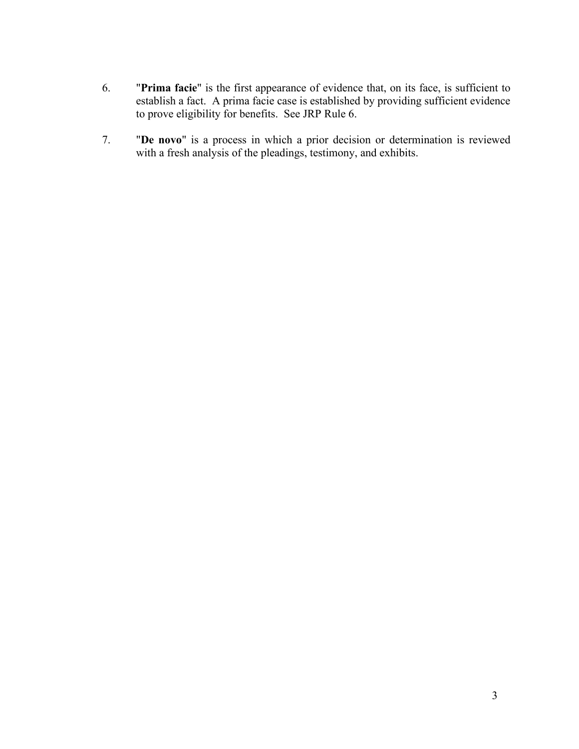6. "**Prima facie**" is the first appearance of evidence that, on its face, is sufficient to establish a fact. A prima facie case is established by providing sufficient evidence to prove eligibility for benefits. See JRP Rule 6.

7. "**De novo**" is a process in which a prior decision or determination is reviewed with a fresh analysis of the pleadings, testimony, and exhibits.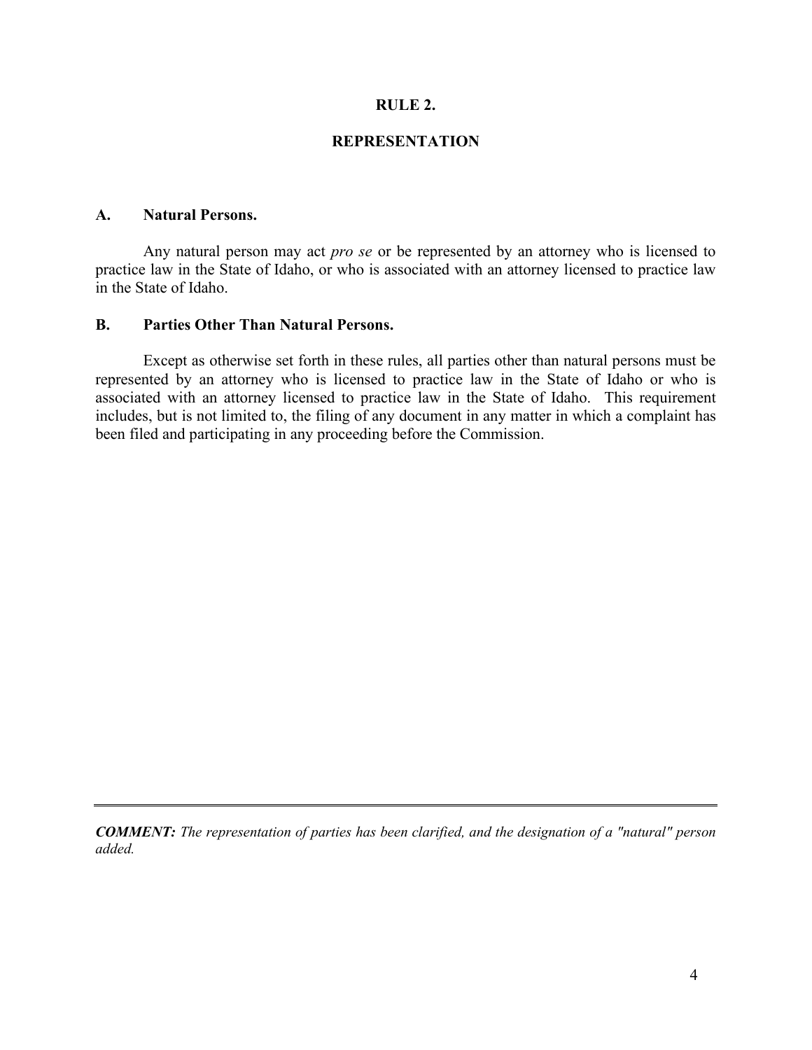# RULE 2.

## REPRESENTATION

### A. Natural Persons.

Any natural person may act *pro se* or be represented by an attorney who is licensed to practice law in the State of Idaho, or who is associated with an attorney licensed to practice law in the State of Idaho.

### B. Parties Other Than Natural Persons.

Except as otherwise set forth in these rules, all parties other than natural persons must be represented by an attorney who is licensed to practice law in the State of Idaho or who is associated with an attorney licensed to practice law in the State of Idaho. This requirement includes, but is not limited to, the filing of any document in any matter in which a complaint has been filed and participating in any proceeding before the Commission.

---

***COMMENT:*** *The representation of parties has been clarified, and the designation of a "natural" person added.*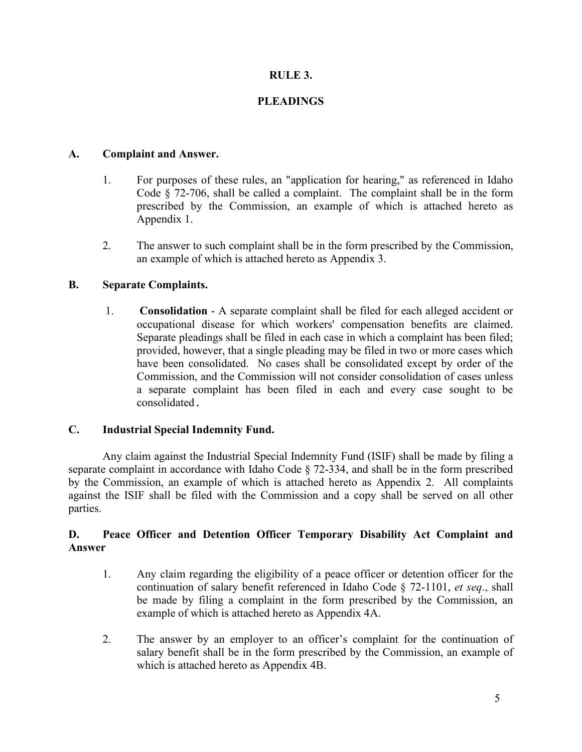# RULE 3.

# PLEADINGS

### A. Complaint and Answer.

1. For purposes of these rules, an "application for hearing," as referenced in Idaho Code § 72-706, shall be called a complaint. The complaint shall be in the form prescribed by the Commission, an example of which is attached hereto as Appendix 1.

2. The answer to such complaint shall be in the form prescribed by the Commission, an example of which is attached hereto as Appendix 3.

### B. Separate Complaints.

1. **Consolidation** - A separate complaint shall be filed for each alleged accident or occupational disease for which workers' compensation benefits are claimed. Separate pleadings shall be filed in each case in which a complaint has been filed; provided, however, that a single pleading may be filed in two or more cases which have been consolidated. No cases shall be consolidated except by order of the Commission, and the Commission will not consider consolidation of cases unless a separate complaint has been filed in each and every case sought to be consolidated.

### C. Industrial Special Indemnity Fund.

Any claim against the Industrial Special Indemnity Fund (ISIF) shall be made by filing a separate complaint in accordance with Idaho Code § 72-334, and shall be in the form prescribed by the Commission, an example of which is attached hereto as Appendix 2. All complaints against the ISIF shall be filed with the Commission and a copy shall be served on all other parties.

### D. Peace Officer and Detention Officer Temporary Disability Act Complaint and Answer

1. Any claim regarding the eligibility of a peace officer or detention officer for the continuation of salary benefit referenced in Idaho Code § 72-1101, *et seq*., shall be made by filing a complaint in the form prescribed by the Commission, an example of which is attached hereto as Appendix 4A.

2. The answer by an employer to an officer's complaint for the continuation of salary benefit shall be in the form prescribed by the Commission, an example of which is attached hereto as Appendix 4B.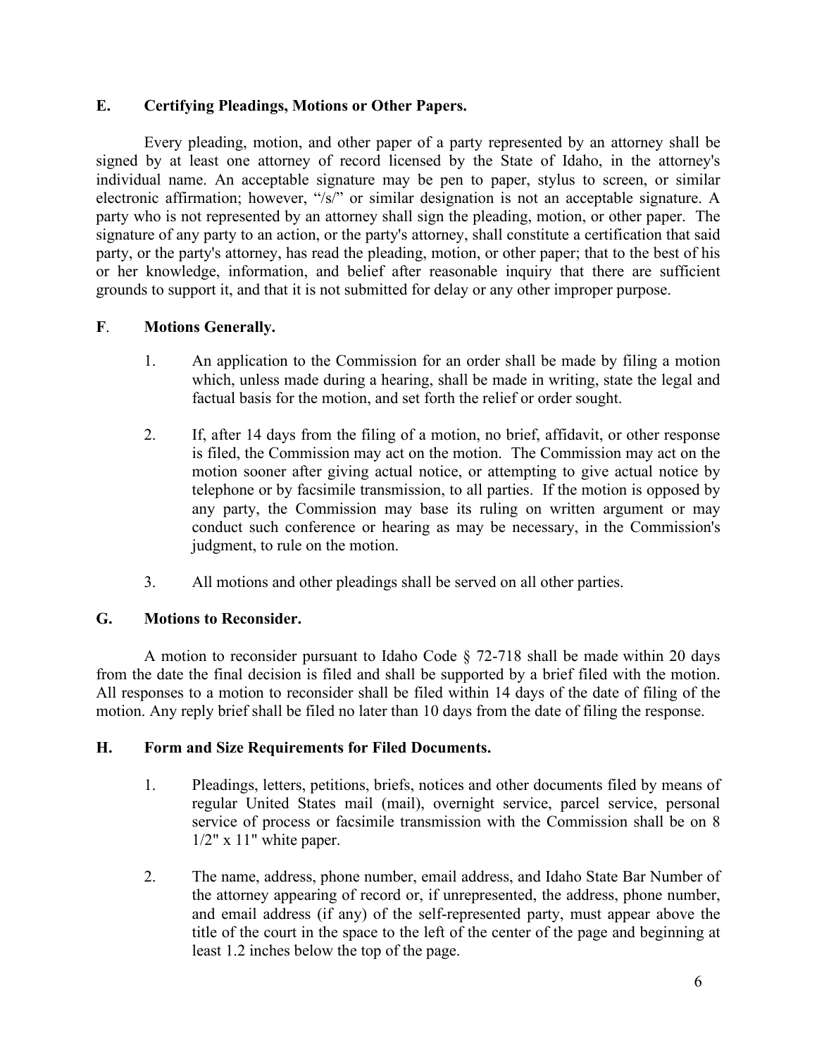## E. Certifying Pleadings, Motions or Other Papers.

Every pleading, motion, and other paper of a party represented by an attorney shall be signed by at least one attorney of record licensed by the State of Idaho, in the attorney's individual name. An acceptable signature may be pen to paper, stylus to screen, or similar electronic affirmation; however, "/s/" or similar designation is not an acceptable signature. A party who is not represented by an attorney shall sign the pleading, motion, or other paper. The signature of any party to an action, or the party's attorney, shall constitute a certification that said party, or the party's attorney, has read the pleading, motion, or other paper; that to the best of his or her knowledge, information, and belief after reasonable inquiry that there are sufficient grounds to support it, and that it is not submitted for delay or any other improper purpose.

## F. Motions Generally.

1. An application to the Commission for an order shall be made by filing a motion which, unless made during a hearing, shall be made in writing, state the legal and factual basis for the motion, and set forth the relief or order sought.

2. If, after 14 days from the filing of a motion, no brief, affidavit, or other response is filed, the Commission may act on the motion. The Commission may act on the motion sooner after giving actual notice, or attempting to give actual notice by telephone or by facsimile transmission, to all parties. If the motion is opposed by any party, the Commission may base its ruling on written argument or may conduct such conference or hearing as may be necessary, in the Commission's judgment, to rule on the motion.

3. All motions and other pleadings shall be served on all other parties.

## G. Motions to Reconsider.

A motion to reconsider pursuant to Idaho Code § 72-718 shall be made within 20 days from the date the final decision is filed and shall be supported by a brief filed with the motion. All responses to a motion to reconsider shall be filed within 14 days of the date of filing of the motion. Any reply brief shall be filed no later than 10 days from the date of filing the response.

## H. Form and Size Requirements for Filed Documents.

1. Pleadings, letters, petitions, briefs, notices and other documents filed by means of regular United States mail (mail), overnight service, parcel service, personal service of process or facsimile transmission with the Commission shall be on 8 1/2" x 11" white paper.

2. The name, address, phone number, email address, and Idaho State Bar Number of the attorney appearing of record or, if unrepresented, the address, phone number, and email address (if any) of the self-represented party, must appear above the title of the court in the space to the left of the center of the page and beginning at least 1.2 inches below the top of the page.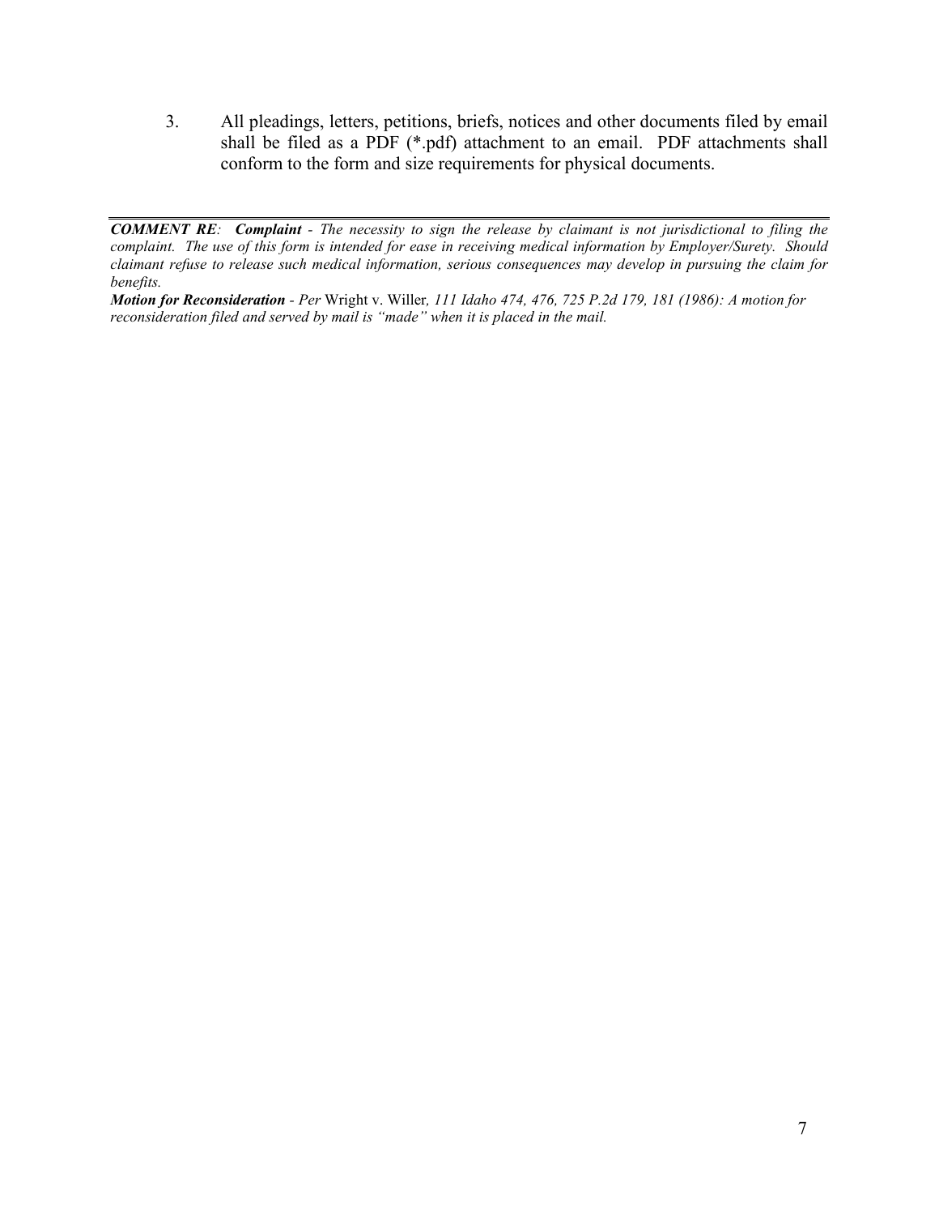3. All pleadings, letters, petitions, briefs, notices and other documents filed by email shall be filed as a PDF (*.pdf) attachment to an email. PDF attachments shall conform to the form and size requirements for physical documents.

---

***COMMENT RE*:** ***Complaint*** *- The necessity to sign the release by claimant is not jurisdictional to filing the complaint. The use of this form is intended for ease in receiving medical information by Employer/Surety. Should claimant refuse to release such medical information, serious consequences may develop in pursuing the claim for benefits.*

***Motion for Reconsideration*** *- Per* Wright v. Willer*, 111 Idaho 474, 476, 725 P.2d 179, 181 (1986): A motion for reconsideration filed and served by mail is "made" when it is placed in the mail.*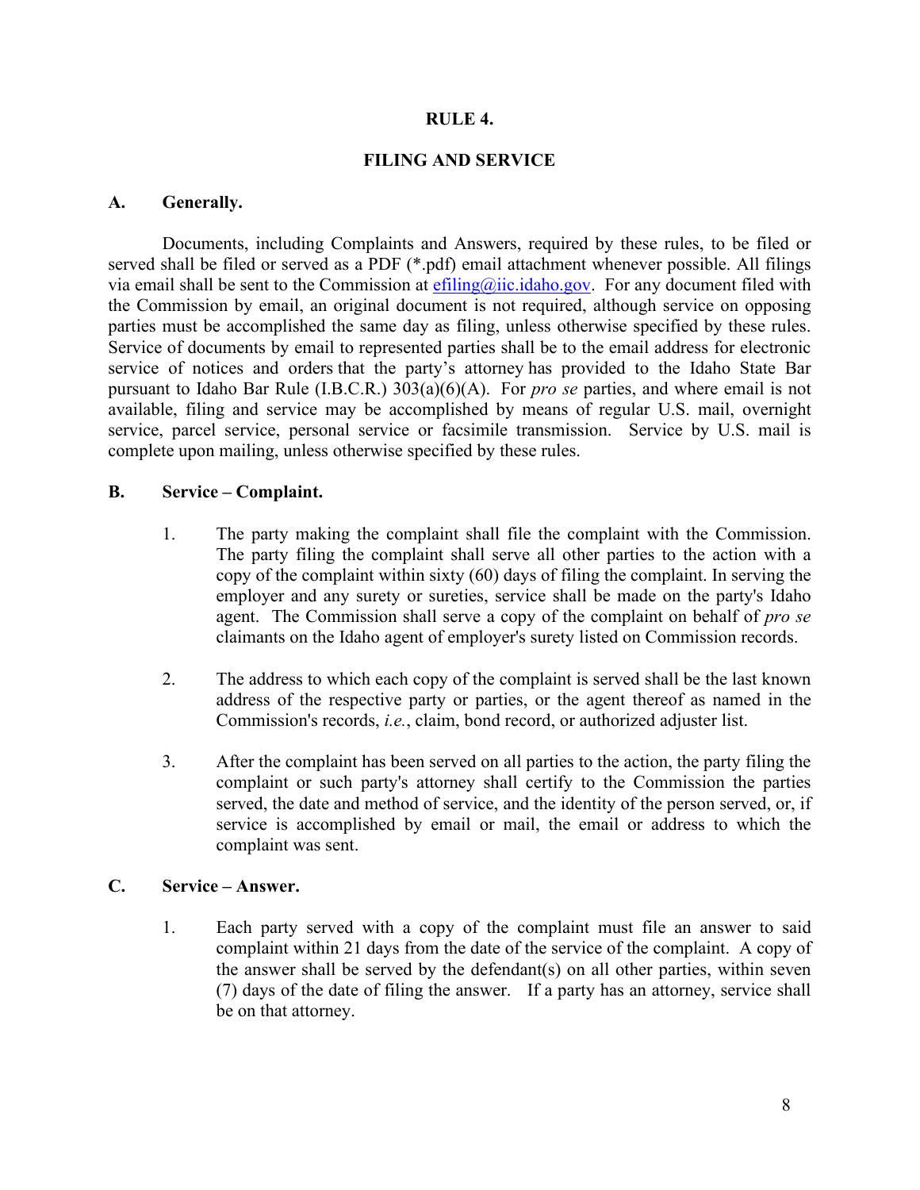## RULE 4.

## FILING AND SERVICE

### A. Generally.

Documents, including Complaints and Answers, required by these rules, to be filed or served shall be filed or served as a PDF (*.pdf) email attachment whenever possible. All filings via email shall be sent to the Commission at efiling@iic.idaho.gov. For any document filed with the Commission by email, an original document is not required, although service on opposing parties must be accomplished the same day as filing, unless otherwise specified by these rules. Service of documents by email to represented parties shall be to the email address for electronic service of notices and orders that the party's attorney has provided to the Idaho State Bar pursuant to Idaho Bar Rule (I.B.C.R.) 303(a)(6)(A). For *pro se* parties, and where email is not available, filing and service may be accomplished by means of regular U.S. mail, overnight service, parcel service, personal service or facsimile transmission. Service by U.S. mail is complete upon mailing, unless otherwise specified by these rules.

### B. Service – Complaint.

1. The party making the complaint shall file the complaint with the Commission. The party filing the complaint shall serve all other parties to the action with a copy of the complaint within sixty (60) days of filing the complaint. In serving the employer and any surety or sureties, service shall be made on the party's Idaho agent. The Commission shall serve a copy of the complaint on behalf of *pro se* claimants on the Idaho agent of employer's surety listed on Commission records.

2. The address to which each copy of the complaint is served shall be the last known address of the respective party or parties, or the agent thereof as named in the Commission's records, *i.e.*, claim, bond record, or authorized adjuster list.

3. After the complaint has been served on all parties to the action, the party filing the complaint or such party's attorney shall certify to the Commission the parties served, the date and method of service, and the identity of the person served, or, if service is accomplished by email or mail, the email or address to which the complaint was sent.

### C. Service – Answer.

1. Each party served with a copy of the complaint must file an answer to said complaint within 21 days from the date of the service of the complaint. A copy of the answer shall be served by the defendant(s) on all other parties, within seven (7) days of the date of filing the answer. If a party has an attorney, service shall be on that attorney.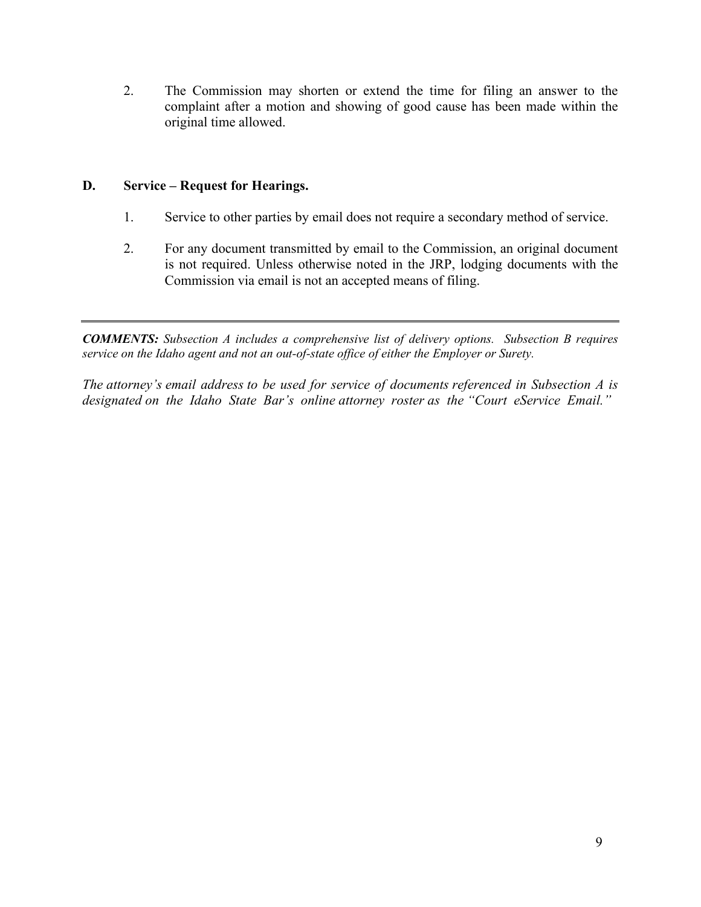2. The Commission may shorten or extend the time for filing an answer to the complaint after a motion and showing of good cause has been made within the original time allowed.

### D. Service – Request for Hearings.

1. Service to other parties by email does not require a secondary method of service.

2. For any document transmitted by email to the Commission, an original document is not required. Unless otherwise noted in the JRP, lodging documents with the Commission via email is not an accepted means of filing.

---

***COMMENTS:*** *Subsection A includes a comprehensive list of delivery options. Subsection B requires service on the Idaho agent and not an out-of-state office of either the Employer or Surety.*

*The attorney's email address to be used for service of documents referenced in Subsection A is designated on the Idaho State Bar's online attorney roster as the "Court eService Email."*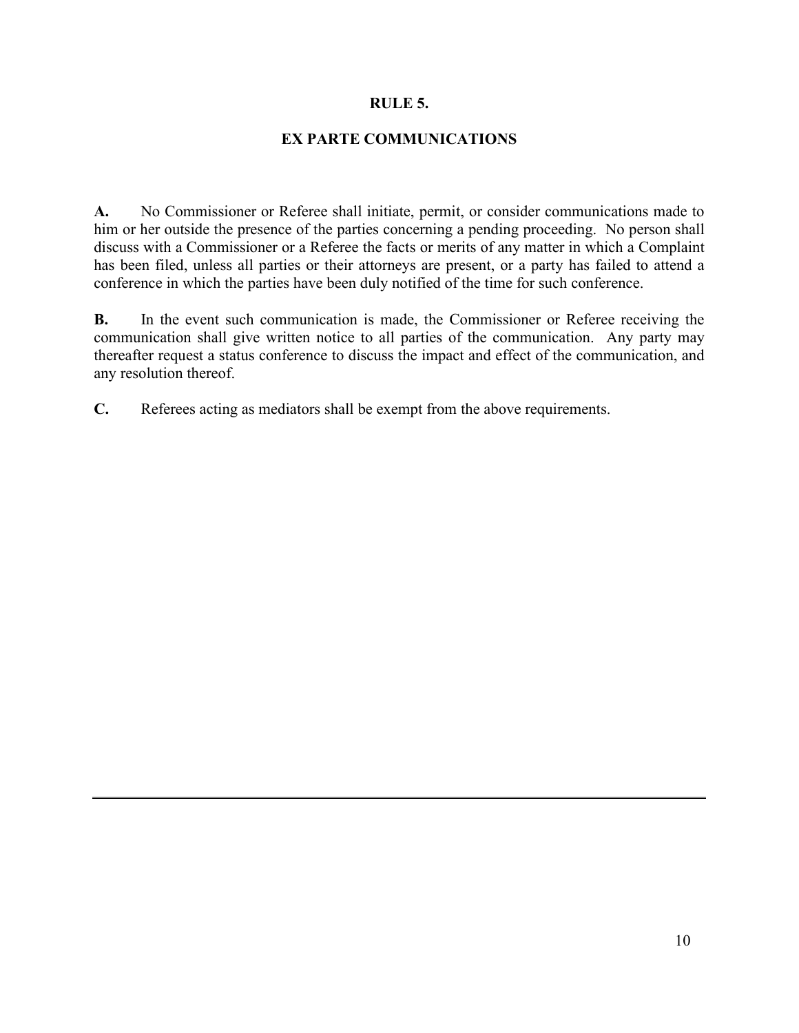## RULE 5.

## EX PARTE COMMUNICATIONS

**A.** No Commissioner or Referee shall initiate, permit, or consider communications made to him or her outside the presence of the parties concerning a pending proceeding. No person shall discuss with a Commissioner or a Referee the facts or merits of any matter in which a Complaint has been filed, unless all parties or their attorneys are present, or a party has failed to attend a conference in which the parties have been duly notified of the time for such conference.

**B.** In the event such communication is made, the Commissioner or Referee receiving the communication shall give written notice to all parties of the communication. Any party may thereafter request a status conference to discuss the impact and effect of the communication, and any resolution thereof.

**C.** Referees acting as mediators shall be exempt from the above requirements.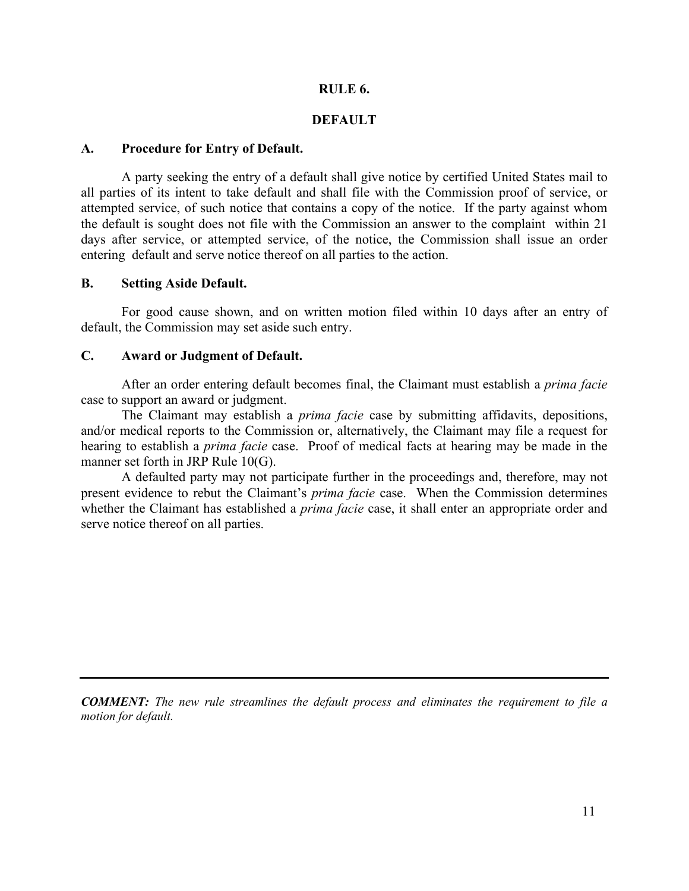## RULE 6.

## DEFAULT

### A. Procedure for Entry of Default.

A party seeking the entry of a default shall give notice by certified United States mail to all parties of its intent to take default and shall file with the Commission proof of service, or attempted service, of such notice that contains a copy of the notice. If the party against whom the default is sought does not file with the Commission an answer to the complaint within 21 days after service, or attempted service, of the notice, the Commission shall issue an order entering default and serve notice thereof on all parties to the action.

### B. Setting Aside Default.

For good cause shown, and on written motion filed within 10 days after an entry of default, the Commission may set aside such entry.

### C. Award or Judgment of Default.

After an order entering default becomes final, the Claimant must establish a *prima facie* case to support an award or judgment.

The Claimant may establish a *prima facie* case by submitting affidavits, depositions, and/or medical reports to the Commission or, alternatively, the Claimant may file a request for hearing to establish a *prima facie* case. Proof of medical facts at hearing may be made in the manner set forth in JRP Rule 10(G).

A defaulted party may not participate further in the proceedings and, therefore, may not present evidence to rebut the Claimant's *prima facie* case. When the Commission determines whether the Claimant has established a *prima facie* case, it shall enter an appropriate order and serve notice thereof on all parties.

---

***COMMENT:*** *The new rule streamlines the default process and eliminates the requirement to file a motion for default.*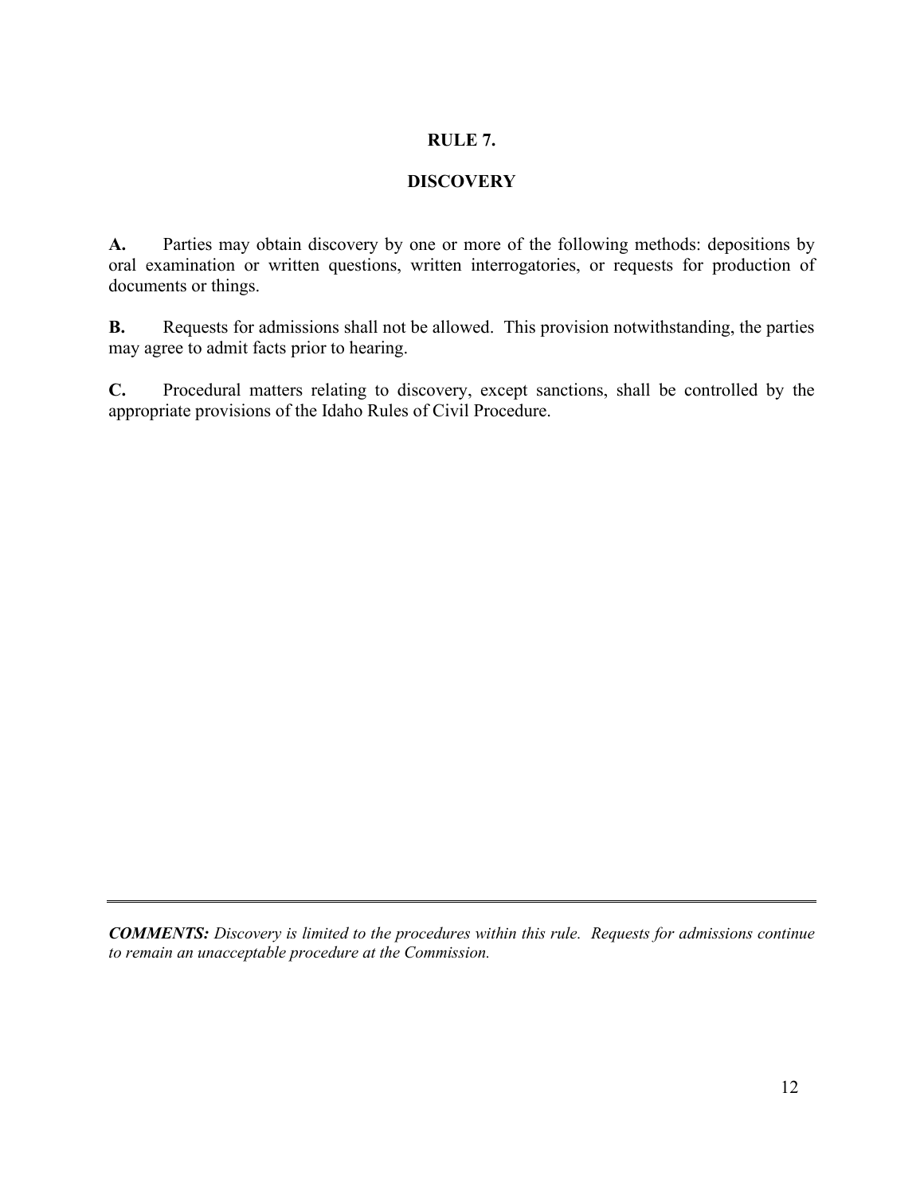## RULE 7.

## DISCOVERY

**A.** Parties may obtain discovery by one or more of the following methods: depositions by oral examination or written questions, written interrogatories, or requests for production of documents or things.

**B.** Requests for admissions shall not be allowed. This provision notwithstanding, the parties may agree to admit facts prior to hearing.

**C.** Procedural matters relating to discovery, except sanctions, shall be controlled by the appropriate provisions of the Idaho Rules of Civil Procedure.

---

***COMMENTS:*** *Discovery is limited to the procedures within this rule. Requests for admissions continue to remain an unacceptable procedure at the Commission.*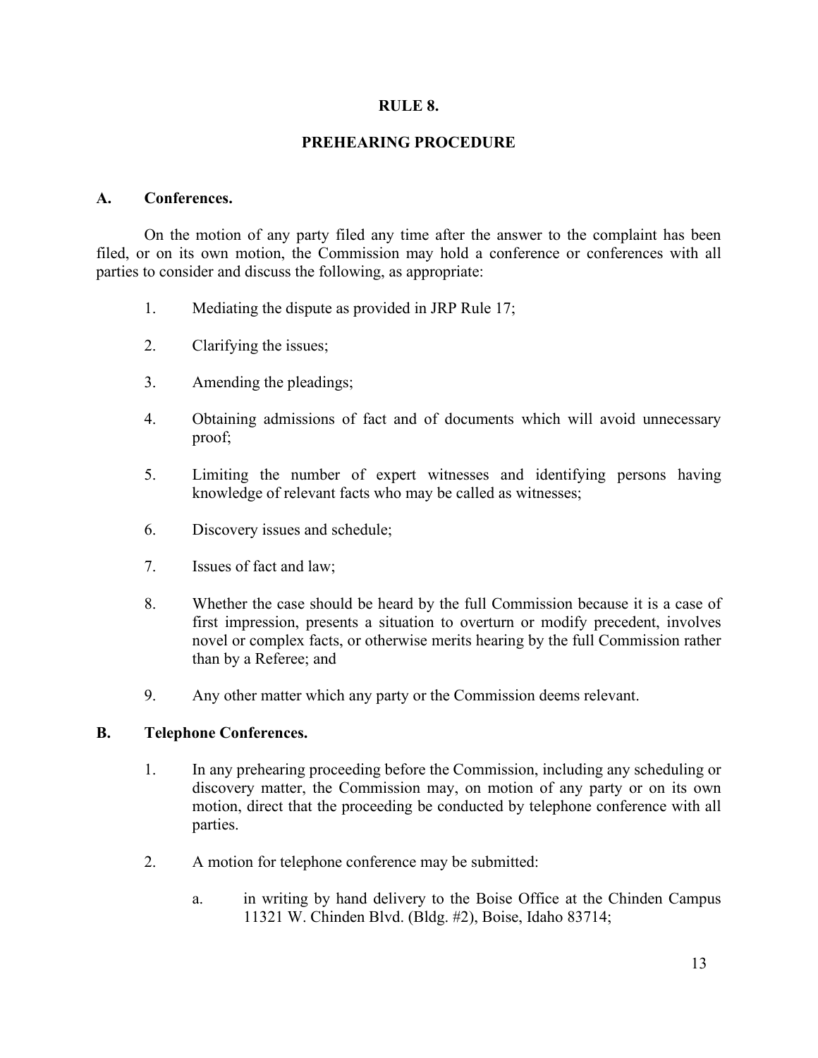## RULE 8.

## PREHEARING PROCEDURE

**A. Conferences.**

On the motion of any party filed any time after the answer to the complaint has been filed, or on its own motion, the Commission may hold a conference or conferences with all parties to consider and discuss the following, as appropriate:

1. Mediating the dispute as provided in JRP Rule 17;
2. Clarifying the issues;
3. Amending the pleadings;
4. Obtaining admissions of fact and of documents which will avoid unnecessary proof;
5. Limiting the number of expert witnesses and identifying persons having knowledge of relevant facts who may be called as witnesses;
6. Discovery issues and schedule;
7. Issues of fact and law;
8. Whether the case should be heard by the full Commission because it is a case of first impression, presents a situation to overturn or modify precedent, involves novel or complex facts, or otherwise merits hearing by the full Commission rather than by a Referee; and
9. Any other matter which any party or the Commission deems relevant.

**B. Telephone Conferences.**

1. In any prehearing proceeding before the Commission, including any scheduling or discovery matter, the Commission may, on motion of any party or on its own motion, direct that the proceeding be conducted by telephone conference with all parties.
2. A motion for telephone conference may be submitted:
   a. in writing by hand delivery to the Boise Office at the Chinden Campus 11321 W. Chinden Blvd. (Bldg. #2), Boise, Idaho 83714;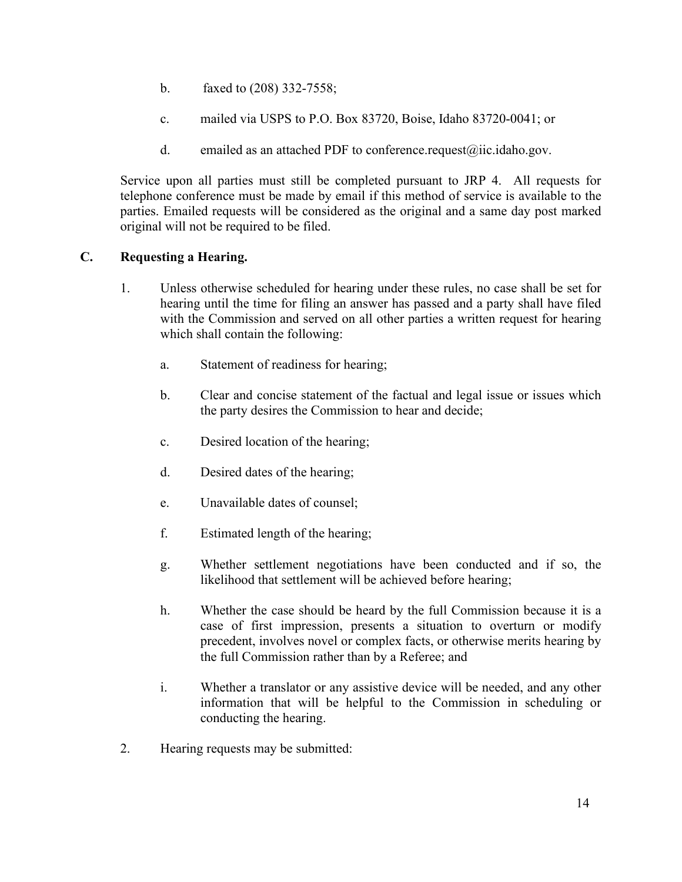b. faxed to (208) 332-7558;

c. mailed via USPS to P.O. Box 83720, Boise, Idaho 83720-0041; or

d. emailed as an attached PDF to conference.request@iic.idaho.gov.

Service upon all parties must still be completed pursuant to JRP 4. All requests for telephone conference must be made by email if this method of service is available to the parties. Emailed requests will be considered as the original and a same day post marked original will not be required to be filed.

**C. Requesting a Hearing.**

1. Unless otherwise scheduled for hearing under these rules, no case shall be set for hearing until the time for filing an answer has passed and a party shall have filed with the Commission and served on all other parties a written request for hearing which shall contain the following:

   a. Statement of readiness for hearing;

   b. Clear and concise statement of the factual and legal issue or issues which the party desires the Commission to hear and decide;

   c. Desired location of the hearing;

   d. Desired dates of the hearing;

   e. Unavailable dates of counsel;

   f. Estimated length of the hearing;

   g. Whether settlement negotiations have been conducted and if so, the likelihood that settlement will be achieved before hearing;

   h. Whether the case should be heard by the full Commission because it is a case of first impression, presents a situation to overturn or modify precedent, involves novel or complex facts, or otherwise merits hearing by the full Commission rather than by a Referee; and

   i. Whether a translator or any assistive device will be needed, and any other information that will be helpful to the Commission in scheduling or conducting the hearing.

2. Hearing requests may be submitted: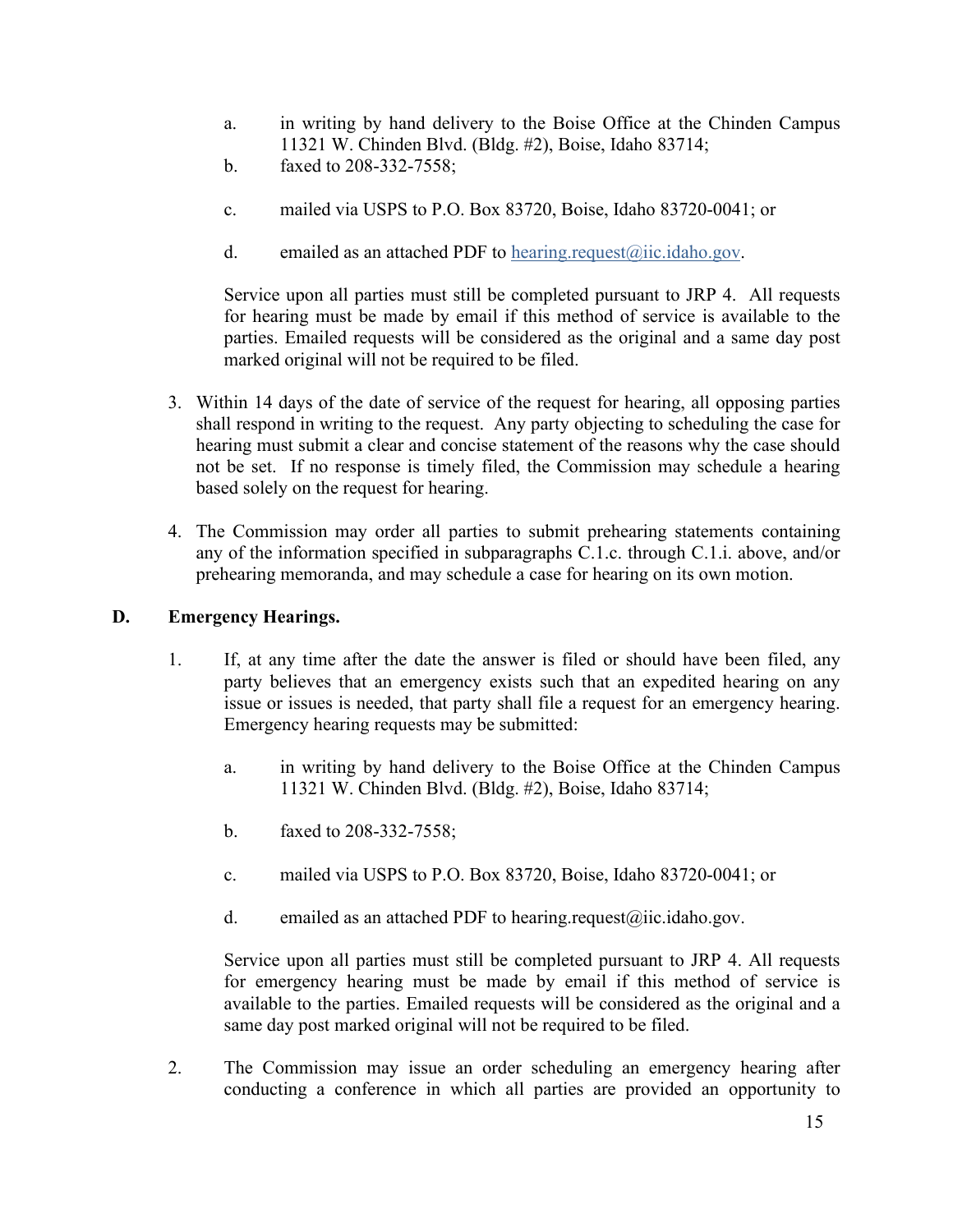a. in writing by hand delivery to the Boise Office at the Chinden Campus 11321 W. Chinden Blvd. (Bldg. #2), Boise, Idaho 83714;

b. faxed to 208-332-7558;

c. mailed via USPS to P.O. Box 83720, Boise, Idaho 83720-0041; or

d. emailed as an attached PDF to hearing.request@iic.idaho.gov.

Service upon all parties must still be completed pursuant to JRP 4. All requests for hearing must be made by email if this method of service is available to the parties. Emailed requests will be considered as the original and a same day post marked original will not be required to be filed.

3. Within 14 days of the date of service of the request for hearing, all opposing parties shall respond in writing to the request. Any party objecting to scheduling the case for hearing must submit a clear and concise statement of the reasons why the case should not be set. If no response is timely filed, the Commission may schedule a hearing based solely on the request for hearing.

4. The Commission may order all parties to submit prehearing statements containing any of the information specified in subparagraphs C.1.c. through C.1.i. above, and/or prehearing memoranda, and may schedule a case for hearing on its own motion.

## D. Emergency Hearings.

1. If, at any time after the date the answer is filed or should have been filed, any party believes that an emergency exists such that an expedited hearing on any issue or issues is needed, that party shall file a request for an emergency hearing. Emergency hearing requests may be submitted:

   a. in writing by hand delivery to the Boise Office at the Chinden Campus 11321 W. Chinden Blvd. (Bldg. #2), Boise, Idaho 83714;

   b. faxed to 208-332-7558;

   c. mailed via USPS to P.O. Box 83720, Boise, Idaho 83720-0041; or

   d. emailed as an attached PDF to hearing.request@iic.idaho.gov.

   Service upon all parties must still be completed pursuant to JRP 4. All requests for emergency hearing must be made by email if this method of service is available to the parties. Emailed requests will be considered as the original and a same day post marked original will not be required to be filed.

2. The Commission may issue an order scheduling an emergency hearing after conducting a conference in which all parties are provided an opportunity to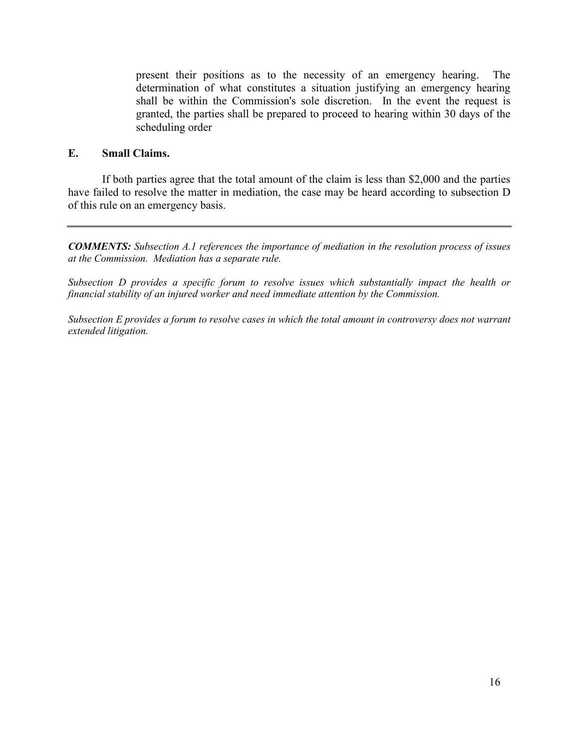present their positions as to the necessity of an emergency hearing. The determination of what constitutes a situation justifying an emergency hearing shall be within the Commission's sole discretion. In the event the request is granted, the parties shall be prepared to proceed to hearing within 30 days of the scheduling order

### E. Small Claims.

If both parties agree that the total amount of the claim is less than $2,000 and the parties have failed to resolve the matter in mediation, the case may be heard according to subsection D of this rule on an emergency basis.

---

***COMMENTS:*** *Subsection A.1 references the importance of mediation in the resolution process of issues at the Commission. Mediation has a separate rule.*

*Subsection D provides a specific forum to resolve issues which substantially impact the health or financial stability of an injured worker and need immediate attention by the Commission.*

*Subsection E provides a forum to resolve cases in which the total amount in controversy does not warrant extended litigation.*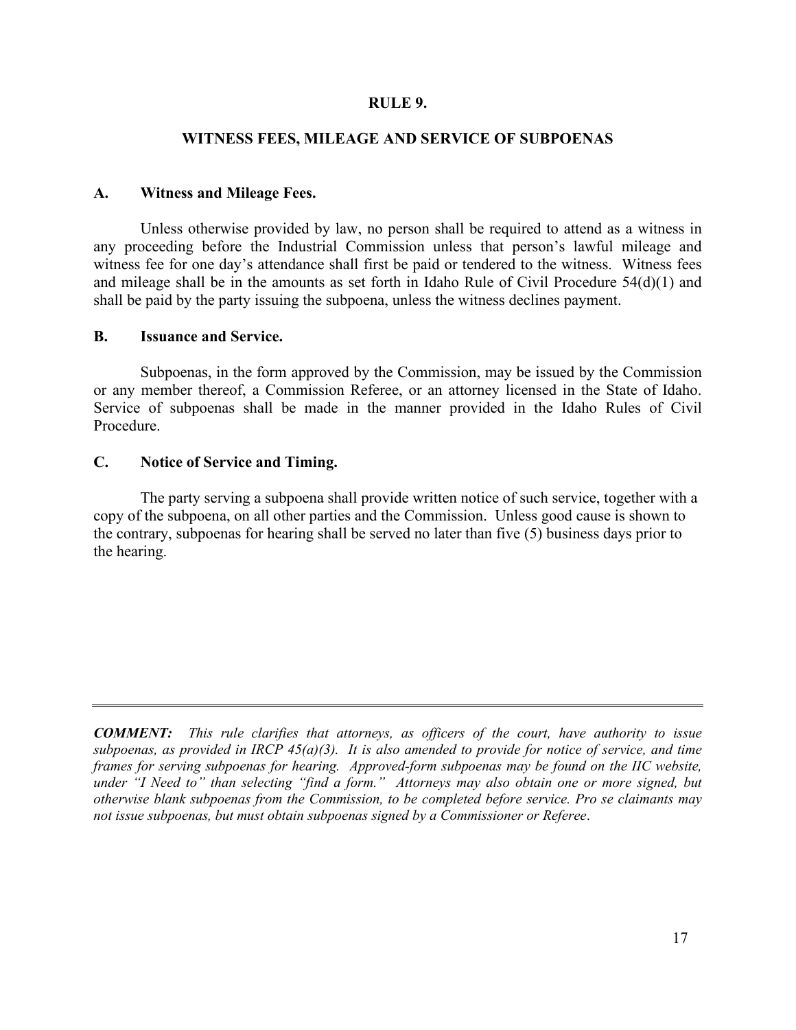# RULE 9.

## WITNESS FEES, MILEAGE AND SERVICE OF SUBPOENAS

### A. Witness and Mileage Fees.

Unless otherwise provided by law, no person shall be required to attend as a witness in any proceeding before the Industrial Commission unless that person's lawful mileage and witness fee for one day's attendance shall first be paid or tendered to the witness. Witness fees and mileage shall be in the amounts as set forth in Idaho Rule of Civil Procedure 54(d)(1) and shall be paid by the party issuing the subpoena, unless the witness declines payment.

### B. Issuance and Service.

Subpoenas, in the form approved by the Commission, may be issued by the Commission or any member thereof, a Commission Referee, or an attorney licensed in the State of Idaho. Service of subpoenas shall be made in the manner provided in the Idaho Rules of Civil Procedure.

### C. Notice of Service and Timing.

The party serving a subpoena shall provide written notice of such service, together with a copy of the subpoena, on all other parties and the Commission. Unless good cause is shown to the contrary, subpoenas for hearing shall be served no later than five (5) business days prior to the hearing.

---

***COMMENT:*** *This rule clarifies that attorneys, as officers of the court, have authority to issue subpoenas, as provided in IRCP 45(a)(3). It is also amended to provide for notice of service, and time frames for serving subpoenas for hearing. Approved-form subpoenas may be found on the IIC website, under "I Need to" than selecting "find a form." Attorneys may also obtain one or more signed, but otherwise blank subpoenas from the Commission, to be completed before service. Pro se claimants may not issue subpoenas, but must obtain subpoenas signed by a Commissioner or Referee.*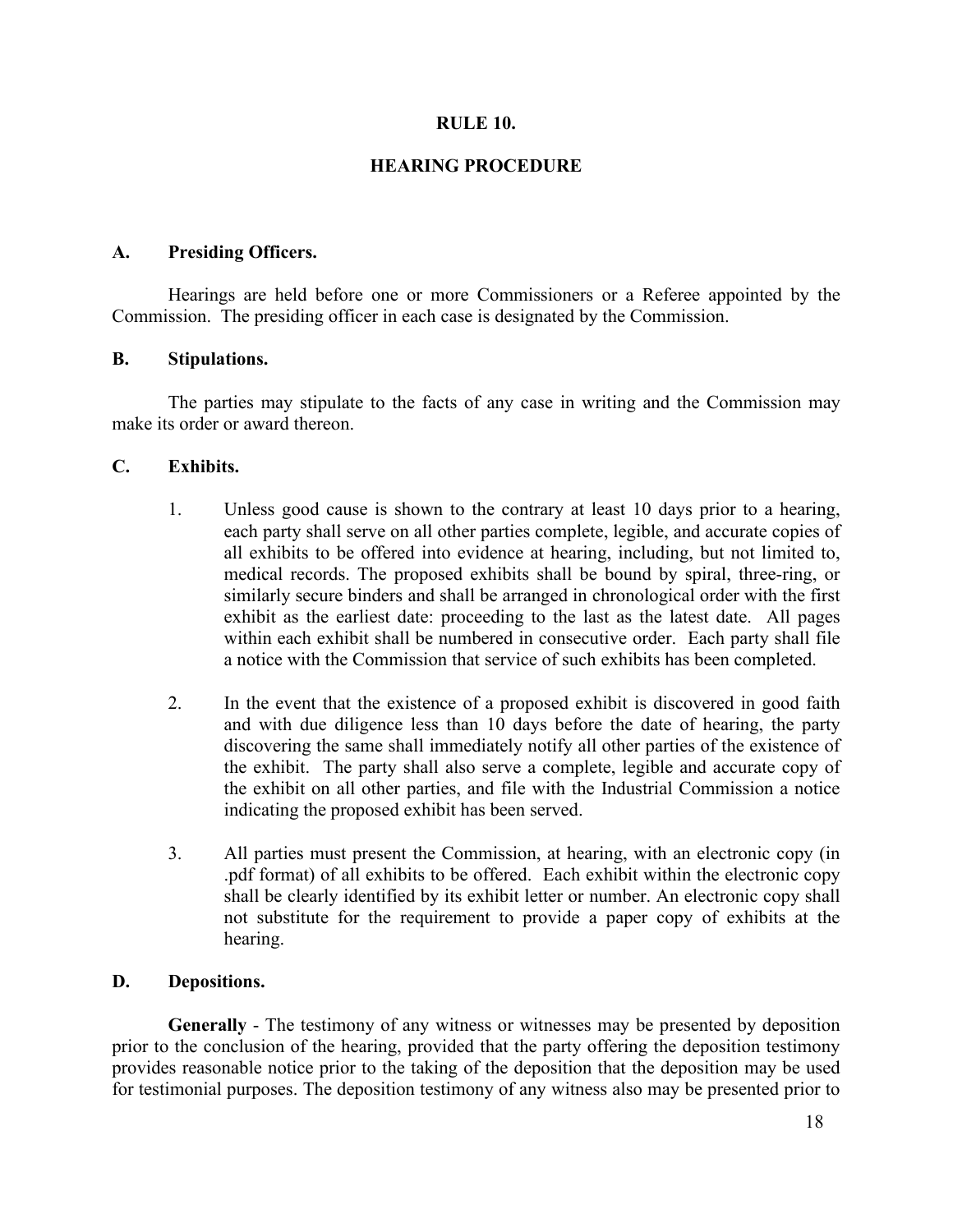## RULE 10.

## HEARING PROCEDURE

**A. Presiding Officers.**

Hearings are held before one or more Commissioners or a Referee appointed by the Commission. The presiding officer in each case is designated by the Commission.

**B. Stipulations.**

The parties may stipulate to the facts of any case in writing and the Commission may make its order or award thereon.

**C. Exhibits.**

1. Unless good cause is shown to the contrary at least 10 days prior to a hearing, each party shall serve on all other parties complete, legible, and accurate copies of all exhibits to be offered into evidence at hearing, including, but not limited to, medical records. The proposed exhibits shall be bound by spiral, three-ring, or similarly secure binders and shall be arranged in chronological order with the first exhibit as the earliest date: proceeding to the last as the latest date. All pages within each exhibit shall be numbered in consecutive order. Each party shall file a notice with the Commission that service of such exhibits has been completed.

2. In the event that the existence of a proposed exhibit is discovered in good faith and with due diligence less than 10 days before the date of hearing, the party discovering the same shall immediately notify all other parties of the existence of the exhibit. The party shall also serve a complete, legible and accurate copy of the exhibit on all other parties, and file with the Industrial Commission a notice indicating the proposed exhibit has been served.

3. All parties must present the Commission, at hearing, with an electronic copy (in .pdf format) of all exhibits to be offered. Each exhibit within the electronic copy shall be clearly identified by its exhibit letter or number. An electronic copy shall not substitute for the requirement to provide a paper copy of exhibits at the hearing.

**D. Depositions.**

**Generally** - The testimony of any witness or witnesses may be presented by deposition prior to the conclusion of the hearing, provided that the party offering the deposition testimony provides reasonable notice prior to the taking of the deposition that the deposition may be used for testimonial purposes. The deposition testimony of any witness also may be presented prior to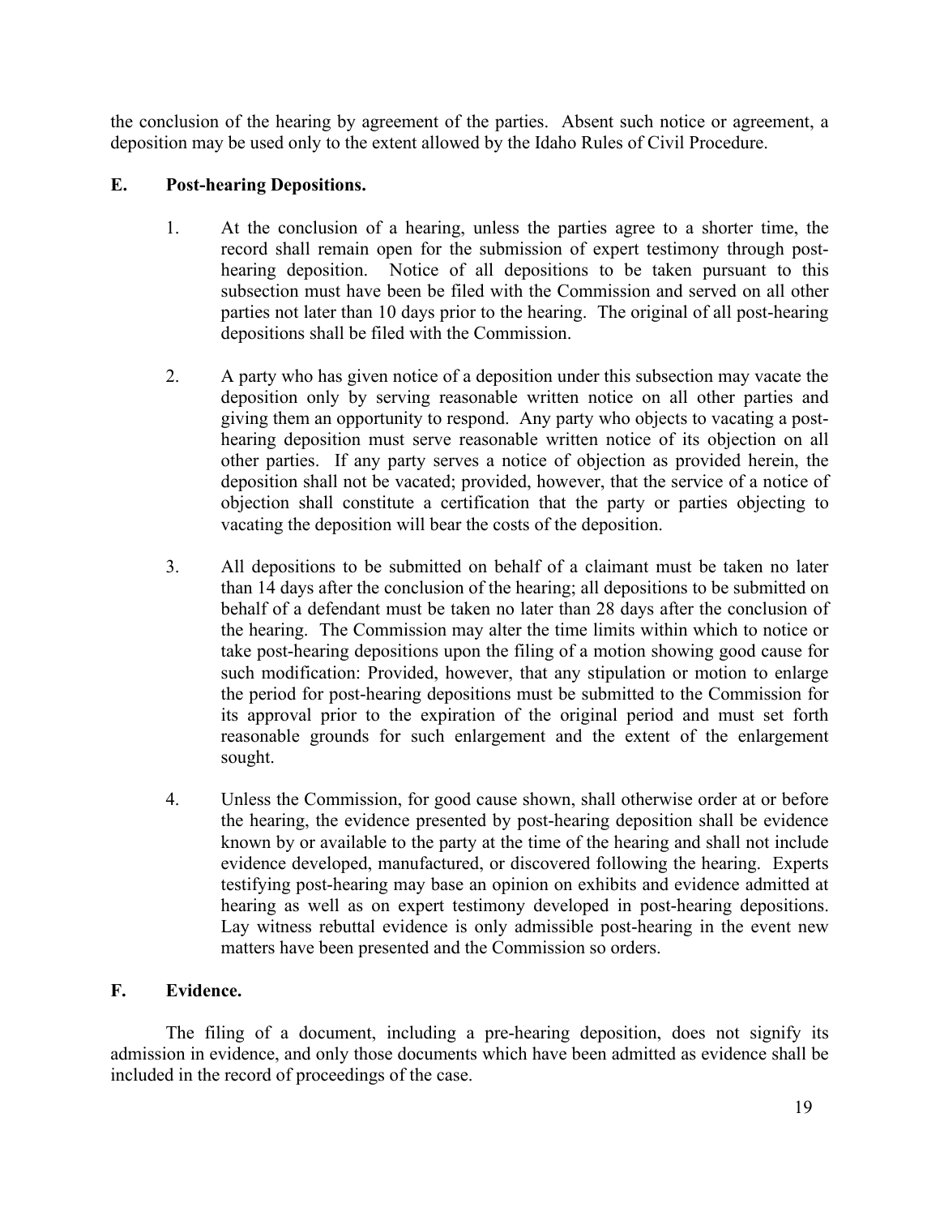the conclusion of the hearing by agreement of the parties. Absent such notice or agreement, a deposition may be used only to the extent allowed by the Idaho Rules of Civil Procedure.

**E. Post-hearing Depositions.**

1. At the conclusion of a hearing, unless the parties agree to a shorter time, the record shall remain open for the submission of expert testimony through post-hearing deposition. Notice of all depositions to be taken pursuant to this subsection must have been be filed with the Commission and served on all other parties not later than 10 days prior to the hearing. The original of all post-hearing depositions shall be filed with the Commission.

2. A party who has given notice of a deposition under this subsection may vacate the deposition only by serving reasonable written notice on all other parties and giving them an opportunity to respond. Any party who objects to vacating a post-hearing deposition must serve reasonable written notice of its objection on all other parties. If any party serves a notice of objection as provided herein, the deposition shall not be vacated; provided, however, that the service of a notice of objection shall constitute a certification that the party or parties objecting to vacating the deposition will bear the costs of the deposition.

3. All depositions to be submitted on behalf of a claimant must be taken no later than 14 days after the conclusion of the hearing; all depositions to be submitted on behalf of a defendant must be taken no later than 28 days after the conclusion of the hearing. The Commission may alter the time limits within which to notice or take post-hearing depositions upon the filing of a motion showing good cause for such modification: Provided, however, that any stipulation or motion to enlarge the period for post-hearing depositions must be submitted to the Commission for its approval prior to the expiration of the original period and must set forth reasonable grounds for such enlargement and the extent of the enlargement sought.

4. Unless the Commission, for good cause shown, shall otherwise order at or before the hearing, the evidence presented by post-hearing deposition shall be evidence known by or available to the party at the time of the hearing and shall not include evidence developed, manufactured, or discovered following the hearing. Experts testifying post-hearing may base an opinion on exhibits and evidence admitted at hearing as well as on expert testimony developed in post-hearing depositions. Lay witness rebuttal evidence is only admissible post-hearing in the event new matters have been presented and the Commission so orders.

**F. Evidence.**

The filing of a document, including a pre-hearing deposition, does not signify its admission in evidence, and only those documents which have been admitted as evidence shall be included in the record of proceedings of the case.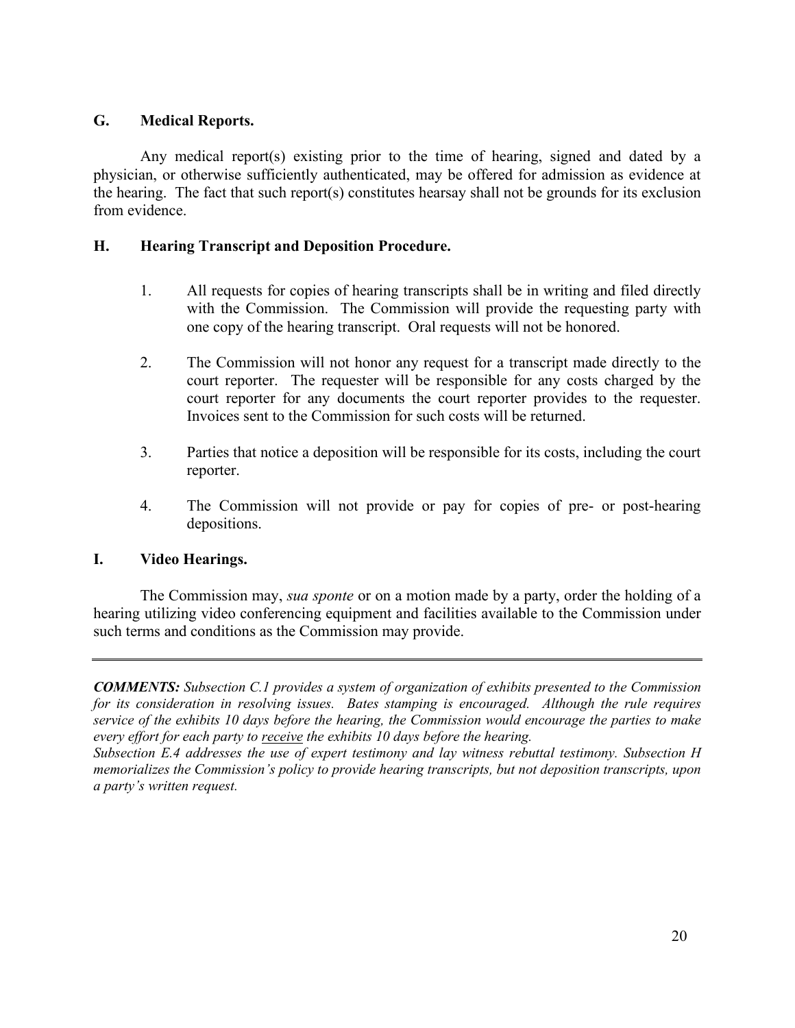### G. Medical Reports.

Any medical report(s) existing prior to the time of hearing, signed and dated by a physician, or otherwise sufficiently authenticated, may be offered for admission as evidence at the hearing. The fact that such report(s) constitutes hearsay shall not be grounds for its exclusion from evidence.

### H. Hearing Transcript and Deposition Procedure.

1. All requests for copies of hearing transcripts shall be in writing and filed directly with the Commission. The Commission will provide the requesting party with one copy of the hearing transcript. Oral requests will not be honored.

2. The Commission will not honor any request for a transcript made directly to the court reporter. The requester will be responsible for any costs charged by the court reporter for any documents the court reporter provides to the requester. Invoices sent to the Commission for such costs will be returned.

3. Parties that notice a deposition will be responsible for its costs, including the court reporter.

4. The Commission will not provide or pay for copies of pre- or post-hearing depositions.

### I. Video Hearings.

The Commission may, *sua sponte* or on a motion made by a party, order the holding of a hearing utilizing video conferencing equipment and facilities available to the Commission under such terms and conditions as the Commission may provide.

---

***COMMENTS:*** *Subsection C.1 provides a system of organization of exhibits presented to the Commission for its consideration in resolving issues. Bates stamping is encouraged. Although the rule requires service of the exhibits 10 days before the hearing, the Commission would encourage the parties to make every effort for each party to <u>receive</u> the exhibits 10 days before the hearing.*
*Subsection E.4 addresses the use of expert testimony and lay witness rebuttal testimony. Subsection H memorializes the Commission's policy to provide hearing transcripts, but not deposition transcripts, upon a party's written request.*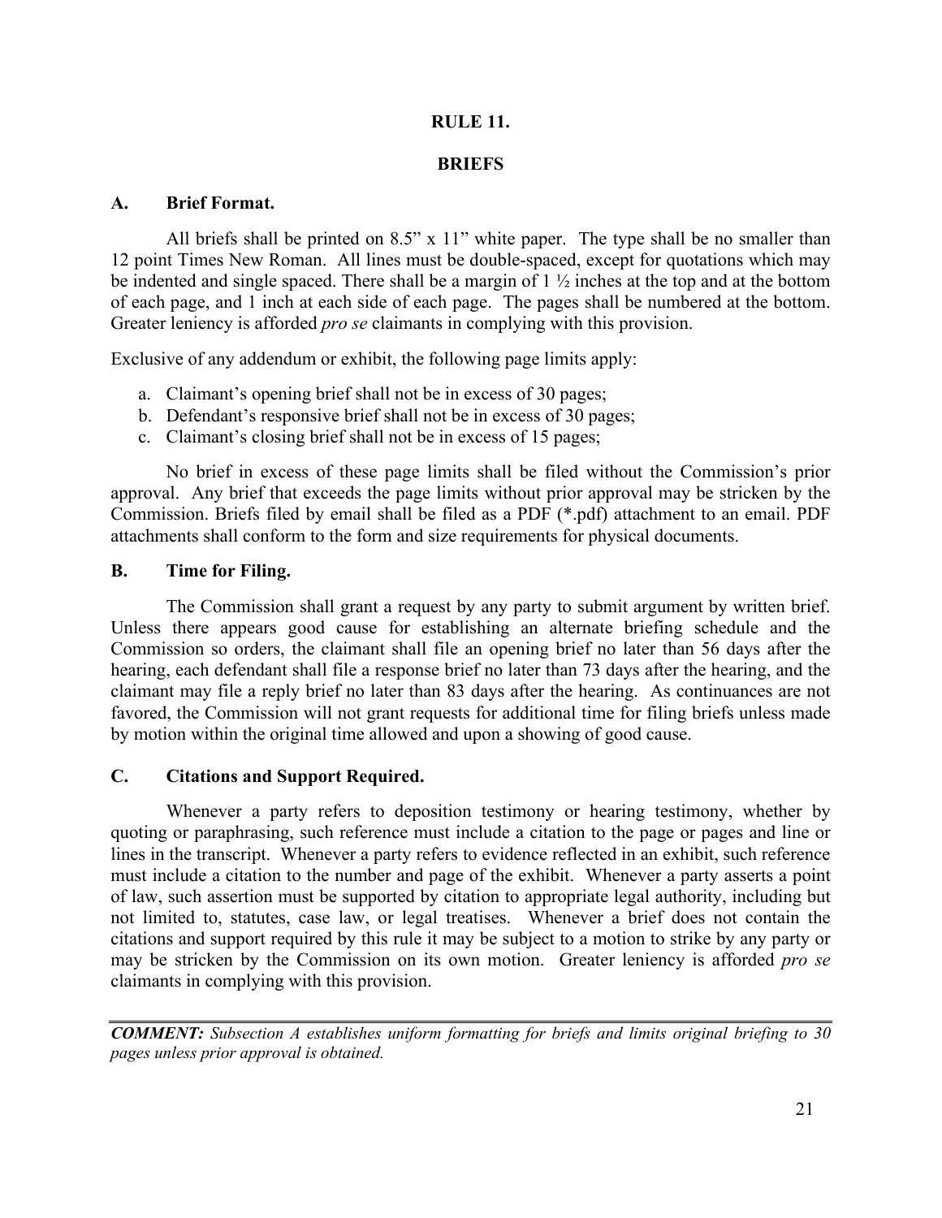# RULE 11.

# BRIEFS

## A. Brief Format.

All briefs shall be printed on 8.5" x 11" white paper. The type shall be no smaller than 12 point Times New Roman. All lines must be double-spaced, except for quotations which may be indented and single spaced. There shall be a margin of 1 ½ inches at the top and at the bottom of each page, and 1 inch at each side of each page. The pages shall be numbered at the bottom. Greater leniency is afforded *pro se* claimants in complying with this provision.

Exclusive of any addendum or exhibit, the following page limits apply:

a. Claimant's opening brief shall not be in excess of 30 pages;
b. Defendant's responsive brief shall not be in excess of 30 pages;
c. Claimant's closing brief shall not be in excess of 15 pages;

No brief in excess of these page limits shall be filed without the Commission's prior approval. Any brief that exceeds the page limits without prior approval may be stricken by the Commission. Briefs filed by email shall be filed as a PDF (*.pdf) attachment to an email. PDF attachments shall conform to the form and size requirements for physical documents.

## B. Time for Filing.

The Commission shall grant a request by any party to submit argument by written brief. Unless there appears good cause for establishing an alternate briefing schedule and the Commission so orders, the claimant shall file an opening brief no later than 56 days after the hearing, each defendant shall file a response brief no later than 73 days after the hearing, and the claimant may file a reply brief no later than 83 days after the hearing. As continuances are not favored, the Commission will not grant requests for additional time for filing briefs unless made by motion within the original time allowed and upon a showing of good cause.

## C. Citations and Support Required.

Whenever a party refers to deposition testimony or hearing testimony, whether by quoting or paraphrasing, such reference must include a citation to the page or pages and line or lines in the transcript. Whenever a party refers to evidence reflected in an exhibit, such reference must include a citation to the number and page of the exhibit. Whenever a party asserts a point of law, such assertion must be supported by citation to appropriate legal authority, including but not limited to, statutes, case law, or legal treatises. Whenever a brief does not contain the citations and support required by this rule it may be subject to a motion to strike by any party or may be stricken by the Commission on its own motion. Greater leniency is afforded *pro se* claimants in complying with this provision.

---

***COMMENT:*** *Subsection A establishes uniform formatting for briefs and limits original briefing to 30 pages unless prior approval is obtained.*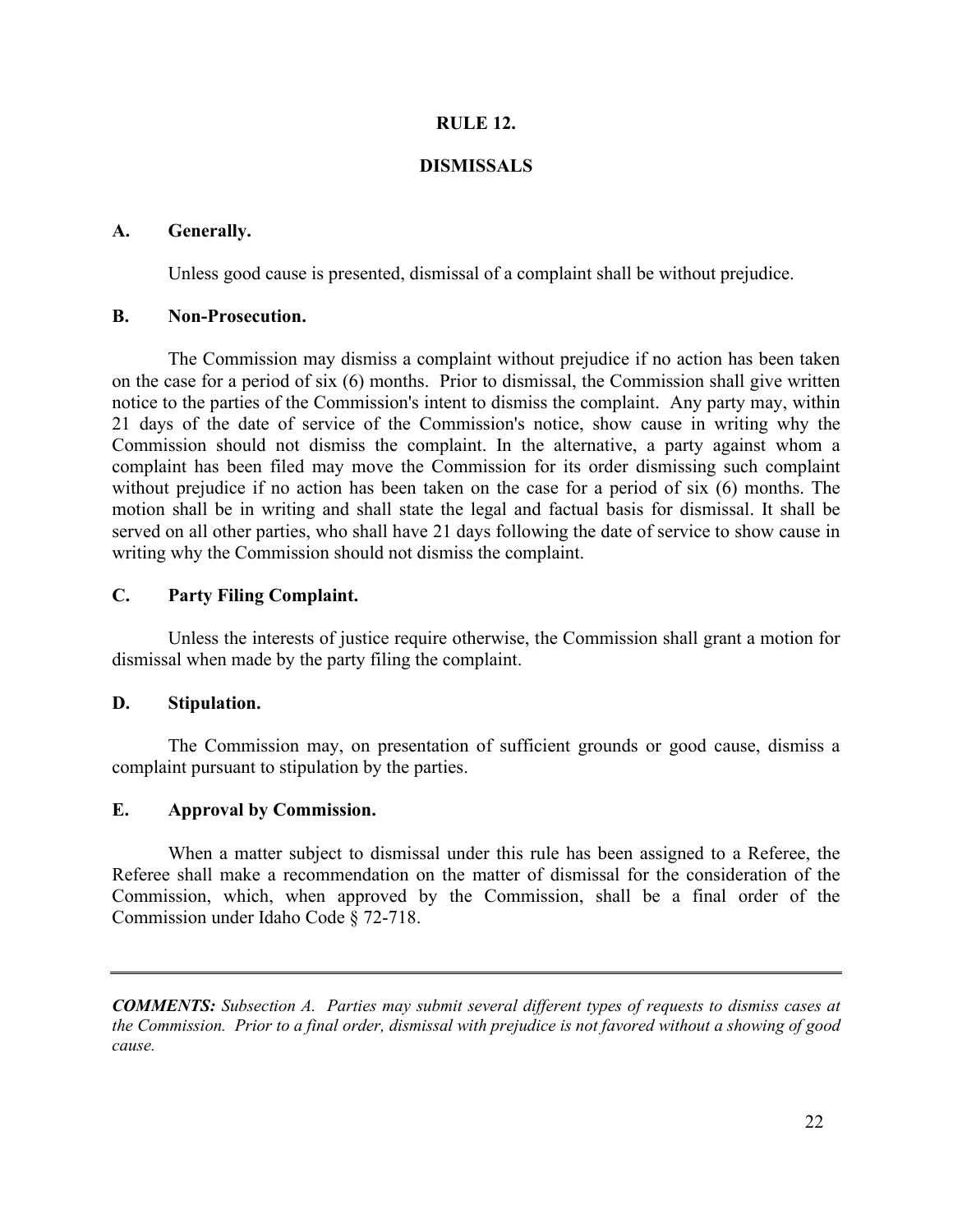# RULE 12.

# DISMISSALS

## A. Generally.

Unless good cause is presented, dismissal of a complaint shall be without prejudice.

## B. Non-Prosecution.

The Commission may dismiss a complaint without prejudice if no action has been taken on the case for a period of six (6) months. Prior to dismissal, the Commission shall give written notice to the parties of the Commission's intent to dismiss the complaint. Any party may, within 21 days of the date of service of the Commission's notice, show cause in writing why the Commission should not dismiss the complaint. In the alternative, a party against whom a complaint has been filed may move the Commission for its order dismissing such complaint without prejudice if no action has been taken on the case for a period of six (6) months. The motion shall be in writing and shall state the legal and factual basis for dismissal. It shall be served on all other parties, who shall have 21 days following the date of service to show cause in writing why the Commission should not dismiss the complaint.

## C. Party Filing Complaint.

Unless the interests of justice require otherwise, the Commission shall grant a motion for dismissal when made by the party filing the complaint.

## D. Stipulation.

The Commission may, on presentation of sufficient grounds or good cause, dismiss a complaint pursuant to stipulation by the parties.

## E. Approval by Commission.

When a matter subject to dismissal under this rule has been assigned to a Referee, the Referee shall make a recommendation on the matter of dismissal for the consideration of the Commission, which, when approved by the Commission, shall be a final order of the Commission under Idaho Code § 72-718.

---

***COMMENTS:*** *Subsection A. Parties may submit several different types of requests to dismiss cases at the Commission. Prior to a final order, dismissal with prejudice is not favored without a showing of good cause.*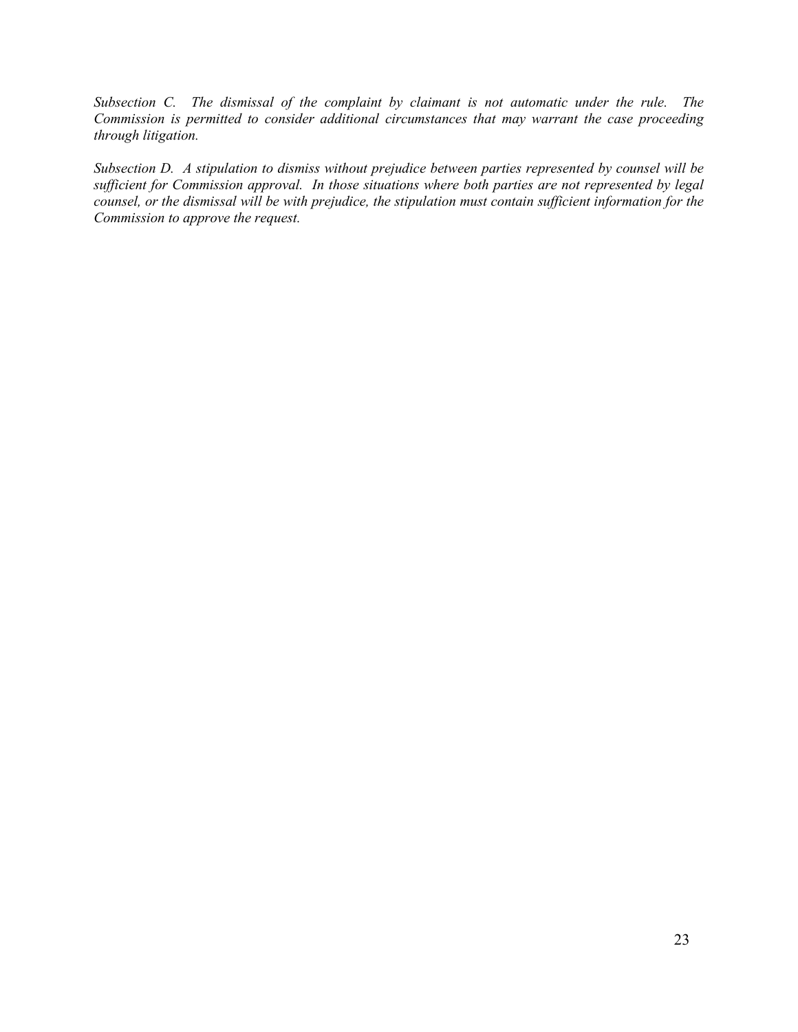*Subsection C. The dismissal of the complaint by claimant is not automatic under the rule. The Commission is permitted to consider additional circumstances that may warrant the case proceeding through litigation.*

*Subsection D. A stipulation to dismiss without prejudice between parties represented by counsel will be sufficient for Commission approval. In those situations where both parties are not represented by legal counsel, or the dismissal will be with prejudice, the stipulation must contain sufficient information for the Commission to approve the request.*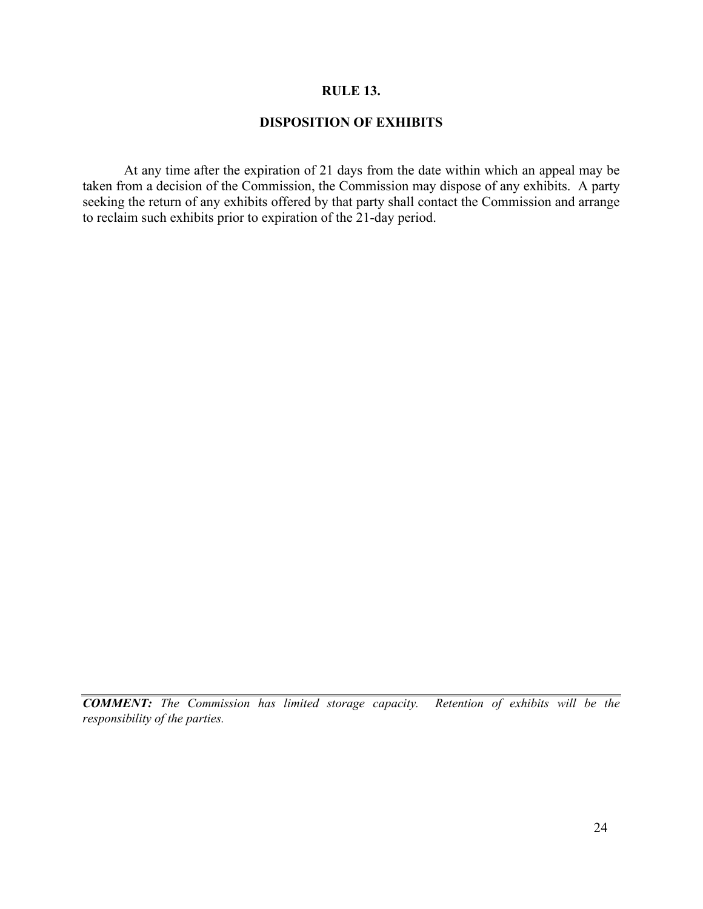## RULE 13.

## DISPOSITION OF EXHIBITS

At any time after the expiration of 21 days from the date within which an appeal may be taken from a decision of the Commission, the Commission may dispose of any exhibits. A party seeking the return of any exhibits offered by that party shall contact the Commission and arrange to reclaim such exhibits prior to expiration of the 21-day period.

---

***COMMENT:*** *The Commission has limited storage capacity. Retention of exhibits will be the responsibility of the parties.*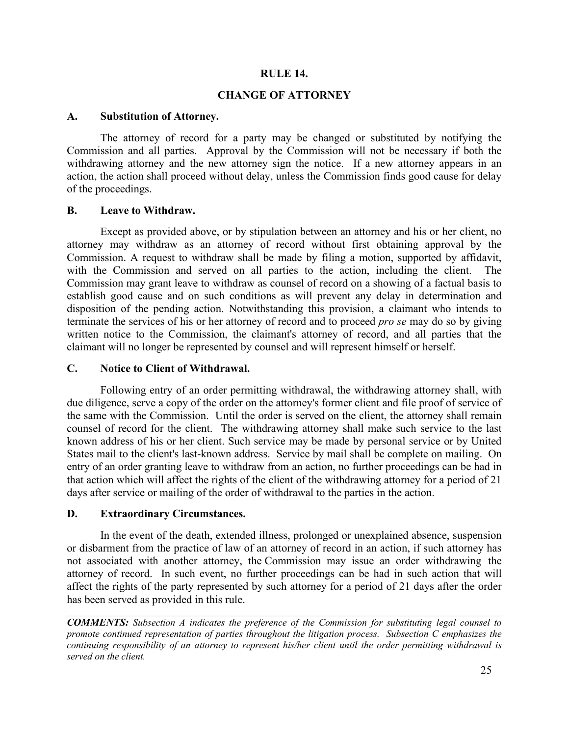## RULE 14.

## CHANGE OF ATTORNEY

### A. Substitution of Attorney.

The attorney of record for a party may be changed or substituted by notifying the Commission and all parties. Approval by the Commission will not be necessary if both the withdrawing attorney and the new attorney sign the notice. If a new attorney appears in an action, the action shall proceed without delay, unless the Commission finds good cause for delay of the proceedings.

### B. Leave to Withdraw.

Except as provided above, or by stipulation between an attorney and his or her client, no attorney may withdraw as an attorney of record without first obtaining approval by the Commission. A request to withdraw shall be made by filing a motion, supported by affidavit, with the Commission and served on all parties to the action, including the client. The Commission may grant leave to withdraw as counsel of record on a showing of a factual basis to establish good cause and on such conditions as will prevent any delay in determination and disposition of the pending action. Notwithstanding this provision, a claimant who intends to terminate the services of his or her attorney of record and to proceed *pro se* may do so by giving written notice to the Commission, the claimant's attorney of record, and all parties that the claimant will no longer be represented by counsel and will represent himself or herself.

### C. Notice to Client of Withdrawal.

Following entry of an order permitting withdrawal, the withdrawing attorney shall, with due diligence, serve a copy of the order on the attorney's former client and file proof of service of the same with the Commission. Until the order is served on the client, the attorney shall remain counsel of record for the client. The withdrawing attorney shall make such service to the last known address of his or her client. Such service may be made by personal service or by United States mail to the client's last-known address. Service by mail shall be complete on mailing. On entry of an order granting leave to withdraw from an action, no further proceedings can be had in that action which will affect the rights of the client of the withdrawing attorney for a period of 21 days after service or mailing of the order of withdrawal to the parties in the action.

### D. Extraordinary Circumstances.

In the event of the death, extended illness, prolonged or unexplained absence, suspension or disbarment from the practice of law of an attorney of record in an action, if such attorney has not associated with another attorney, the Commission may issue an order withdrawing the attorney of record. In such event, no further proceedings can be had in such action that will affect the rights of the party represented by such attorney for a period of 21 days after the order has been served as provided in this rule.

---

***COMMENTS:*** *Subsection A indicates the preference of the Commission for substituting legal counsel to promote continued representation of parties throughout the litigation process. Subsection C emphasizes the continuing responsibility of an attorney to represent his/her client until the order permitting withdrawal is served on the client.*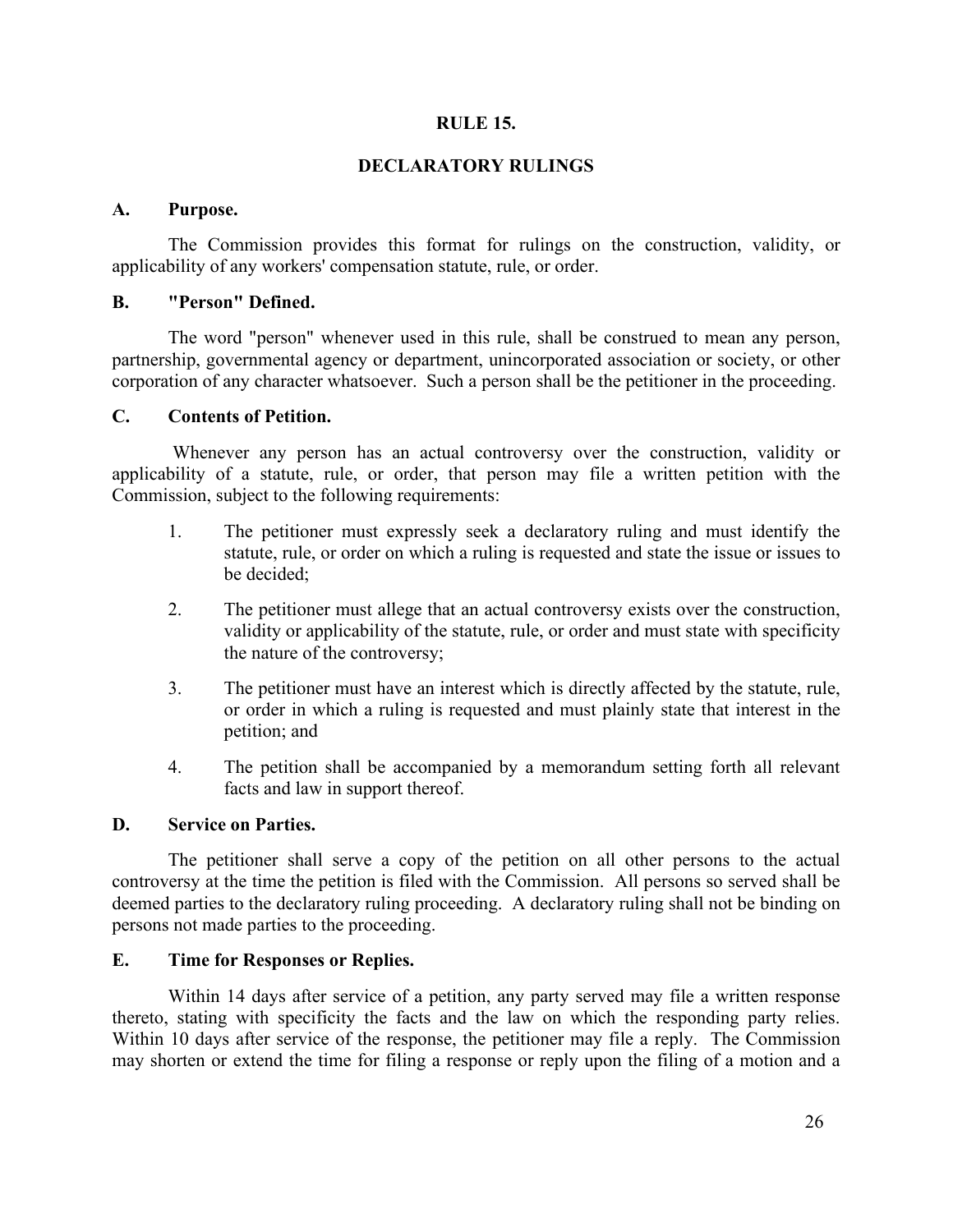# RULE 15.

## DECLARATORY RULINGS

### A. Purpose.

The Commission provides this format for rulings on the construction, validity, or applicability of any workers' compensation statute, rule, or order.

### B. "Person" Defined.

The word "person" whenever used in this rule, shall be construed to mean any person, partnership, governmental agency or department, unincorporated association or society, or other corporation of any character whatsoever. Such a person shall be the petitioner in the proceeding.

### C. Contents of Petition.

Whenever any person has an actual controversy over the construction, validity or applicability of a statute, rule, or order, that person may file a written petition with the Commission, subject to the following requirements:

1. The petitioner must expressly seek a declaratory ruling and must identify the statute, rule, or order on which a ruling is requested and state the issue or issues to be decided;
2. The petitioner must allege that an actual controversy exists over the construction, validity or applicability of the statute, rule, or order and must state with specificity the nature of the controversy;
3. The petitioner must have an interest which is directly affected by the statute, rule, or order in which a ruling is requested and must plainly state that interest in the petition; and
4. The petition shall be accompanied by a memorandum setting forth all relevant facts and law in support thereof.

### D. Service on Parties.

The petitioner shall serve a copy of the petition on all other persons to the actual controversy at the time the petition is filed with the Commission. All persons so served shall be deemed parties to the declaratory ruling proceeding. A declaratory ruling shall not be binding on persons not made parties to the proceeding.

### E. Time for Responses or Replies.

Within 14 days after service of a petition, any party served may file a written response thereto, stating with specificity the facts and the law on which the responding party relies. Within 10 days after service of the response, the petitioner may file a reply. The Commission may shorten or extend the time for filing a response or reply upon the filing of a motion and a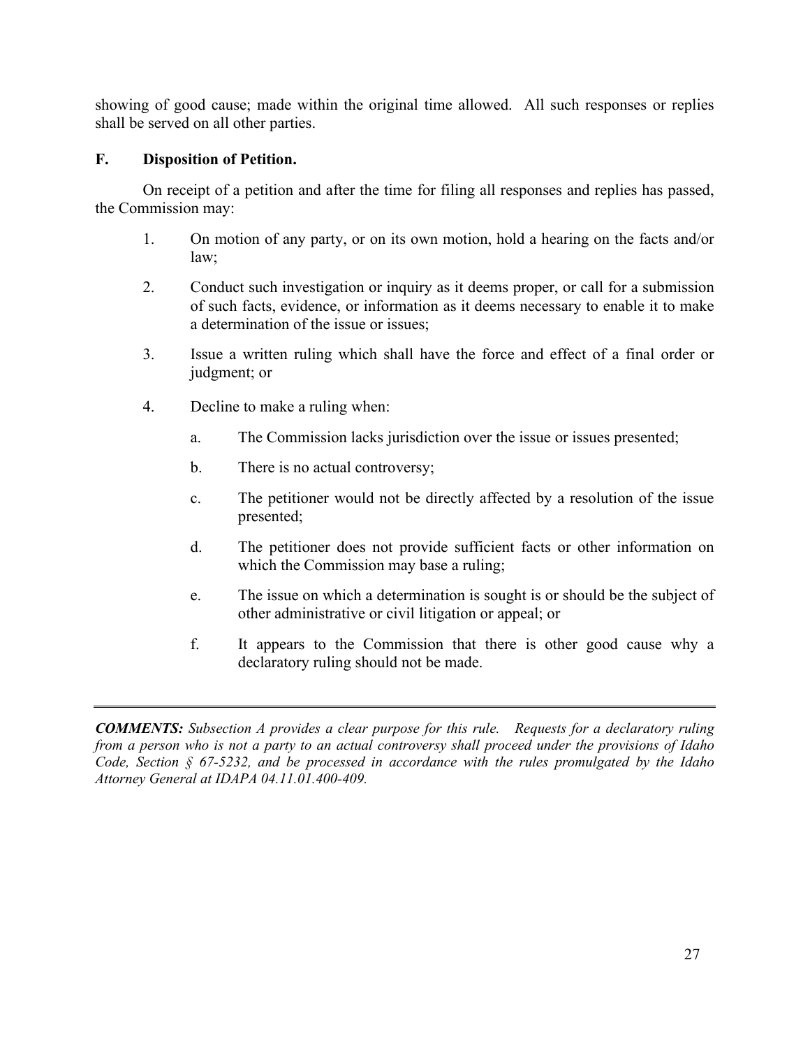showing of good cause; made within the original time allowed. All such responses or replies shall be served on all other parties.

### F. Disposition of Petition.

On receipt of a petition and after the time for filing all responses and replies has passed, the Commission may:

1. On motion of any party, or on its own motion, hold a hearing on the facts and/or law;

2. Conduct such investigation or inquiry as it deems proper, or call for a submission of such facts, evidence, or information as it deems necessary to enable it to make a determination of the issue or issues;

3. Issue a written ruling which shall have the force and effect of a final order or judgment; or

4. Decline to make a ruling when:

   a. The Commission lacks jurisdiction over the issue or issues presented;

   b. There is no actual controversy;

   c. The petitioner would not be directly affected by a resolution of the issue presented;

   d. The petitioner does not provide sufficient facts or other information on which the Commission may base a ruling;

   e. The issue on which a determination is sought is or should be the subject of other administrative or civil litigation or appeal; or

   f. It appears to the Commission that there is other good cause why a declaratory ruling should not be made.

---

***COMMENTS:*** *Subsection A provides a clear purpose for this rule. Requests for a declaratory ruling from a person who is not a party to an actual controversy shall proceed under the provisions of Idaho Code, Section § 67-5232, and be processed in accordance with the rules promulgated by the Idaho Attorney General at IDAPA 04.11.01.400-409.*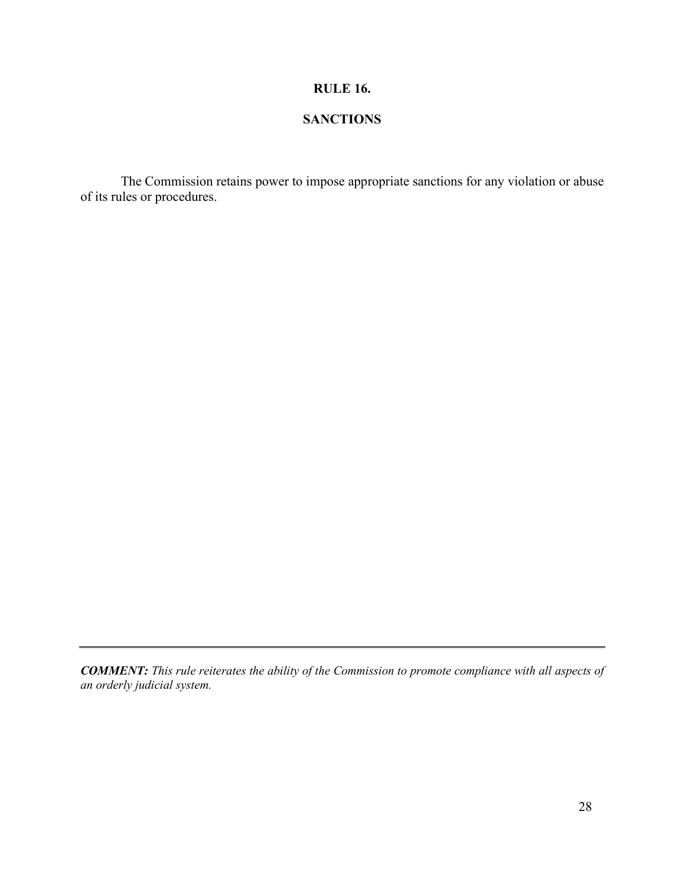# RULE 16.

## SANCTIONS

The Commission retains power to impose appropriate sanctions for any violation or abuse of its rules or procedures.

---

***COMMENT:*** *This rule reiterates the ability of the Commission to promote compliance with all aspects of an orderly judicial system.*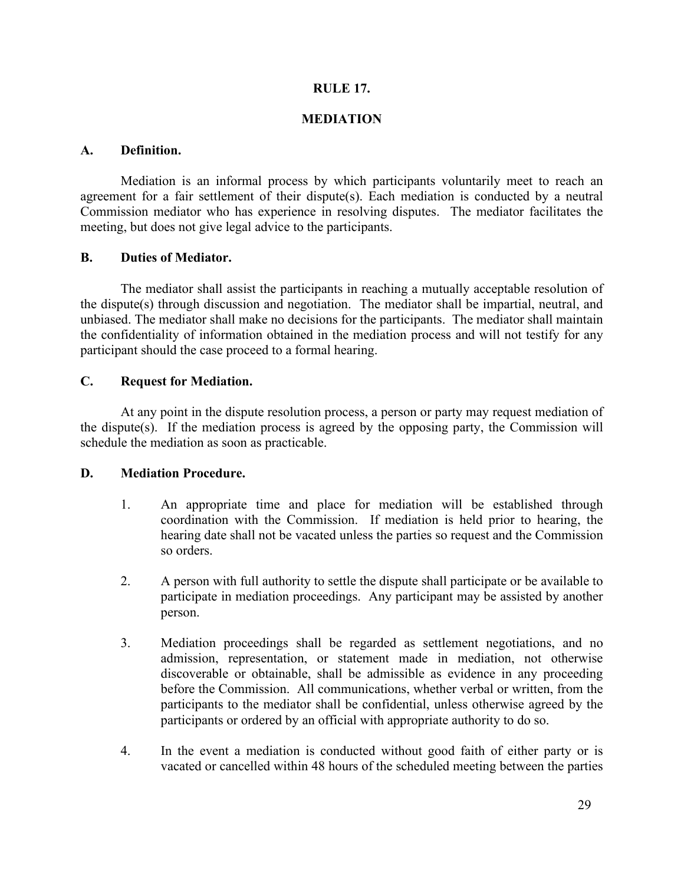# RULE 17.

## MEDIATION

### A. Definition.

Mediation is an informal process by which participants voluntarily meet to reach an agreement for a fair settlement of their dispute(s). Each mediation is conducted by a neutral Commission mediator who has experience in resolving disputes. The mediator facilitates the meeting, but does not give legal advice to the participants.

### B. Duties of Mediator.

The mediator shall assist the participants in reaching a mutually acceptable resolution of the dispute(s) through discussion and negotiation. The mediator shall be impartial, neutral, and unbiased. The mediator shall make no decisions for the participants. The mediator shall maintain the confidentiality of information obtained in the mediation process and will not testify for any participant should the case proceed to a formal hearing.

### C. Request for Mediation.

At any point in the dispute resolution process, a person or party may request mediation of the dispute(s). If the mediation process is agreed by the opposing party, the Commission will schedule the mediation as soon as practicable.

### D. Mediation Procedure.

1. An appropriate time and place for mediation will be established through coordination with the Commission. If mediation is held prior to hearing, the hearing date shall not be vacated unless the parties so request and the Commission so orders.

2. A person with full authority to settle the dispute shall participate or be available to participate in mediation proceedings. Any participant may be assisted by another person.

3. Mediation proceedings shall be regarded as settlement negotiations, and no admission, representation, or statement made in mediation, not otherwise discoverable or obtainable, shall be admissible as evidence in any proceeding before the Commission. All communications, whether verbal or written, from the participants to the mediator shall be confidential, unless otherwise agreed by the participants or ordered by an official with appropriate authority to do so.

4. In the event a mediation is conducted without good faith of either party or is vacated or cancelled within 48 hours of the scheduled meeting between the parties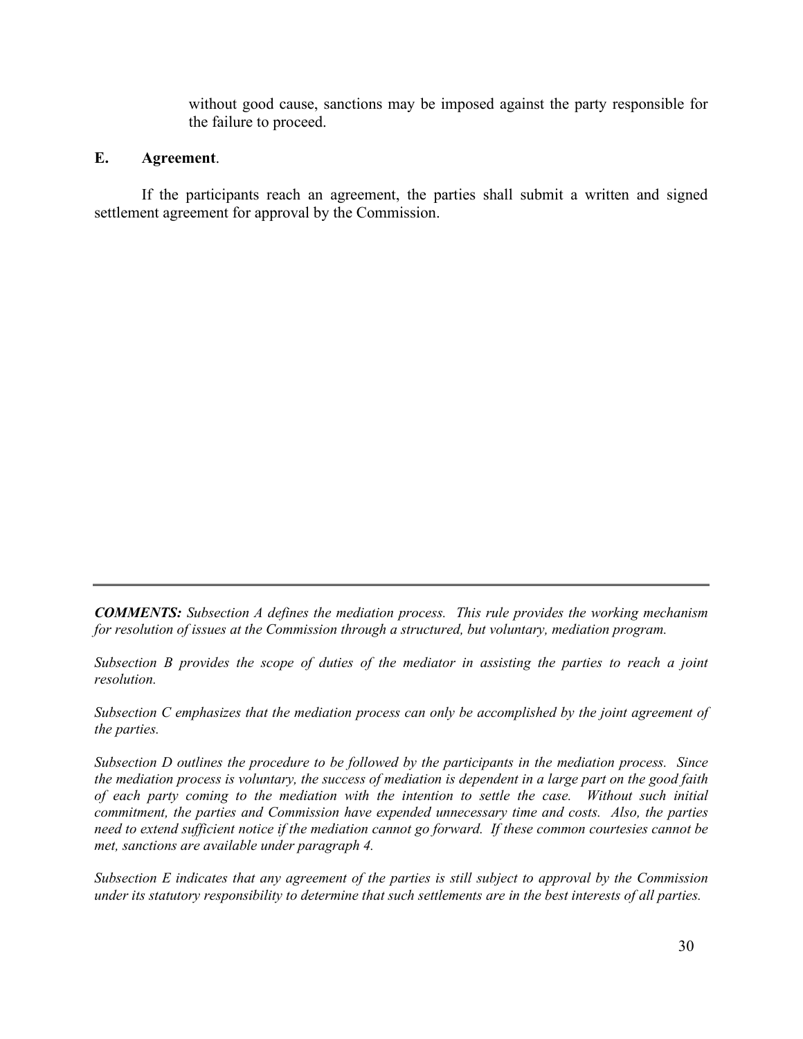without good cause, sanctions may be imposed against the party responsible for the failure to proceed.

**E. Agreement**.

If the participants reach an agreement, the parties shall submit a written and signed settlement agreement for approval by the Commission.

---

***COMMENTS:*** *Subsection A defines the mediation process. This rule provides the working mechanism for resolution of issues at the Commission through a structured, but voluntary, mediation program.*

*Subsection B provides the scope of duties of the mediator in assisting the parties to reach a joint resolution.*

*Subsection C emphasizes that the mediation process can only be accomplished by the joint agreement of the parties.*

*Subsection D outlines the procedure to be followed by the participants in the mediation process. Since the mediation process is voluntary, the success of mediation is dependent in a large part on the good faith of each party coming to the mediation with the intention to settle the case. Without such initial commitment, the parties and Commission have expended unnecessary time and costs. Also, the parties need to extend sufficient notice if the mediation cannot go forward. If these common courtesies cannot be met, sanctions are available under paragraph 4.*

*Subsection E indicates that any agreement of the parties is still subject to approval by the Commission under its statutory responsibility to determine that such settlements are in the best interests of all parties.*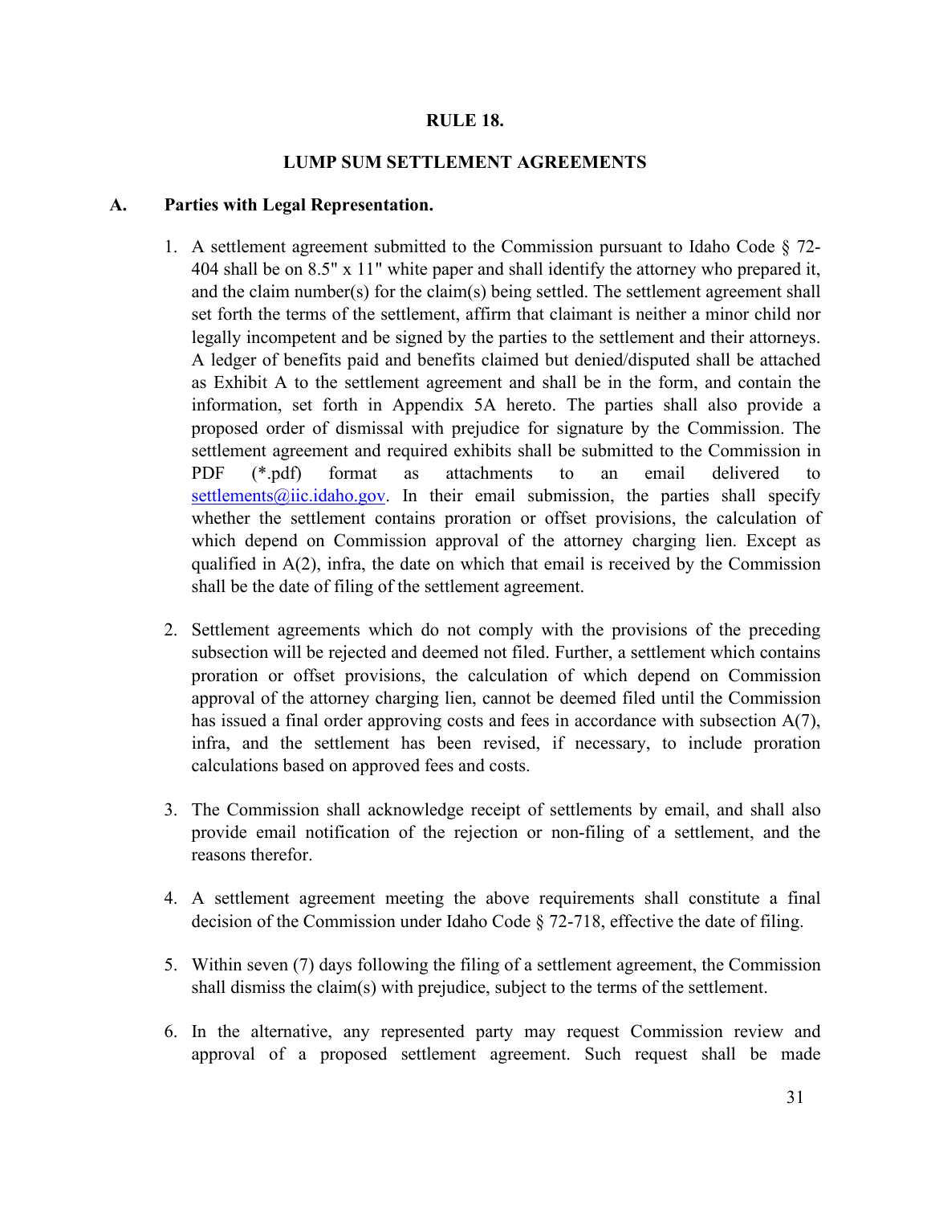## RULE 18.

## LUMP SUM SETTLEMENT AGREEMENTS

### A. Parties with Legal Representation.

1. A settlement agreement submitted to the Commission pursuant to Idaho Code § 72-404 shall be on 8.5" x 11" white paper and shall identify the attorney who prepared it, and the claim number(s) for the claim(s) being settled. The settlement agreement shall set forth the terms of the settlement, affirm that claimant is neither a minor child nor legally incompetent and be signed by the parties to the settlement and their attorneys. A ledger of benefits paid and benefits claimed but denied/disputed shall be attached as Exhibit A to the settlement agreement and shall be in the form, and contain the information, set forth in Appendix 5A hereto. The parties shall also provide a proposed order of dismissal with prejudice for signature by the Commission. The settlement agreement and required exhibits shall be submitted to the Commission in PDF (*.pdf) format as attachments to an email delivered to settlements@iic.idaho.gov. In their email submission, the parties shall specify whether the settlement contains proration or offset provisions, the calculation of which depend on Commission approval of the attorney charging lien. Except as qualified in A(2), infra, the date on which that email is received by the Commission shall be the date of filing of the settlement agreement.

2. Settlement agreements which do not comply with the provisions of the preceding subsection will be rejected and deemed not filed. Further, a settlement which contains proration or offset provisions, the calculation of which depend on Commission approval of the attorney charging lien, cannot be deemed filed until the Commission has issued a final order approving costs and fees in accordance with subsection A(7), infra, and the settlement has been revised, if necessary, to include proration calculations based on approved fees and costs.

3. The Commission shall acknowledge receipt of settlements by email, and shall also provide email notification of the rejection or non-filing of a settlement, and the reasons therefor.

4. A settlement agreement meeting the above requirements shall constitute a final decision of the Commission under Idaho Code § 72-718, effective the date of filing.

5. Within seven (7) days following the filing of a settlement agreement, the Commission shall dismiss the claim(s) with prejudice, subject to the terms of the settlement.

6. In the alternative, any represented party may request Commission review and approval of a proposed settlement agreement. Such request shall be made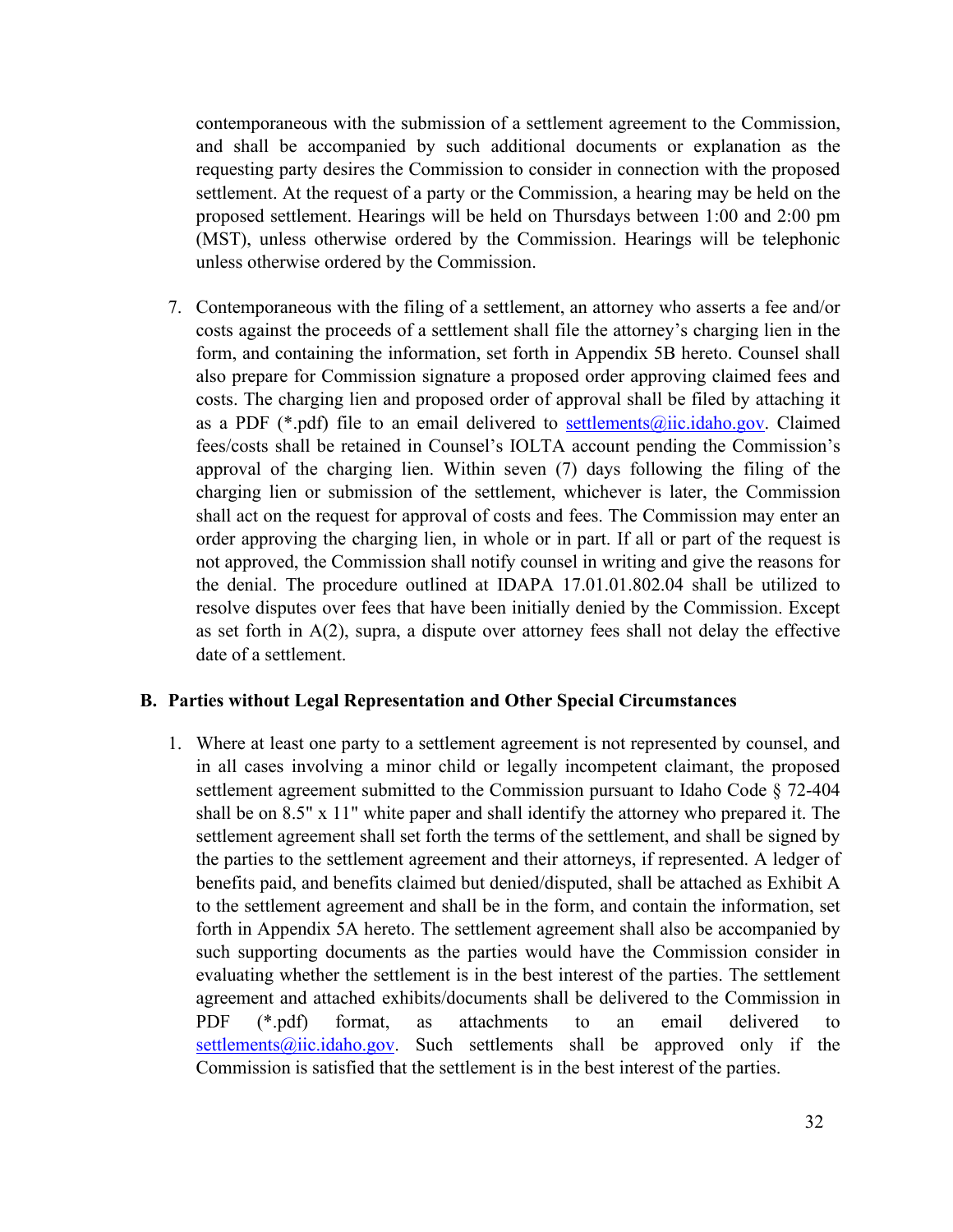contemporaneous with the submission of a settlement agreement to the Commission, and shall be accompanied by such additional documents or explanation as the requesting party desires the Commission to consider in connection with the proposed settlement. At the request of a party or the Commission, a hearing may be held on the proposed settlement. Hearings will be held on Thursdays between 1:00 and 2:00 pm (MST), unless otherwise ordered by the Commission. Hearings will be telephonic unless otherwise ordered by the Commission.

7. Contemporaneous with the filing of a settlement, an attorney who asserts a fee and/or costs against the proceeds of a settlement shall file the attorney's charging lien in the form, and containing the information, set forth in Appendix 5B hereto. Counsel shall also prepare for Commission signature a proposed order approving claimed fees and costs. The charging lien and proposed order of approval shall be filed by attaching it as a PDF (*.pdf) file to an email delivered to settlements@iic.idaho.gov. Claimed fees/costs shall be retained in Counsel's IOLTA account pending the Commission's approval of the charging lien. Within seven (7) days following the filing of the charging lien or submission of the settlement, whichever is later, the Commission shall act on the request for approval of costs and fees. The Commission may enter an order approving the charging lien, in whole or in part. If all or part of the request is not approved, the Commission shall notify counsel in writing and give the reasons for the denial. The procedure outlined at IDAPA 17.01.01.802.04 shall be utilized to resolve disputes over fees that have been initially denied by the Commission. Except as set forth in A(2), supra, a dispute over attorney fees shall not delay the effective date of a settlement.

### B. Parties without Legal Representation and Other Special Circumstances

1. Where at least one party to a settlement agreement is not represented by counsel, and in all cases involving a minor child or legally incompetent claimant, the proposed settlement agreement submitted to the Commission pursuant to Idaho Code § 72-404 shall be on 8.5" x 11" white paper and shall identify the attorney who prepared it. The settlement agreement shall set forth the terms of the settlement, and shall be signed by the parties to the settlement agreement and their attorneys, if represented. A ledger of benefits paid, and benefits claimed but denied/disputed, shall be attached as Exhibit A to the settlement agreement and shall be in the form, and contain the information, set forth in Appendix 5A hereto. The settlement agreement shall also be accompanied by such supporting documents as the parties would have the Commission consider in evaluating whether the settlement is in the best interest of the parties. The settlement agreement and attached exhibits/documents shall be delivered to the Commission in PDF (*.pdf) format, as attachments to an email delivered to settlements@iic.idaho.gov. Such settlements shall be approved only if the Commission is satisfied that the settlement is in the best interest of the parties.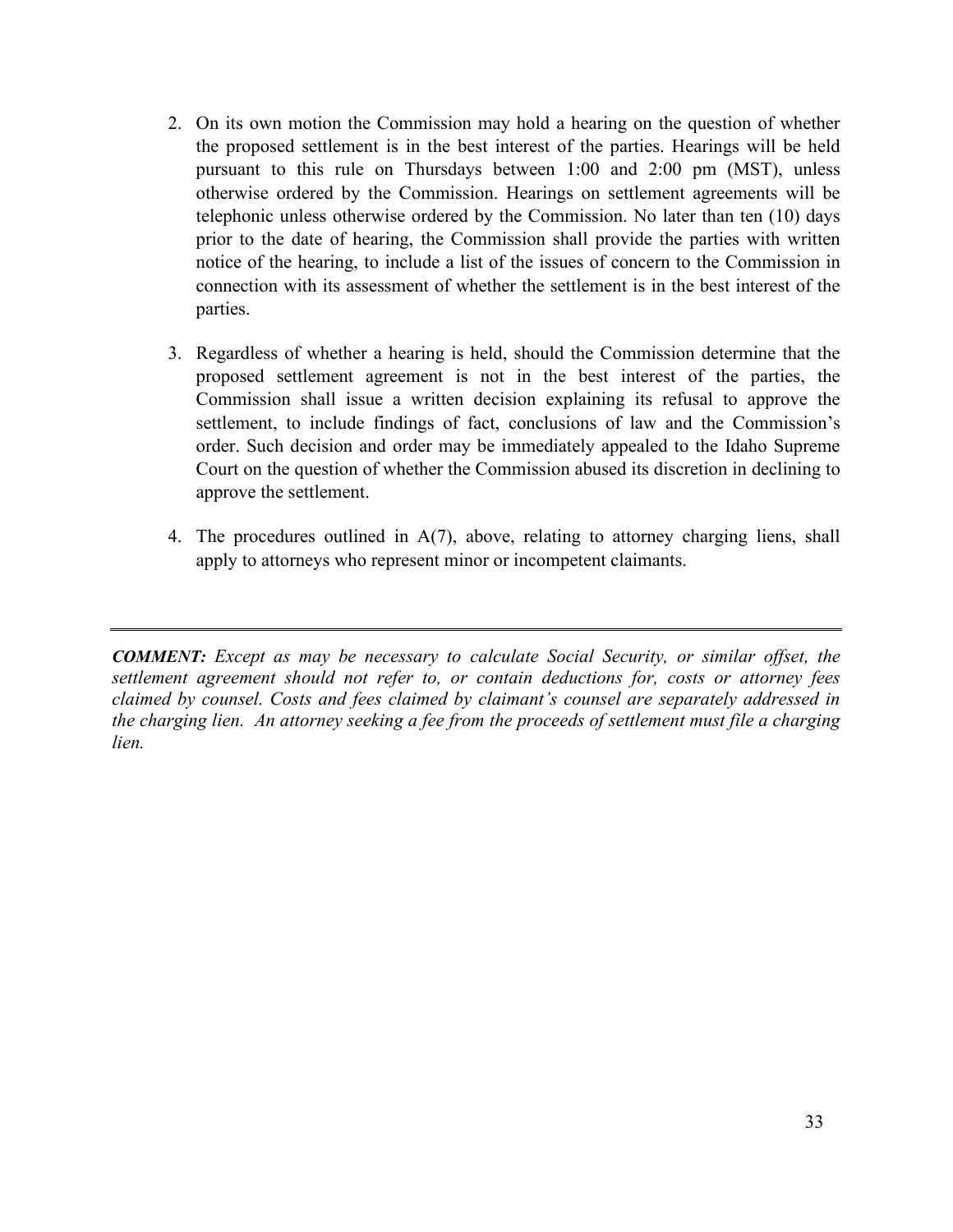2. On its own motion the Commission may hold a hearing on the question of whether the proposed settlement is in the best interest of the parties. Hearings will be held pursuant to this rule on Thursdays between 1:00 and 2:00 pm (MST), unless otherwise ordered by the Commission. Hearings on settlement agreements will be telephonic unless otherwise ordered by the Commission. No later than ten (10) days prior to the date of hearing, the Commission shall provide the parties with written notice of the hearing, to include a list of the issues of concern to the Commission in connection with its assessment of whether the settlement is in the best interest of the parties.

3. Regardless of whether a hearing is held, should the Commission determine that the proposed settlement agreement is not in the best interest of the parties, the Commission shall issue a written decision explaining its refusal to approve the settlement, to include findings of fact, conclusions of law and the Commission's order. Such decision and order may be immediately appealed to the Idaho Supreme Court on the question of whether the Commission abused its discretion in declining to approve the settlement.

4. The procedures outlined in A(7), above, relating to attorney charging liens, shall apply to attorneys who represent minor or incompetent claimants.

---

***COMMENT:*** *Except as may be necessary to calculate Social Security, or similar offset, the settlement agreement should not refer to, or contain deductions for, costs or attorney fees claimed by counsel. Costs and fees claimed by claimant's counsel are separately addressed in the charging lien. An attorney seeking a fee from the proceeds of settlement must file a charging lien.*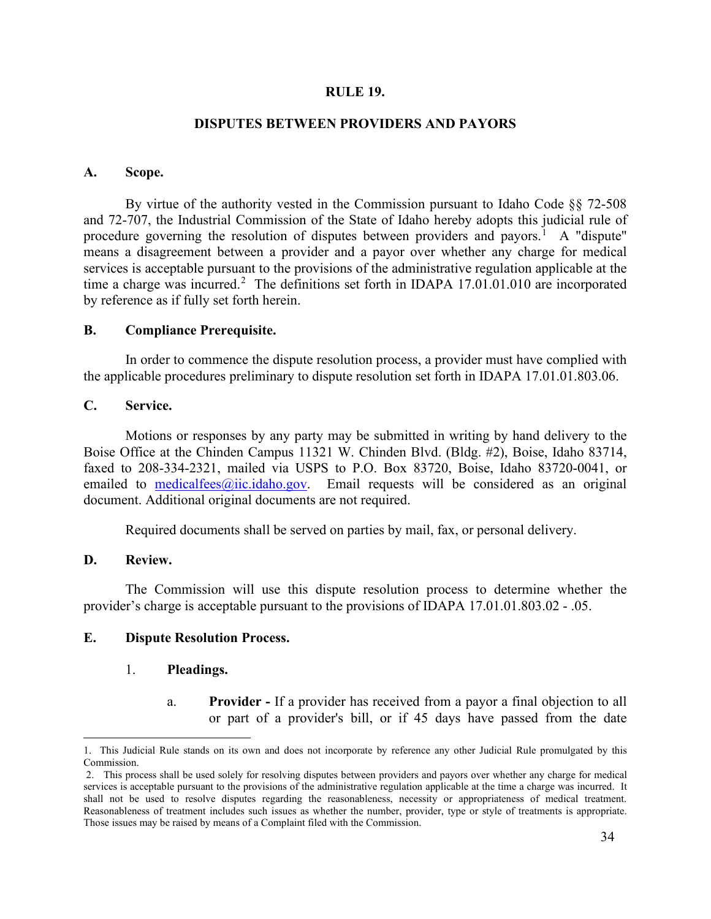## RULE 19.

## DISPUTES BETWEEN PROVIDERS AND PAYORS

### A. Scope.

By virtue of the authority vested in the Commission pursuant to Idaho Code §§ 72-508 and 72-707, the Industrial Commission of the State of Idaho hereby adopts this judicial rule of procedure governing the resolution of disputes between providers and payors.[1] A "dispute" means a disagreement between a provider and a payor over whether any charge for medical services is acceptable pursuant to the provisions of the administrative regulation applicable at the time a charge was incurred.[2] The definitions set forth in IDAPA 17.01.01.010 are incorporated by reference as if fully set forth herein.

### B. Compliance Prerequisite.

In order to commence the dispute resolution process, a provider must have complied with the applicable procedures preliminary to dispute resolution set forth in IDAPA 17.01.01.803.06.

### C. Service.

Motions or responses by any party may be submitted in writing by hand delivery to the Boise Office at the Chinden Campus 11321 W. Chinden Blvd. (Bldg. #2), Boise, Idaho 83714, faxed to 208-334-2321, mailed via USPS to P.O. Box 83720, Boise, Idaho 83720-0041, or emailed to medicalfees@iic.idaho.gov. Email requests will be considered as an original document. Additional original documents are not required.

Required documents shall be served on parties by mail, fax, or personal delivery.

### D. Review.

The Commission will use this dispute resolution process to determine whether the provider's charge is acceptable pursuant to the provisions of IDAPA 17.01.01.803.02 - .05.

### E. Dispute Resolution Process.

1. **Pleadings.**

   a. **Provider -** If a provider has received from a payor a final objection to all or part of a provider's bill, or if 45 days have passed from the date

---

1. This Judicial Rule stands on its own and does not incorporate by reference any other Judicial Rule promulgated by this Commission.

2. This process shall be used solely for resolving disputes between providers and payors over whether any charge for medical services is acceptable pursuant to the provisions of the administrative regulation applicable at the time a charge was incurred. It shall not be used to resolve disputes regarding the reasonableness, necessity or appropriateness of medical treatment. Reasonableness of treatment includes such issues as whether the number, provider, type or style of treatments is appropriate. Those issues may be raised by means of a Complaint filed with the Commission.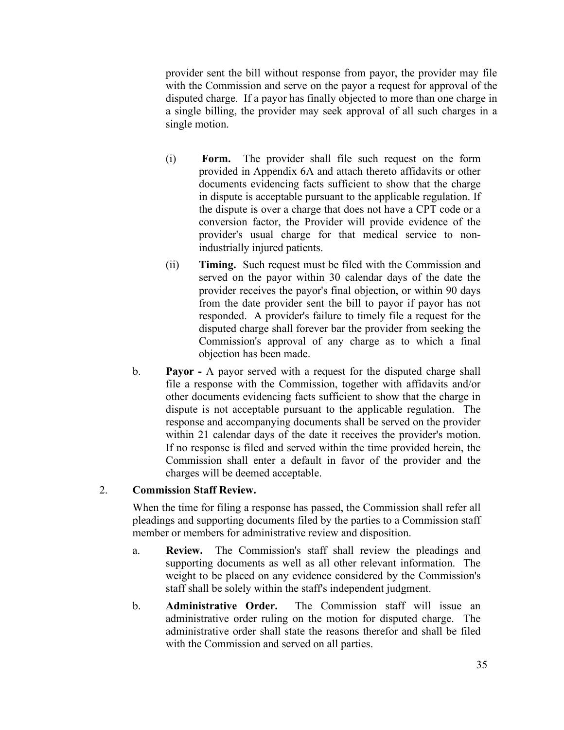provider sent the bill without response from payor, the provider may file with the Commission and serve on the payor a request for approval of the disputed charge. If a payor has finally objected to more than one charge in a single billing, the provider may seek approval of all such charges in a single motion.

(i) **Form.** The provider shall file such request on the form provided in Appendix 6A and attach thereto affidavits or other documents evidencing facts sufficient to show that the charge in dispute is acceptable pursuant to the applicable regulation. If the dispute is over a charge that does not have a CPT code or a conversion factor, the Provider will provide evidence of the provider's usual charge for that medical service to non-industrially injured patients.

(ii) **Timing.** Such request must be filed with the Commission and served on the payor within 30 calendar days of the date the provider receives the payor's final objection, or within 90 days from the date provider sent the bill to payor if payor has not responded. A provider's failure to timely file a request for the disputed charge shall forever bar the provider from seeking the Commission's approval of any charge as to which a final objection has been made.

b. **Payor -** A payor served with a request for the disputed charge shall file a response with the Commission, together with affidavits and/or other documents evidencing facts sufficient to show that the charge in dispute is not acceptable pursuant to the applicable regulation. The response and accompanying documents shall be served on the provider within 21 calendar days of the date it receives the provider's motion. If no response is filed and served within the time provided herein, the Commission shall enter a default in favor of the provider and the charges will be deemed acceptable.

2. **Commission Staff Review.**

When the time for filing a response has passed, the Commission shall refer all pleadings and supporting documents filed by the parties to a Commission staff member or members for administrative review and disposition.

a. **Review.** The Commission's staff shall review the pleadings and supporting documents as well as all other relevant information. The weight to be placed on any evidence considered by the Commission's staff shall be solely within the staff's independent judgment.

b. **Administrative Order.** The Commission staff will issue an administrative order ruling on the motion for disputed charge. The administrative order shall state the reasons therefor and shall be filed with the Commission and served on all parties.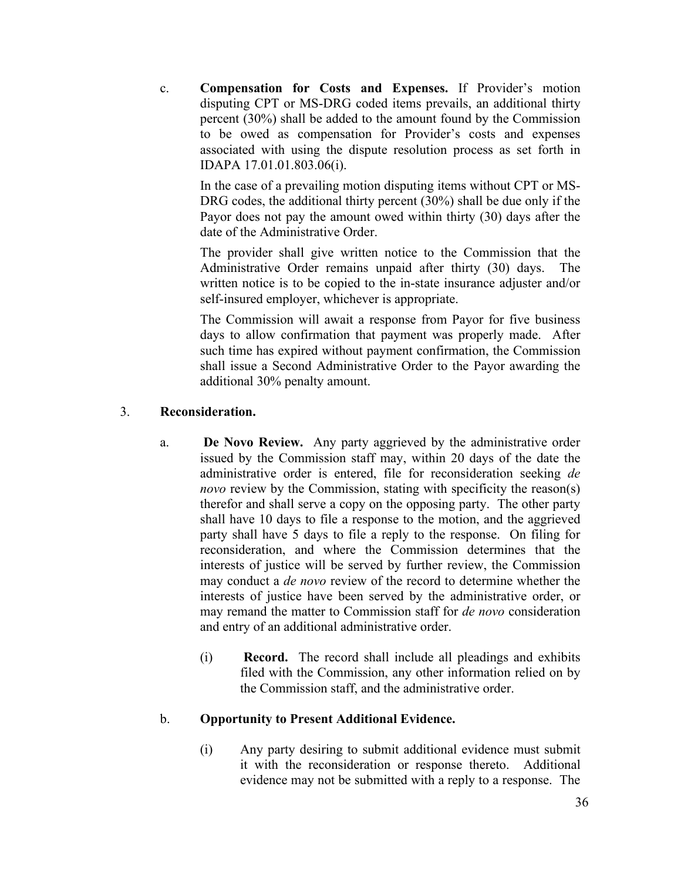c. **Compensation for Costs and Expenses.** If Provider's motion disputing CPT or MS-DRG coded items prevails, an additional thirty percent (30%) shall be added to the amount found by the Commission to be owed as compensation for Provider's costs and expenses associated with using the dispute resolution process as set forth in IDAPA 17.01.01.803.06(i).

In the case of a prevailing motion disputing items without CPT or MS-DRG codes, the additional thirty percent (30%) shall be due only if the Payor does not pay the amount owed within thirty (30) days after the date of the Administrative Order.

The provider shall give written notice to the Commission that the Administrative Order remains unpaid after thirty (30) days. The written notice is to be copied to the in-state insurance adjuster and/or self-insured employer, whichever is appropriate.

The Commission will await a response from Payor for five business days to allow confirmation that payment was properly made. After such time has expired without payment confirmation, the Commission shall issue a Second Administrative Order to the Payor awarding the additional 30% penalty amount.

3. **Reconsideration.**

a. **De Novo Review.** Any party aggrieved by the administrative order issued by the Commission staff may, within 20 days of the date the administrative order is entered, file for reconsideration seeking *de novo* review by the Commission, stating with specificity the reason(s) therefor and shall serve a copy on the opposing party. The other party shall have 10 days to file a response to the motion, and the aggrieved party shall have 5 days to file a reply to the response. On filing for reconsideration, and where the Commission determines that the interests of justice will be served by further review, the Commission may conduct a *de novo* review of the record to determine whether the interests of justice have been served by the administrative order, or may remand the matter to Commission staff for *de novo* consideration and entry of an additional administrative order.

(i) **Record.** The record shall include all pleadings and exhibits filed with the Commission, any other information relied on by the Commission staff, and the administrative order.

b. **Opportunity to Present Additional Evidence.**

(i) Any party desiring to submit additional evidence must submit it with the reconsideration or response thereto. Additional evidence may not be submitted with a reply to a response. The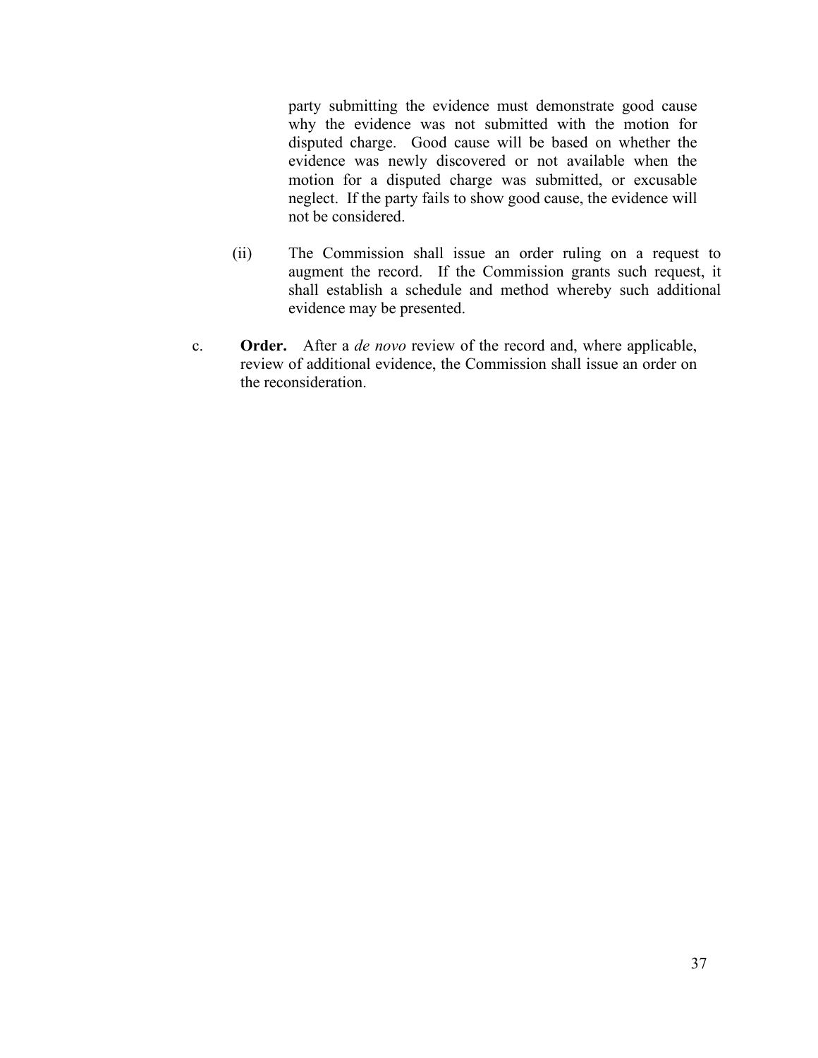party submitting the evidence must demonstrate good cause why the evidence was not submitted with the motion for disputed charge. Good cause will be based on whether the evidence was newly discovered or not available when the motion for a disputed charge was submitted, or excusable neglect. If the party fails to show good cause, the evidence will not be considered.

(ii) The Commission shall issue an order ruling on a request to augment the record. If the Commission grants such request, it shall establish a schedule and method whereby such additional evidence may be presented.

c. **Order.** After a *de novo* review of the record and, where applicable, review of additional evidence, the Commission shall issue an order on the reconsideration.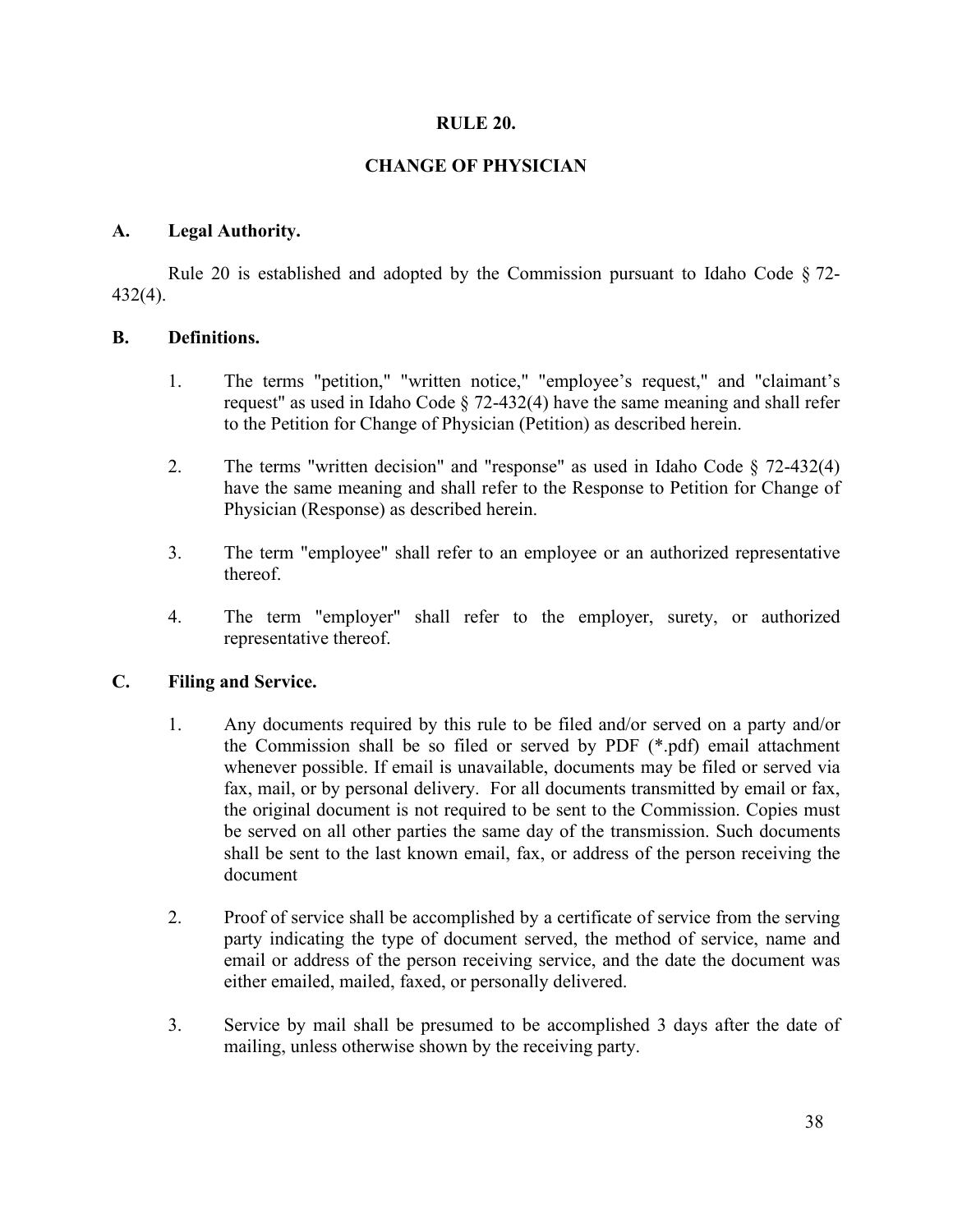## RULE 20.

## CHANGE OF PHYSICIAN

**A. Legal Authority.**

Rule 20 is established and adopted by the Commission pursuant to Idaho Code § 72-432(4).

**B. Definitions.**

1. The terms "petition," "written notice," "employee's request," and "claimant's request" as used in Idaho Code § 72-432(4) have the same meaning and shall refer to the Petition for Change of Physician (Petition) as described herein.

2. The terms "written decision" and "response" as used in Idaho Code § 72-432(4) have the same meaning and shall refer to the Response to Petition for Change of Physician (Response) as described herein.

3. The term "employee" shall refer to an employee or an authorized representative thereof.

4. The term "employer" shall refer to the employer, surety, or authorized representative thereof.

**C. Filing and Service.**

1. Any documents required by this rule to be filed and/or served on a party and/or the Commission shall be so filed or served by PDF (*.pdf) email attachment whenever possible. If email is unavailable, documents may be filed or served via fax, mail, or by personal delivery. For all documents transmitted by email or fax, the original document is not required to be sent to the Commission. Copies must be served on all other parties the same day of the transmission. Such documents shall be sent to the last known email, fax, or address of the person receiving the document

2. Proof of service shall be accomplished by a certificate of service from the serving party indicating the type of document served, the method of service, name and email or address of the person receiving service, and the date the document was either emailed, mailed, faxed, or personally delivered.

3. Service by mail shall be presumed to be accomplished 3 days after the date of mailing, unless otherwise shown by the receiving party.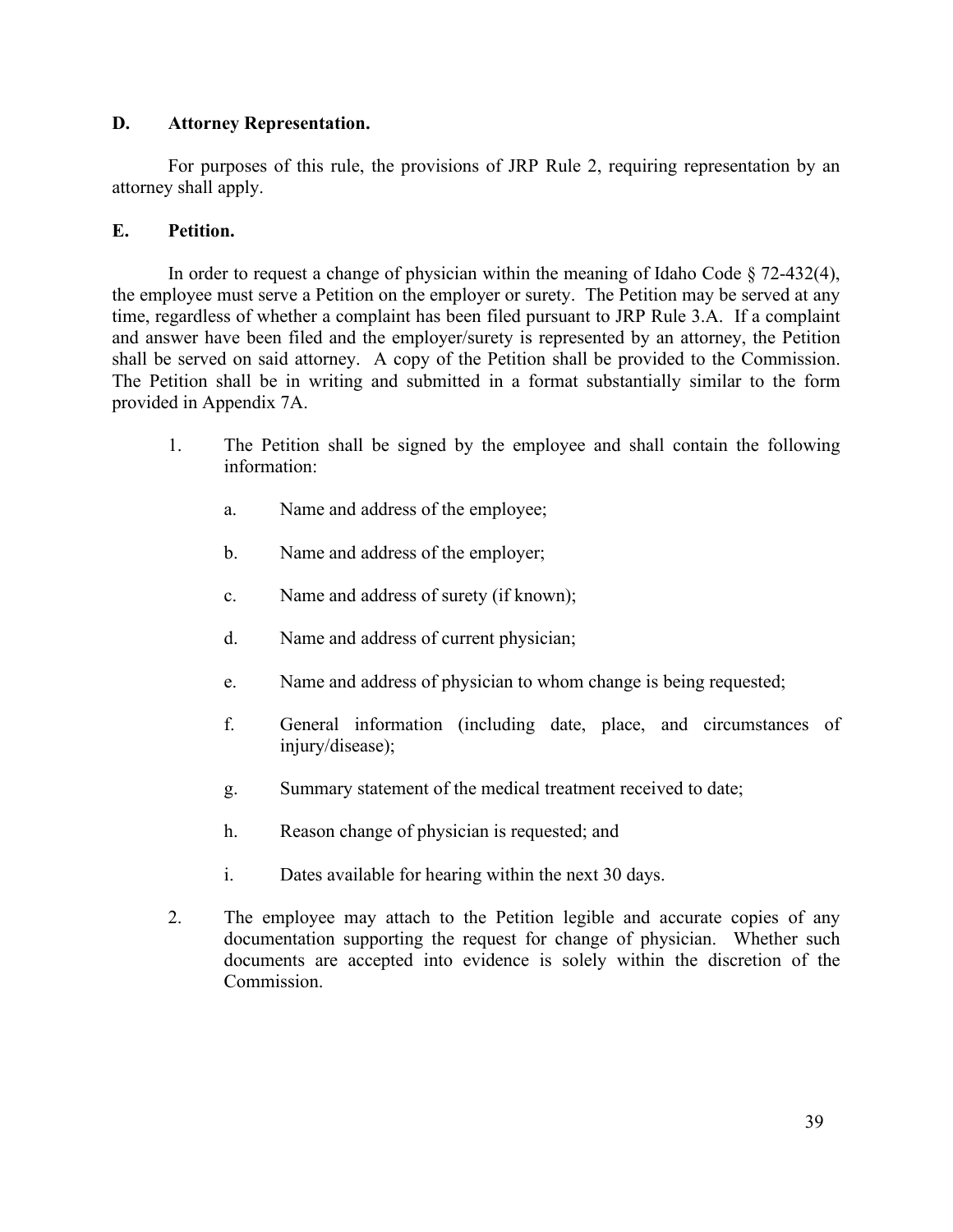### D. Attorney Representation.

For purposes of this rule, the provisions of JRP Rule 2, requiring representation by an attorney shall apply.

### E. Petition.

In order to request a change of physician within the meaning of Idaho Code § 72-432(4), the employee must serve a Petition on the employer or surety. The Petition may be served at any time, regardless of whether a complaint has been filed pursuant to JRP Rule 3.A. If a complaint and answer have been filed and the employer/surety is represented by an attorney, the Petition shall be served on said attorney. A copy of the Petition shall be provided to the Commission. The Petition shall be in writing and submitted in a format substantially similar to the form provided in Appendix 7A.

1. The Petition shall be signed by the employee and shall contain the following information:

   a. Name and address of the employee;

   b. Name and address of the employer;

   c. Name and address of surety (if known);

   d. Name and address of current physician;

   e. Name and address of physician to whom change is being requested;

   f. General information (including date, place, and circumstances of injury/disease);

   g. Summary statement of the medical treatment received to date;

   h. Reason change of physician is requested; and

   i. Dates available for hearing within the next 30 days.

2. The employee may attach to the Petition legible and accurate copies of any documentation supporting the request for change of physician. Whether such documents are accepted into evidence is solely within the discretion of the Commission.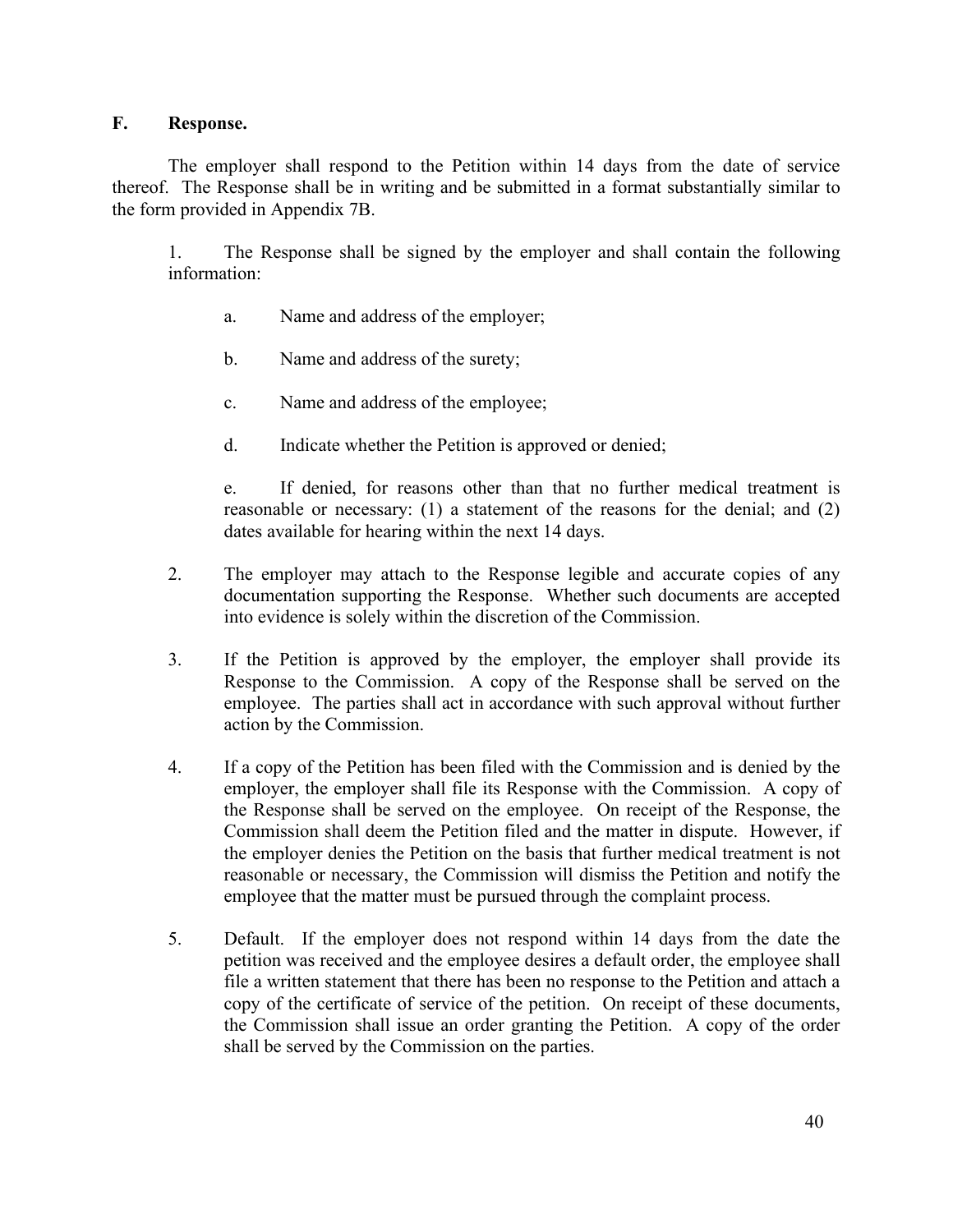### F. Response.

The employer shall respond to the Petition within 14 days from the date of service thereof. The Response shall be in writing and be submitted in a format substantially similar to the form provided in Appendix 7B.

1. The Response shall be signed by the employer and shall contain the following information:

   a. Name and address of the employer;

   b. Name and address of the surety;

   c. Name and address of the employee;

   d. Indicate whether the Petition is approved or denied;

   e. If denied, for reasons other than that no further medical treatment is reasonable or necessary: (1) a statement of the reasons for the denial; and (2) dates available for hearing within the next 14 days.

2. The employer may attach to the Response legible and accurate copies of any documentation supporting the Response. Whether such documents are accepted into evidence is solely within the discretion of the Commission.

3. If the Petition is approved by the employer, the employer shall provide its Response to the Commission. A copy of the Response shall be served on the employee. The parties shall act in accordance with such approval without further action by the Commission.

4. If a copy of the Petition has been filed with the Commission and is denied by the employer, the employer shall file its Response with the Commission. A copy of the Response shall be served on the employee. On receipt of the Response, the Commission shall deem the Petition filed and the matter in dispute. However, if the employer denies the Petition on the basis that further medical treatment is not reasonable or necessary, the Commission will dismiss the Petition and notify the employee that the matter must be pursued through the complaint process.

5. Default. If the employer does not respond within 14 days from the date the petition was received and the employee desires a default order, the employee shall file a written statement that there has been no response to the Petition and attach a copy of the certificate of service of the petition. On receipt of these documents, the Commission shall issue an order granting the Petition. A copy of the order shall be served by the Commission on the parties.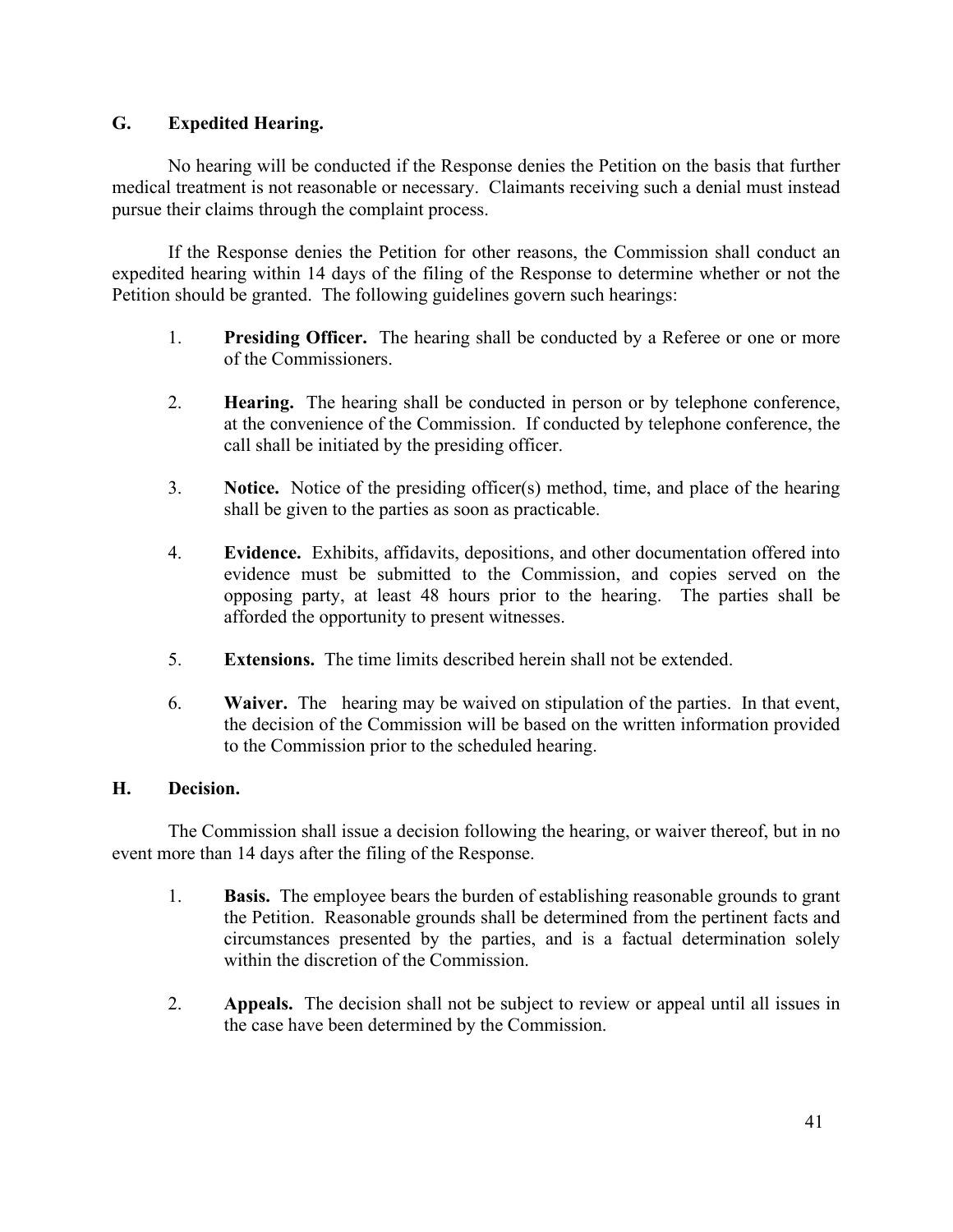### G. Expedited Hearing.

No hearing will be conducted if the Response denies the Petition on the basis that further medical treatment is not reasonable or necessary. Claimants receiving such a denial must instead pursue their claims through the complaint process.

If the Response denies the Petition for other reasons, the Commission shall conduct an expedited hearing within 14 days of the filing of the Response to determine whether or not the Petition should be granted. The following guidelines govern such hearings:

1. **Presiding Officer.** The hearing shall be conducted by a Referee or one or more of the Commissioners.

2. **Hearing.** The hearing shall be conducted in person or by telephone conference, at the convenience of the Commission. If conducted by telephone conference, the call shall be initiated by the presiding officer.

3. **Notice.** Notice of the presiding officer(s) method, time, and place of the hearing shall be given to the parties as soon as practicable.

4. **Evidence.** Exhibits, affidavits, depositions, and other documentation offered into evidence must be submitted to the Commission, and copies served on the opposing party, at least 48 hours prior to the hearing. The parties shall be afforded the opportunity to present witnesses.

5. **Extensions.** The time limits described herein shall not be extended.

6. **Waiver.** The hearing may be waived on stipulation of the parties. In that event, the decision of the Commission will be based on the written information provided to the Commission prior to the scheduled hearing.

### H. Decision.

The Commission shall issue a decision following the hearing, or waiver thereof, but in no event more than 14 days after the filing of the Response.

1. **Basis.** The employee bears the burden of establishing reasonable grounds to grant the Petition. Reasonable grounds shall be determined from the pertinent facts and circumstances presented by the parties, and is a factual determination solely within the discretion of the Commission.

2. **Appeals.** The decision shall not be subject to review or appeal until all issues in the case have been determined by the Commission.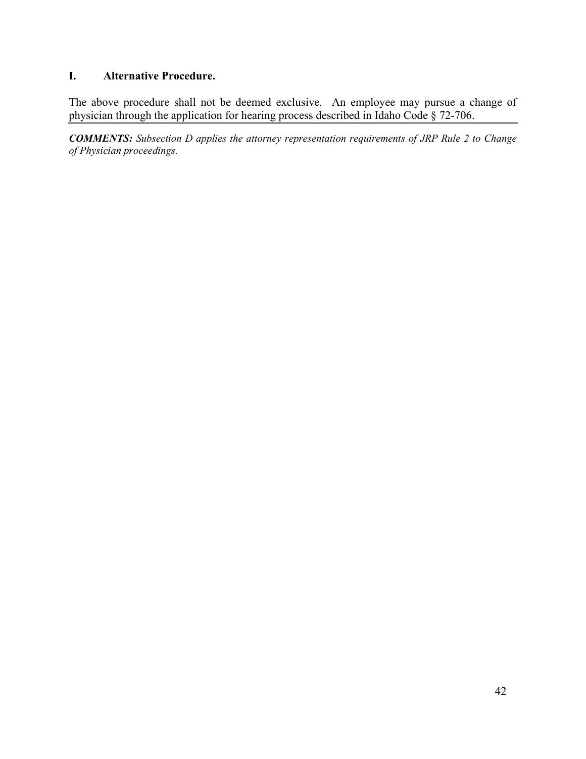## I. Alternative Procedure.

The above procedure shall not be deemed exclusive. An employee may pursue a change of physician through the application for hearing process described in Idaho Code § 72-706.

***COMMENTS:*** *Subsection D applies the attorney representation requirements of JRP Rule 2 to Change of Physician proceedings.*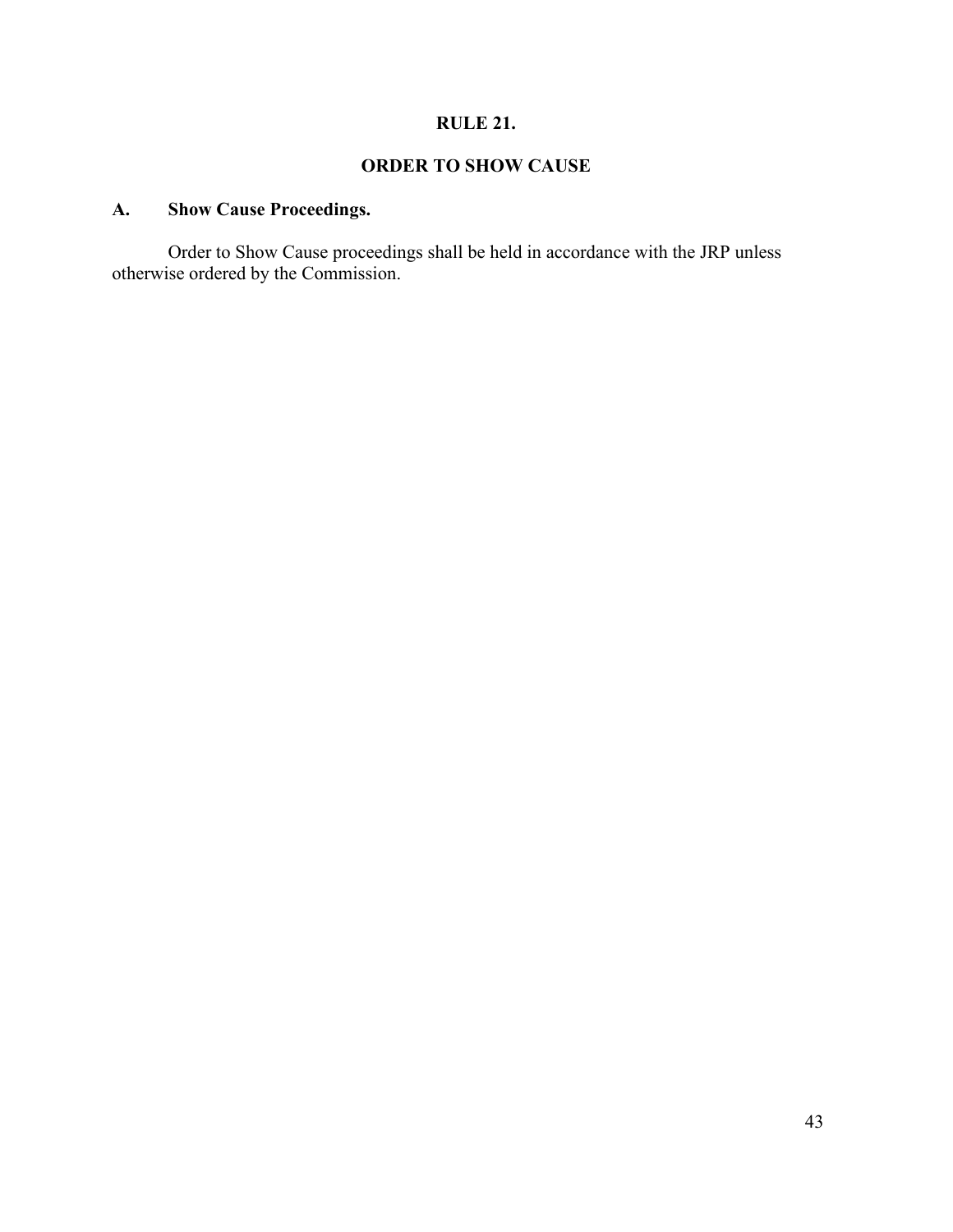# RULE 21.

# ORDER TO SHOW CAUSE

## A. Show Cause Proceedings.

Order to Show Cause proceedings shall be held in accordance with the JRP unless otherwise ordered by the Commission.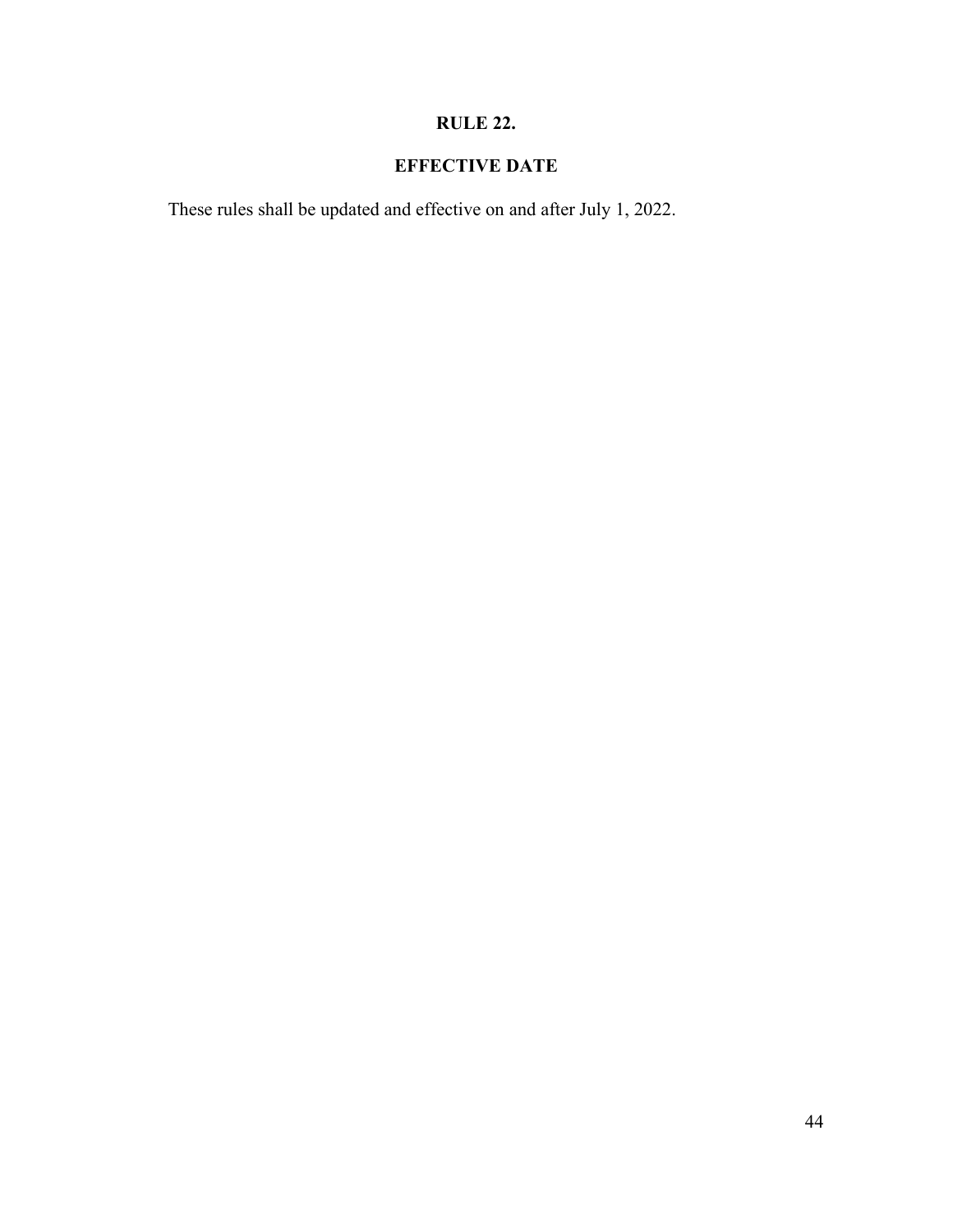## RULE 22.

## EFFECTIVE DATE

These rules shall be updated and effective on and after July 1, 2022.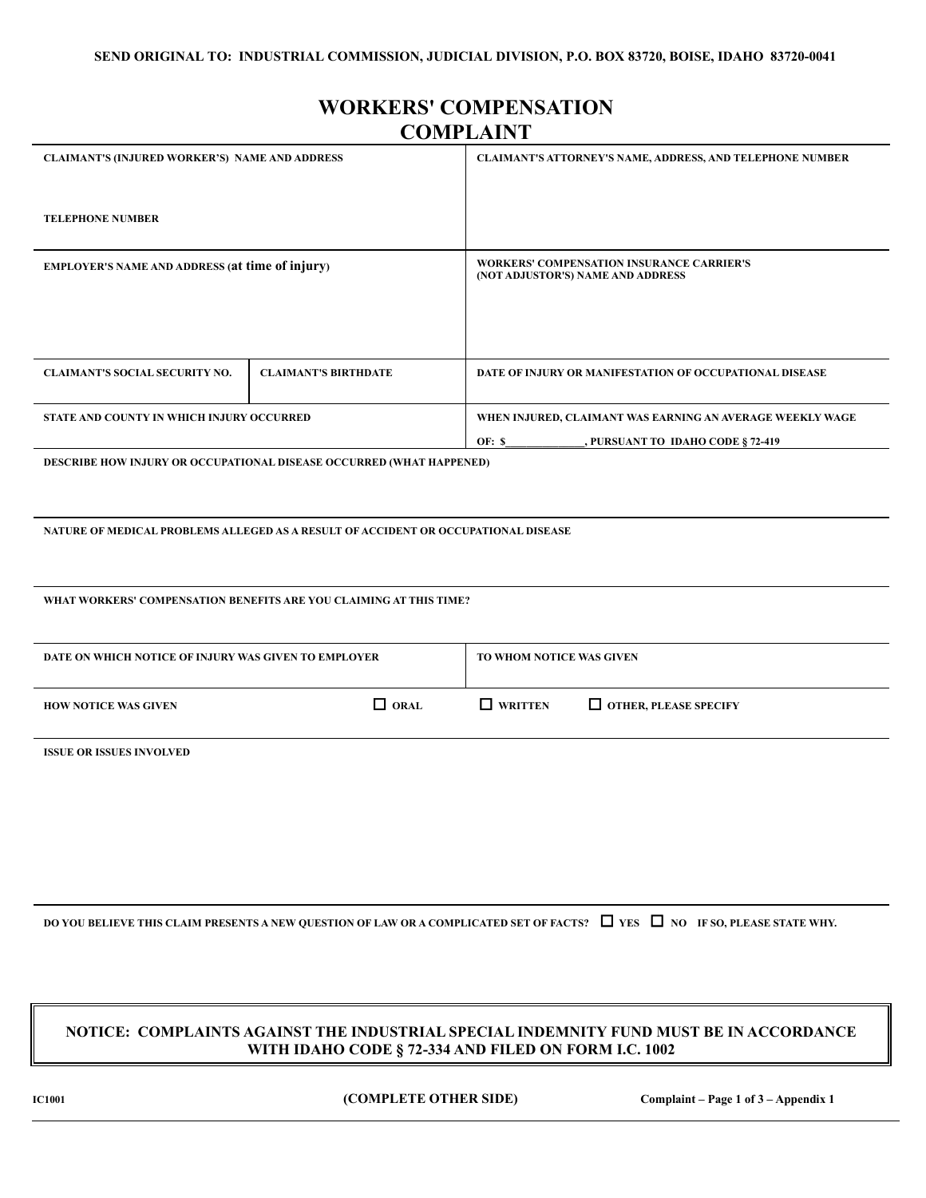SEND ORIGINAL TO: INDUSTRIAL COMMISSION, JUDICIAL DIVISION, P.O. BOX 83720, BOISE, IDAHO 83720-0041

# WORKERS' COMPENSATION COMPLAINT

| CLAIMANT'S (INJURED WORKER'S) NAME AND ADDRESS<br><br>TELEPHONE NUMBER | | CLAIMANT'S ATTORNEY'S NAME, ADDRESS, AND TELEPHONE NUMBER |
|---|---|---|
| EMPLOYER'S NAME AND ADDRESS (at time of injury) | | WORKERS' COMPENSATION INSURANCE CARRIER'S (NOT ADJUSTOR'S) NAME AND ADDRESS |
| CLAIMANT'S SOCIAL SECURITY NO. | CLAIMANT'S BIRTHDATE | DATE OF INJURY OR MANIFESTATION OF OCCUPATIONAL DISEASE |
| STATE AND COUNTY IN WHICH INJURY OCCURRED | | WHEN INJURED, CLAIMANT WAS EARNING AN AVERAGE WEEKLY WAGE OF: $______________, PURSUANT TO IDAHO CODE § 72-419 |

DESCRIBE HOW INJURY OR OCCUPATIONAL DISEASE OCCURRED (WHAT HAPPENED)

NATURE OF MEDICAL PROBLEMS ALLEGED AS A RESULT OF ACCIDENT OR OCCUPATIONAL DISEASE

WHAT WORKERS' COMPENSATION BENEFITS ARE YOU CLAIMING AT THIS TIME?

| DATE ON WHICH NOTICE OF INJURY WAS GIVEN TO EMPLOYER | TO WHOM NOTICE WAS GIVEN |
|---|---|

HOW NOTICE WAS GIVEN ☐ ORAL ☐ WRITTEN ☐ OTHER, PLEASE SPECIFY

ISSUE OR ISSUES INVOLVED

DO YOU BELIEVE THIS CLAIM PRESENTS A NEW QUESTION OF LAW OR A COMPLICATED SET OF FACTS? ☐ YES ☐ NO IF SO, PLEASE STATE WHY.

**NOTICE: COMPLAINTS AGAINST THE INDUSTRIAL SPECIAL INDEMNITY FUND MUST BE IN ACCORDANCE WITH IDAHO CODE § 72-334 AND FILED ON FORM I.C. 1002**

IC1001 (COMPLETE OTHER SIDE) Complaint – Page 1 of 3 – Appendix 1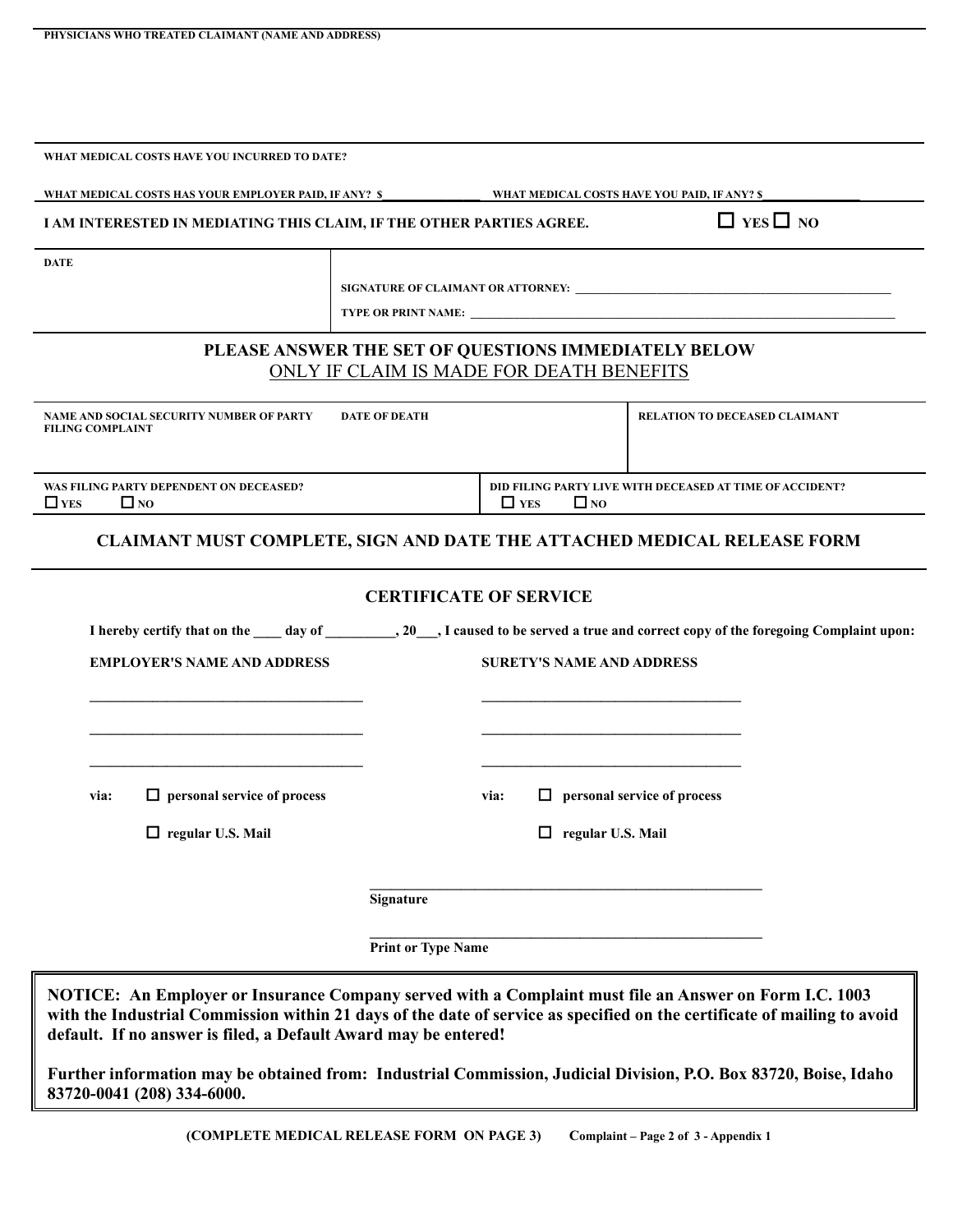**PHYSICIANS WHO TREATED CLAIMANT (NAME AND ADDRESS)**

**WHAT MEDICAL COSTS HAVE YOU INCURRED TO DATE?**

**WHAT MEDICAL COSTS HAS YOUR EMPLOYER PAID, IF ANY? $\_\_\_\_\_\_\_\_\_\_\_\_\_\_\_\_** **WHAT MEDICAL COSTS HAVE YOU PAID, IF ANY? $\_\_\_\_\_\_\_\_\_\_\_\_\_\_\_\_**

**I AM INTERESTED IN MEDIATING THIS CLAIM, IF THE OTHER PARTIES AGREE.** ☐ **YES** ☐ **NO**

| **DATE** | **SIGNATURE OF CLAIMANT OR ATTORNEY:** \_\_\_\_\_\_\_\_\_\_\_\_\_\_\_\_\_\_\_\_\_\_\_\_\_\_\_\_\_\_<br>**TYPE OR PRINT NAME:** \_\_\_\_\_\_\_\_\_\_\_\_\_\_\_\_\_\_\_\_\_\_\_\_\_\_\_\_\_\_ |
|---|---|

## PLEASE ANSWER THE SET OF QUESTIONS IMMEDIATELY BELOW
## ONLY IF CLAIM IS MADE FOR DEATH BENEFITS

| **NAME AND SOCIAL SECURITY NUMBER OF PARTY FILING COMPLAINT** | **DATE OF DEATH** | **RELATION TO DECEASED CLAIMANT** |
|---|---|---|
| | | |

| **WAS FILING PARTY DEPENDENT ON DECEASED?** | **DID FILING PARTY LIVE WITH DECEASED AT TIME OF ACCIDENT?** |
|---|---|
| ☐ **YES** ☐ **NO** | ☐ **YES** ☐ **NO** |

## CLAIMANT MUST COMPLETE, SIGN AND DATE THE ATTACHED MEDICAL RELEASE FORM

## CERTIFICATE OF SERVICE

**I hereby certify that on the \_\_\_\_ day of \_\_\_\_\_\_\_\_\_\_, 20\_\_\_, I caused to be served a true and correct copy of the foregoing Complaint upon:**

| **EMPLOYER'S NAME AND ADDRESS** | **SURETY'S NAME AND ADDRESS** |
|---|---|
| \_\_\_\_\_\_\_\_\_\_\_\_\_\_\_\_\_\_\_\_\_\_\_\_\_\_\_\_\_\_ | \_\_\_\_\_\_\_\_\_\_\_\_\_\_\_\_\_\_\_\_\_\_\_\_\_\_\_\_\_\_ |
| \_\_\_\_\_\_\_\_\_\_\_\_\_\_\_\_\_\_\_\_\_\_\_\_\_\_\_\_\_\_ | \_\_\_\_\_\_\_\_\_\_\_\_\_\_\_\_\_\_\_\_\_\_\_\_\_\_\_\_\_\_ |
| \_\_\_\_\_\_\_\_\_\_\_\_\_\_\_\_\_\_\_\_\_\_\_\_\_\_\_\_\_\_ | \_\_\_\_\_\_\_\_\_\_\_\_\_\_\_\_\_\_\_\_\_\_\_\_\_\_\_\_\_\_ |
| **via:** ☐ **personal service of process** | **via:** ☐ **personal service of process** |
| ☐ **regular U.S. Mail** | ☐ **regular U.S. Mail** |

\_\_\_\_\_\_\_\_\_\_\_\_\_\_\_\_\_\_\_\_\_\_\_\_\_\_\_\_\_\_\_\_\_\_\_\_\_\_\_\_
**Signature**

\_\_\_\_\_\_\_\_\_\_\_\_\_\_\_\_\_\_\_\_\_\_\_\_\_\_\_\_\_\_\_\_\_\_\_\_\_\_\_\_
**Print or Type Name**

> **NOTICE: An Employer or Insurance Company served with a Complaint must file an Answer on Form I.C. 1003 with the Industrial Commission within 21 days of the date of service as specified on the certificate of mailing to avoid default. If no answer is filed, a Default Award may be entered!**
>
> **Further information may be obtained from: Industrial Commission, Judicial Division, P.O. Box 83720, Boise, Idaho 83720-0041 (208) 334-6000.**

**(COMPLETE MEDICAL RELEASE FORM ON PAGE 3)** **Complaint – Page 2 of 3 - Appendix 1**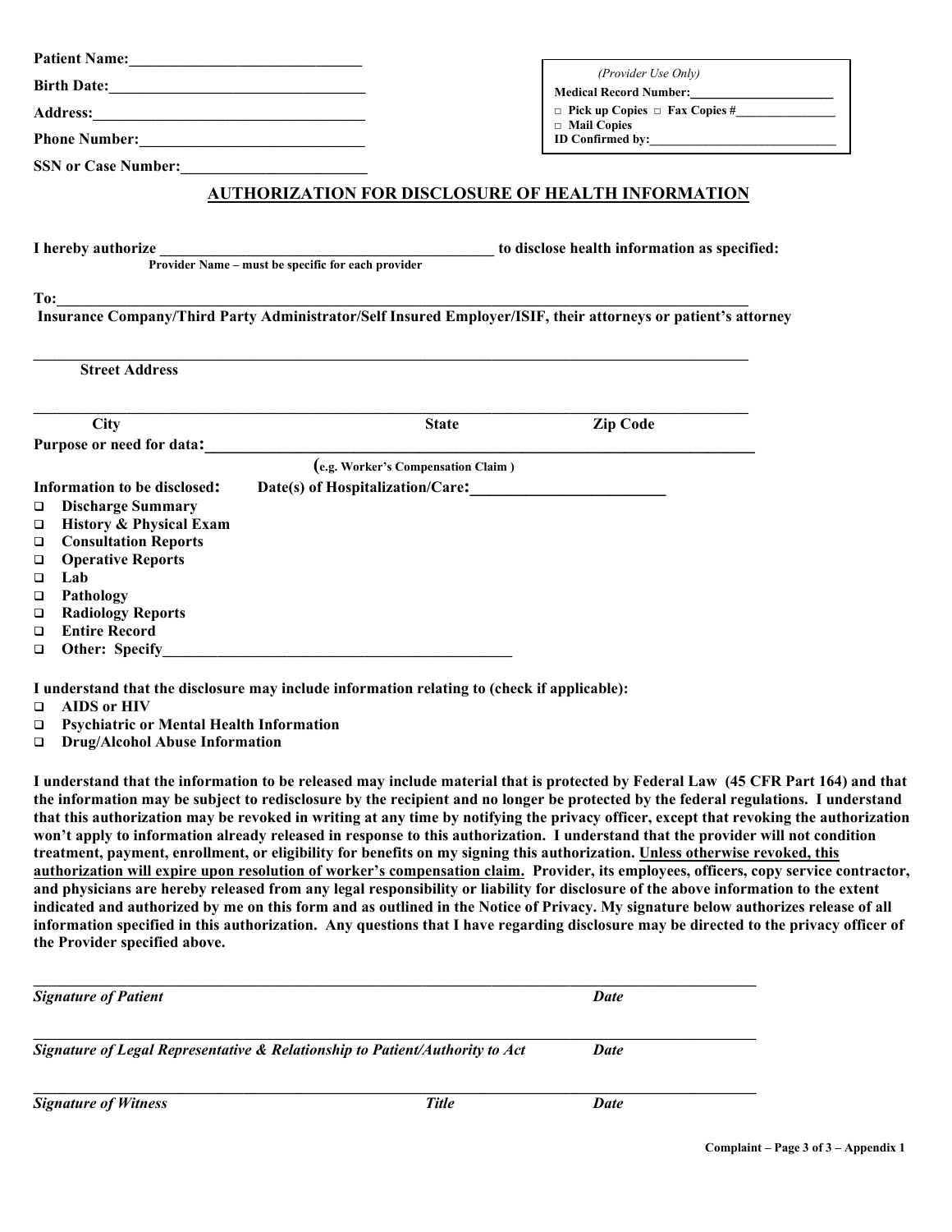**Patient Name:**______________________________

**Birth Date:**________________________________

**Address:**__________________________________

**Phone Number:**____________________________

**SSN or Case Number:**_______________________

*(Provider Use Only)*
**Medical Record Number:**____________________
□ **Pick up Copies** □ **Fax Copies #**_______________
□ **Mail Copies**
**ID Confirmed by:**___________________________

## AUTHORIZATION FOR DISCLOSURE OF HEALTH INFORMATION

**I hereby authorize** ___________________________________________ **to disclose health information as specified:**
**Provider Name – must be specific for each provider**

**To:**_________________________________________________________________________________
**Insurance Company/Third Party Administrator/Self Insured Employer/ISIF, their attorneys or patient's attorney**

_____________________________________________________________________________________
**Street Address**

_____________________________________________________________________________________
**City** **State** **Zip Code**

**Purpose or need for data:**_________________________________________________________________
**(e.g. Worker's Compensation Claim )**

**Information to be disclosed:** **Date(s) of Hospitalization/Care:**________________________

- ❑ **Discharge Summary**
- ❑ **History & Physical Exam**
- ❑ **Consultation Reports**
- ❑ **Operative Reports**
- ❑ **Lab**
- ❑ **Pathology**
- ❑ **Radiology Reports**
- ❑ **Entire Record**
- ❑ **Other: Specify**______________________________________________

**I understand that the disclosure may include information relating to (check if applicable):**

- ❑ **AIDS or HIV**
- ❑ **Psychiatric or Mental Health Information**
- ❑ **Drug/Alcohol Abuse Information**

**I understand that the information to be released may include material that is protected by Federal Law (45 CFR Part 164) and that the information may be subject to redisclosure by the recipient and no longer be protected by the federal regulations. I understand that this authorization may be revoked in writing at any time by notifying the privacy officer, except that revoking the authorization won't apply to information already released in response to this authorization. I understand that the provider will not condition treatment, payment, enrollment, or eligibility for benefits on my signing this authorization. <u>Unless otherwise revoked, this authorization will expire upon resolution of worker's compensation claim.</u> Provider, its employees, officers, copy service contractor, and physicians are hereby released from any legal responsibility or liability for disclosure of the above information to the extent indicated and authorized by me on this form and as outlined in the Notice of Privacy. My signature below authorizes release of all information specified in this authorization. Any questions that I have regarding disclosure may be directed to the privacy officer of the Provider specified above.**

_____________________________________________________________________________________
***Signature of Patient*** ***Date***

_____________________________________________________________________________________
***Signature of Legal Representative & Relationship to Patient/Authority to Act*** ***Date***

_____________________________________________________________________________________
***Signature of Witness*** ***Title*** ***Date***

**Complaint – Page 3 of 3 – Appendix 1**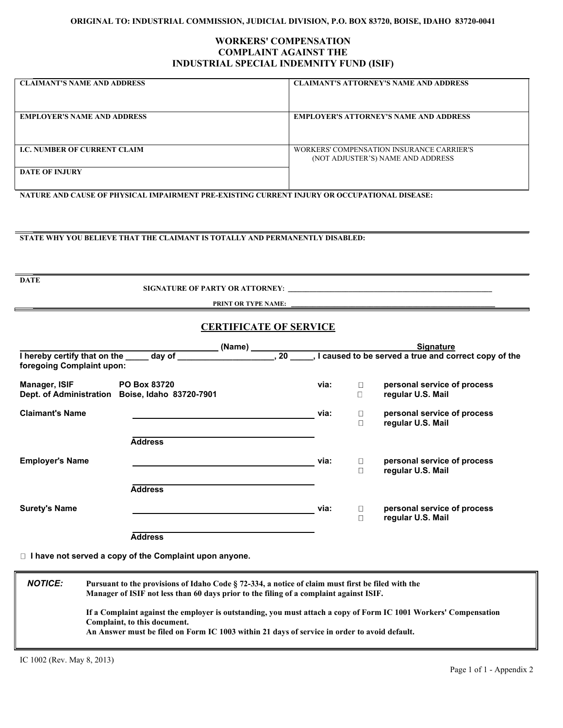ORIGINAL TO: INDUSTRIAL COMMISSION, JUDICIAL DIVISION, P.O. BOX 83720, BOISE, IDAHO 83720-0041

# WORKERS' COMPENSATION COMPLAINT AGAINST THE INDUSTRIAL SPECIAL INDEMNITY FUND (ISIF)

| CLAIMANT'S NAME AND ADDRESS | CLAIMANT'S ATTORNEY'S NAME AND ADDRESS |
|---|---|
| EMPLOYER'S NAME AND ADDRESS | EMPLOYER'S ATTORNEY'S NAME AND ADDRESS |
| I.C. NUMBER OF CURRENT CLAIM | WORKERS' COMPENSATION INSURANCE CARRIER'S (NOT ADJUSTER'S) NAME AND ADDRESS |
| DATE OF INJURY | |

**NATURE AND CAUSE OF PHYSICAL IMPAIRMENT PRE-EXISTING CURRENT INJURY OR OCCUPATIONAL DISEASE:**

**STATE WHY YOU BELIEVE THAT THE CLAIMANT IS TOTALLY AND PERMANENTLY DISABLED:**

**DATE**

**SIGNATURE OF PARTY OR ATTORNEY:** ______________________________

**PRINT OR TYPE NAME:** ______________________________

## CERTIFICATE OF SERVICE

______________________ (Name) ______________________ Signature

I hereby certify that on the _____ day of ____________________, 20 _____, I caused to be served a true and correct copy of the foregoing Complaint upon:

**Manager, ISIF** PO Box 83720
**Dept. of Administration** Boise, Idaho 83720-7901 via: ☐ personal service of process ☐ regular U.S. Mail

**Claimant's Name** ______________________ via: ☐ personal service of process ☐ regular U.S. Mail
______________________
**Address**

**Employer's Name** ______________________ via: ☐ personal service of process ☐ regular U.S. Mail
______________________
**Address**

**Surety's Name** ______________________ via: ☐ personal service of process ☐ regular U.S. Mail
______________________
**Address**

☐ **I have not served a copy of the Complaint upon anyone.**

***NOTICE:*** **Pursuant to the provisions of Idaho Code § 72-334, a notice of claim must first be filed with the Manager of ISIF not less than 60 days prior to the filing of a complaint against ISIF.**

**If a Complaint against the employer is outstanding, you must attach a copy of Form IC 1001 Workers' Compensation Complaint, to this document.**
**An Answer must be filed on Form IC 1003 within 21 days of service in order to avoid default.**

IC 1002 (Rev. May 8, 2013)

Page 1 of 1 - Appendix 2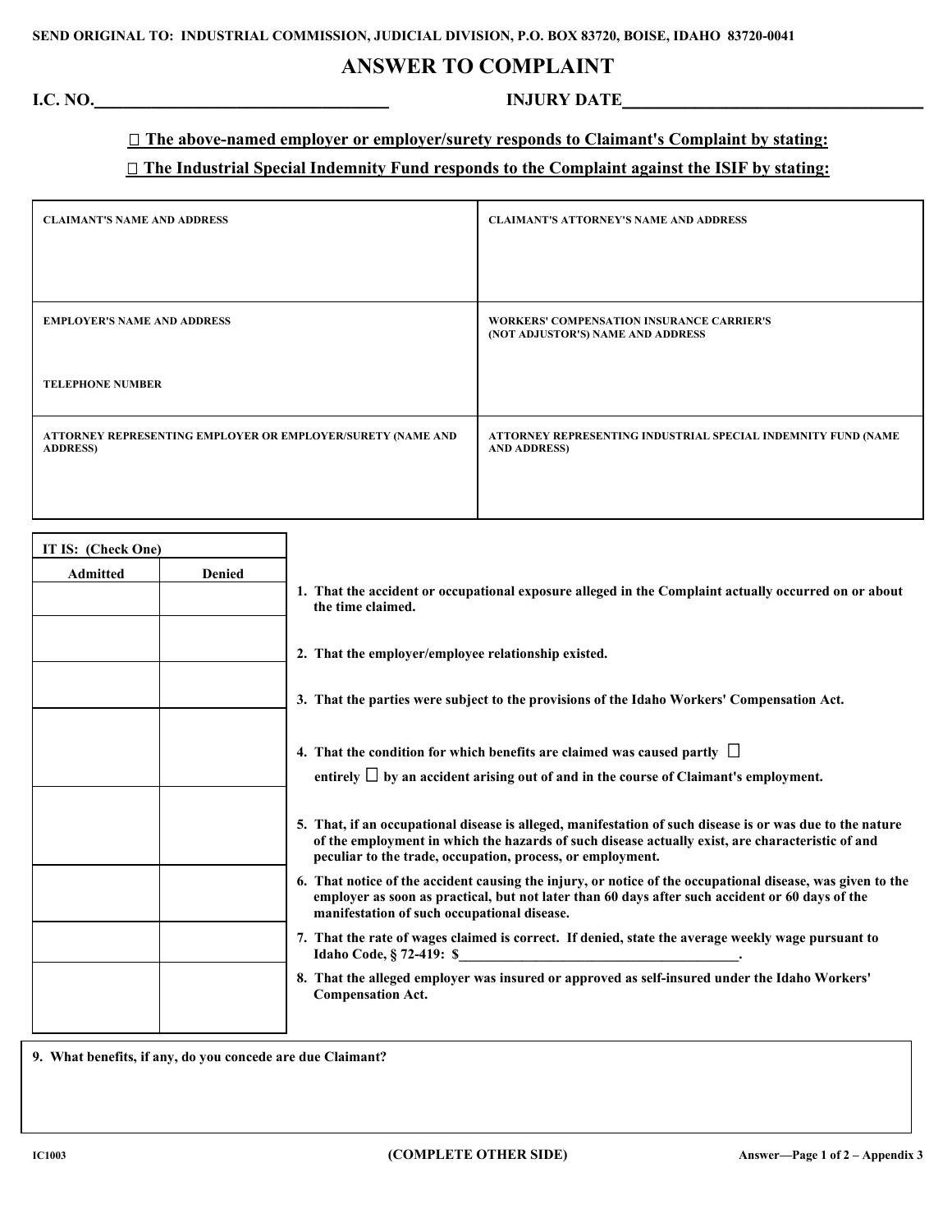SEND ORIGINAL TO: INDUSTRIAL COMMISSION, JUDICIAL DIVISION, P.O. BOX 83720, BOISE, IDAHO 83720-0041

# ANSWER TO COMPLAINT

**I.C. NO.**___________________________________ **INJURY DATE**___________________________________

☐ **The above-named employer or employer/surety responds to Claimant's Complaint by stating:**

☐ **The Industrial Special Indemnity Fund responds to the Complaint against the ISIF by stating:**

| | |
|---|---|
| CLAIMANT'S NAME AND ADDRESS | CLAIMANT'S ATTORNEY'S NAME AND ADDRESS |
| EMPLOYER'S NAME AND ADDRESS<br><br>TELEPHONE NUMBER | WORKERS' COMPENSATION INSURANCE CARRIER'S (NOT ADJUSTOR'S) NAME AND ADDRESS |
| ATTORNEY REPRESENTING EMPLOYER OR EMPLOYER/SURETY (NAME AND ADDRESS) | ATTORNEY REPRESENTING INDUSTRIAL SPECIAL INDEMNITY FUND (NAME AND ADDRESS) |

| IT IS: (Check One) | | |
|---|---|---|
| Admitted | Denied | |
| | | 1. That the accident or occupational exposure alleged in the Complaint actually occurred on or about the time claimed. |
| | | 2. That the employer/employee relationship existed. |
| | | 3. That the parties were subject to the provisions of the Idaho Workers' Compensation Act. |
| | | 4. That the condition for which benefits are claimed was caused partly ☐ entirely ☐ by an accident arising out of and in the course of Claimant's employment. |
| | | 5. That, if an occupational disease is alleged, manifestation of such disease is or was due to the nature of the employment in which the hazards of such disease actually exist, are characteristic of and peculiar to the trade, occupation, process, or employment. |
| | | 6. That notice of the accident causing the injury, or notice of the occupational disease, was given to the employer as soon as practical, but not later than 60 days after such accident or 60 days of the manifestation of such occupational disease. |
| | | 7. That the rate of wages claimed is correct. If denied, state the average weekly wage pursuant to Idaho Code, § 72-419: $________________________________________. |
| | | 8. That the alleged employer was insured or approved as self-insured under the Idaho Workers' Compensation Act. |

**9. What benefits, if any, do you concede are due Claimant?**

IC1003 **(COMPLETE OTHER SIDE)** Answer—Page 1 of 2 – Appendix 3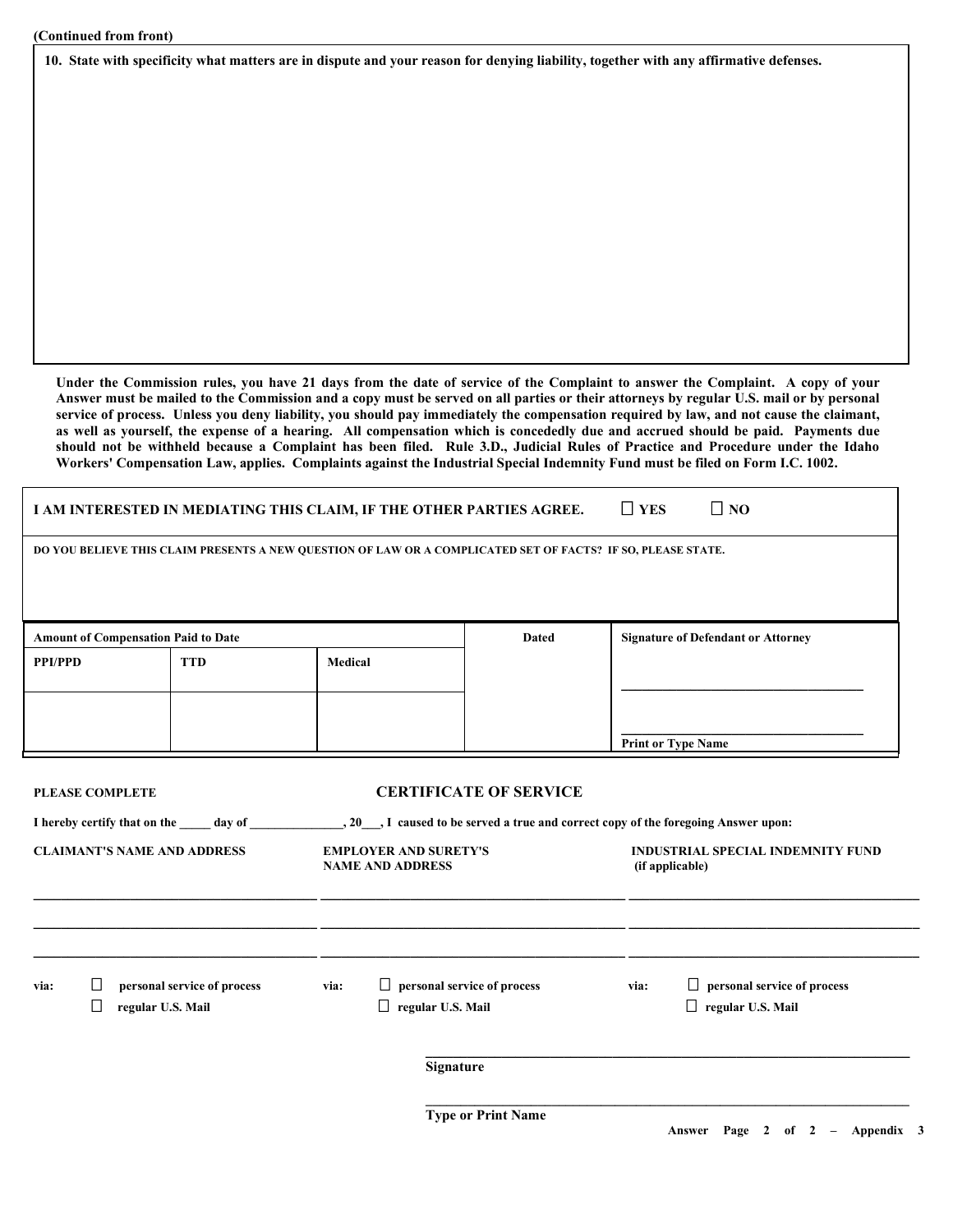(Continued from front)

**10. State with specificity what matters are in dispute and your reason for denying liability, together with any affirmative defenses.**

**Under the Commission rules, you have 21 days from the date of service of the Complaint to answer the Complaint. A copy of your Answer must be mailed to the Commission and a copy must be served on all parties or their attorneys by regular U.S. mail or by personal service of process. Unless you deny liability, you should pay immediately the compensation required by law, and not cause the claimant, as well as yourself, the expense of a hearing. All compensation which is concededly due and accrued should be paid. Payments due should not be withheld because a Complaint has been filed. Rule 3.D., Judicial Rules of Practice and Procedure under the Idaho Workers' Compensation Law, applies. Complaints against the Industrial Special Indemnity Fund must be filed on Form I.C. 1002.**

**I AM INTERESTED IN MEDIATING THIS CLAIM, IF THE OTHER PARTIES AGREE.** ☐ **YES** ☐ **NO**

**DO YOU BELIEVE THIS CLAIM PRESENTS A NEW QUESTION OF LAW OR A COMPLICATED SET OF FACTS? IF SO, PLEASE STATE.**

| Amount of Compensation Paid to Date | | | Dated | Signature of Defendant or Attorney |
|---|---|---|---|---|
| PPI/PPD | TTD | Medical | | ______________________ |
| | | | | ______________________ Print or Type Name |

**PLEASE COMPLETE**

## CERTIFICATE OF SERVICE

I hereby certify that on the _____ day of _______________, 20___, I caused to be served a true and correct copy of the foregoing Answer upon:

| CLAIMANT'S NAME AND ADDRESS | EMPLOYER AND SURETY'S NAME AND ADDRESS | INDUSTRIAL SPECIAL INDEMNITY FUND (if applicable) |
|---|---|---|
| ______________________ | ______________________ | ______________________ |
| ______________________ | ______________________ | ______________________ |
| ______________________ | ______________________ | ______________________ |
| via: ☐ personal service of process<br>☐ regular U.S. Mail | via: ☐ personal service of process<br>☐ regular U.S. Mail | via: ☐ personal service of process<br>☐ regular U.S. Mail |

______________________________________
**Signature**

______________________________________
**Type or Print Name**

**Answer Page 2 of 2 – Appendix 3**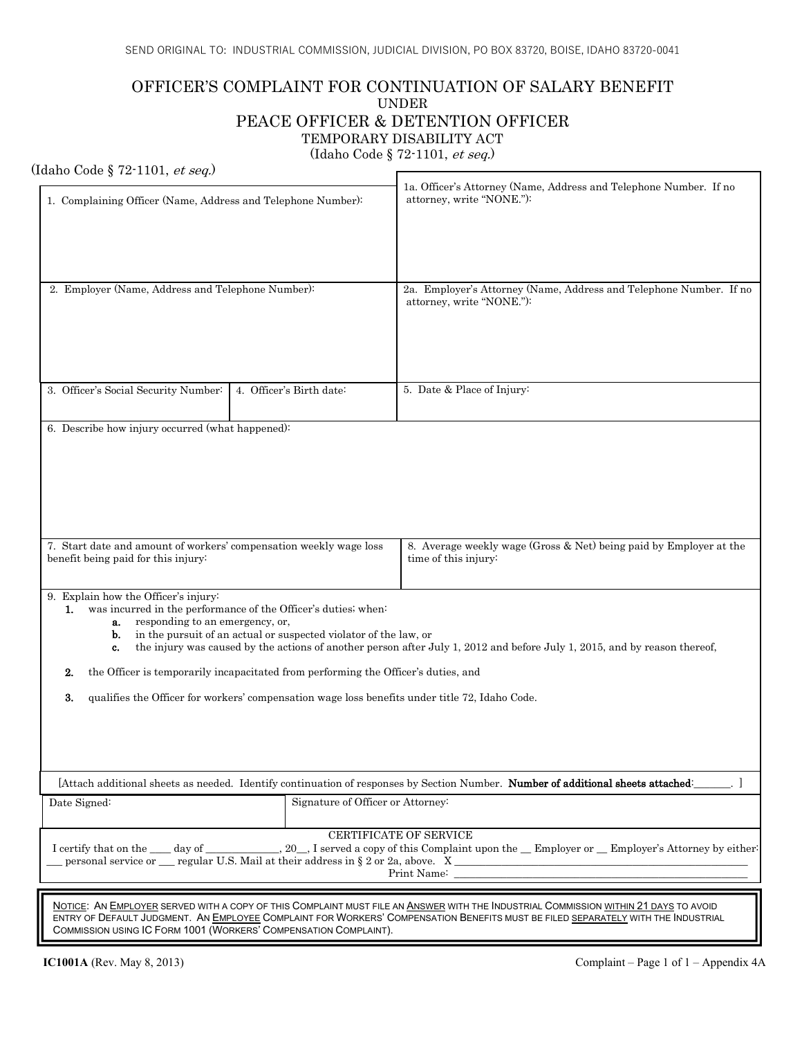SEND ORIGINAL TO: INDUSTRIAL COMMISSION, JUDICIAL DIVISION, PO BOX 83720, BOISE, IDAHO 83720-0041

# OFFICER'S COMPLAINT FOR CONTINUATION OF SALARY BENEFIT

UNDER

## PEACE OFFICER & DETENTION OFFICER

TEMPORARY DISABILITY ACT

(Idaho Code § 72-1101, *et seq.*)

(Idaho Code § 72-1101, *et seq.*)

| 1. Complaining Officer (Name, Address and Telephone Number): | 1a. Officer's Attorney (Name, Address and Telephone Number. If no attorney, write "NONE."): |
|---|---|
| 2. Employer (Name, Address and Telephone Number): | 2a. Employer's Attorney (Name, Address and Telephone Number. If no attorney, write "NONE."): |

| 3. Officer's Social Security Number: | 4. Officer's Birth date: | 5. Date & Place of Injury: |
|---|---|---|

6. Describe how injury occurred (what happened):

| 7. Start date and amount of workers' compensation weekly wage loss benefit being paid for this injury: | 8. Average weekly wage (Gross & Net) being paid by Employer at the time of this injury: |
|---|---|

9. Explain how the Officer's injury:

1. was incurred in the performance of the Officer's duties; when:
   a. responding to an emergency, or,
   b. in the pursuit of an actual or suspected violator of the law, or
   c. the injury was caused by the actions of another person after July 1, 2012 and before July 1, 2015, and by reason thereof,
2. the Officer is temporarily incapacitated from performing the Officer's duties, and
3. qualifies the Officer for workers' compensation wage loss benefits under title 72, Idaho Code.

[Attach additional sheets as needed. Identify continuation of responses by Section Number. **Number of additional sheets attached**:_______. ]

| Date Signed: | Signature of Officer or Attorney: |
|---|---|

CERTIFICATE OF SERVICE

I certify that on the ____ day of ______________, 20__, I served a copy of this Complaint upon the __ Employer or __ Employer's Attorney by either: ___ personal service or ___ regular U.S. Mail at their address in § 2 or 2a, above. X ________________________________________

Print Name: ________________________________________

NOTICE: AN EMPLOYER SERVED WITH A COPY OF THIS COMPLAINT MUST FILE AN ANSWER WITH THE INDUSTRIAL COMMISSION WITHIN 21 DAYS TO AVOID ENTRY OF DEFAULT JUDGMENT. AN EMPLOYEE COMPLAINT FOR WORKERS' COMPENSATION BENEFITS MUST BE FILED SEPARATELY WITH THE INDUSTRIAL COMMISSION USING IC FORM 1001 (WORKERS' COMPENSATION COMPLAINT).

**IC1001A** (Rev. May 8, 2013) Complaint – Page 1 of 1 – Appendix 4A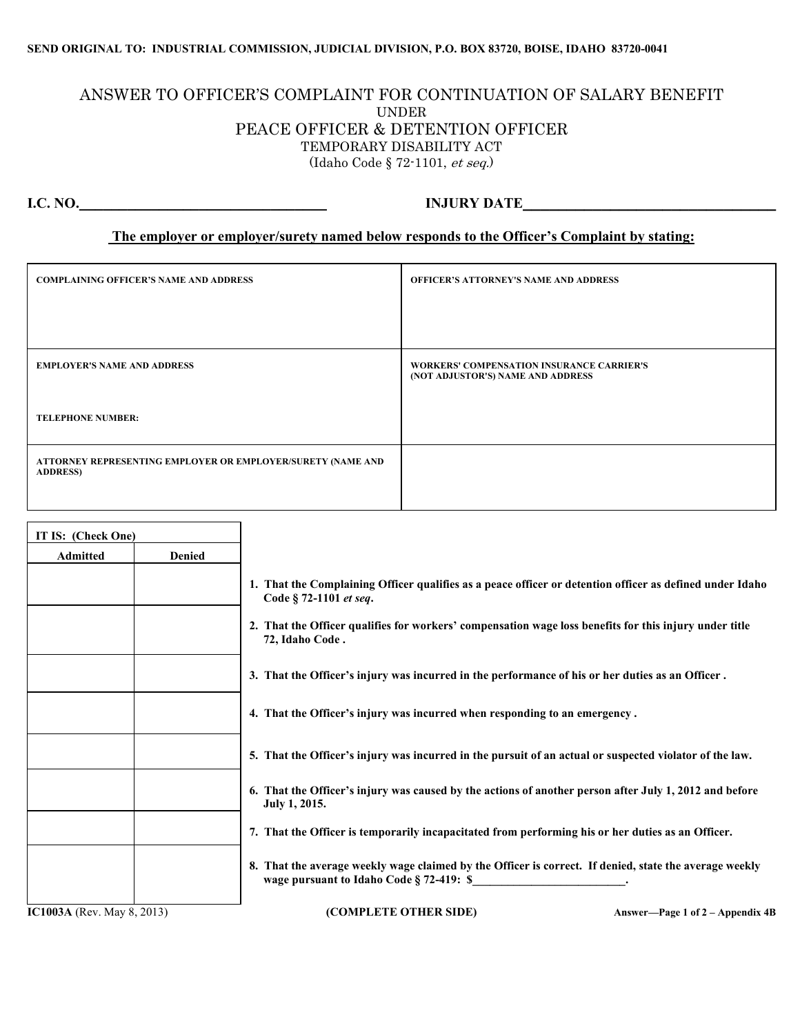**SEND ORIGINAL TO: INDUSTRIAL COMMISSION, JUDICIAL DIVISION, P.O. BOX 83720, BOISE, IDAHO 83720-0041**

# ANSWER TO OFFICER'S COMPLAINT FOR CONTINUATION OF SALARY BENEFIT

UNDER

## PEACE OFFICER & DETENTION OFFICER

TEMPORARY DISABILITY ACT

(Idaho Code § 72-1101, *et seq.*)

**I.C. NO.**\_\_\_\_\_\_\_\_\_\_\_\_\_\_\_\_\_\_\_\_\_\_\_\_\_\_\_\_\_\_\_\_\_\_\_ **INJURY DATE**\_\_\_\_\_\_\_\_\_\_\_\_\_\_\_\_\_\_\_\_\_\_\_\_\_\_\_\_\_\_\_\_\_\_\_

**The employer or employer/surety named below responds to the Officer's Complaint by stating:**

| | |
|---|---|
| **COMPLAINING OFFICER'S NAME AND ADDRESS** | **OFFICER'S ATTORNEY'S NAME AND ADDRESS** |
| **EMPLOYER'S NAME AND ADDRESS**<br><br>**TELEPHONE NUMBER:** | **WORKERS' COMPENSATION INSURANCE CARRIER'S (NOT ADJUSTOR'S) NAME AND ADDRESS** |
| **ATTORNEY REPRESENTING EMPLOYER OR EMPLOYER/SURETY (NAME AND ADDRESS)** | |

| **IT IS: (Check One)** | | |
|---|---|---|
| **Admitted** | **Denied** | |
| | | **1. That the Complaining Officer qualifies as a peace officer or detention officer as defined under Idaho Code § 72-1101 *et seq*.** |
| | | **2. That the Officer qualifies for workers' compensation wage loss benefits for this injury under title 72, Idaho Code .** |
| | | **3. That the Officer's injury was incurred in the performance of his or her duties as an Officer .** |
| | | **4. That the Officer's injury was incurred when responding to an emergency .** |
| | | **5. That the Officer's injury was incurred in the pursuit of an actual or suspected violator of the law.** |
| | | **6. That the Officer's injury was caused by the actions of another person after July 1, 2012 and before July 1, 2015.** |
| | | **7. That the Officer is temporarily incapacitated from performing his or her duties as an Officer.** |
| | | **8. That the average weekly wage claimed by the Officer is correct. If denied, state the average weekly wage pursuant to Idaho Code § 72-419: $\_\_\_\_\_\_\_\_\_\_\_\_\_\_\_\_\_\_\_\_\_\_\_\_\_.** |

**IC1003A** (Rev. May 8, 2013) **(COMPLETE OTHER SIDE)** **Answer—Page 1 of 2 – Appendix 4B**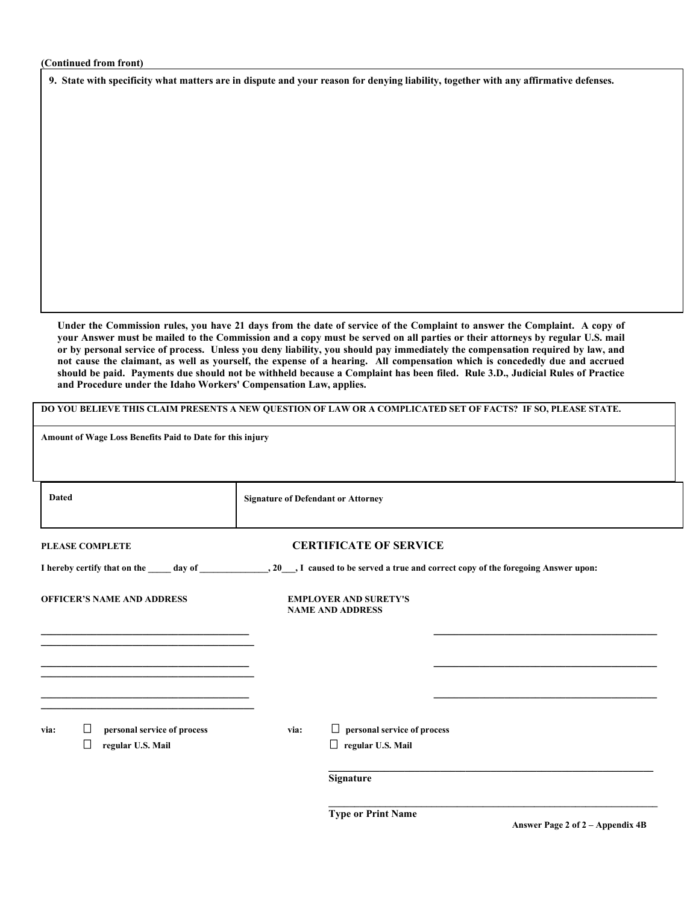(Continued from front)

**9. State with specificity what matters are in dispute and your reason for denying liability, together with any affirmative defenses.**

**Under the Commission rules, you have 21 days from the date of service of the Complaint to answer the Complaint. A copy of your Answer must be mailed to the Commission and a copy must be served on all parties or their attorneys by regular U.S. mail or by personal service of process. Unless you deny liability, you should pay immediately the compensation required by law, and not cause the claimant, as well as yourself, the expense of a hearing. All compensation which is concededly due and accrued should be paid. Payments due should not be withheld because a Complaint has been filed. Rule 3.D., Judicial Rules of Practice and Procedure under the Idaho Workers' Compensation Law, applies.**

**DO YOU BELIEVE THIS CLAIM PRESENTS A NEW QUESTION OF LAW OR A COMPLICATED SET OF FACTS? IF SO, PLEASE STATE.**

**Amount of Wage Loss Benefits Paid to Date for this injury**

| Dated | Signature of Defendant or Attorney |
|---|---|
| | |

**PLEASE COMPLETE**

## CERTIFICATE OF SERVICE

I hereby certify that on the _____ day of _______________, 20___, I caused to be served a true and correct copy of the foregoing Answer upon:

**OFFICER'S NAME AND ADDRESS**

_______________________________________
_______________________________________
_______________________________________
_______________________________________
_______________________________________
_______________________________________

via: ☐ personal service of process
☐ regular U.S. Mail

**EMPLOYER AND SURETY'S NAME AND ADDRESS**

_______________________________________
_______________________________________
_______________________________________

via: ☐ personal service of process
☐ regular U.S. Mail

_______________________________________
Signature

_______________________________________
Type or Print Name

Answer Page 2 of 2 – Appendix 4B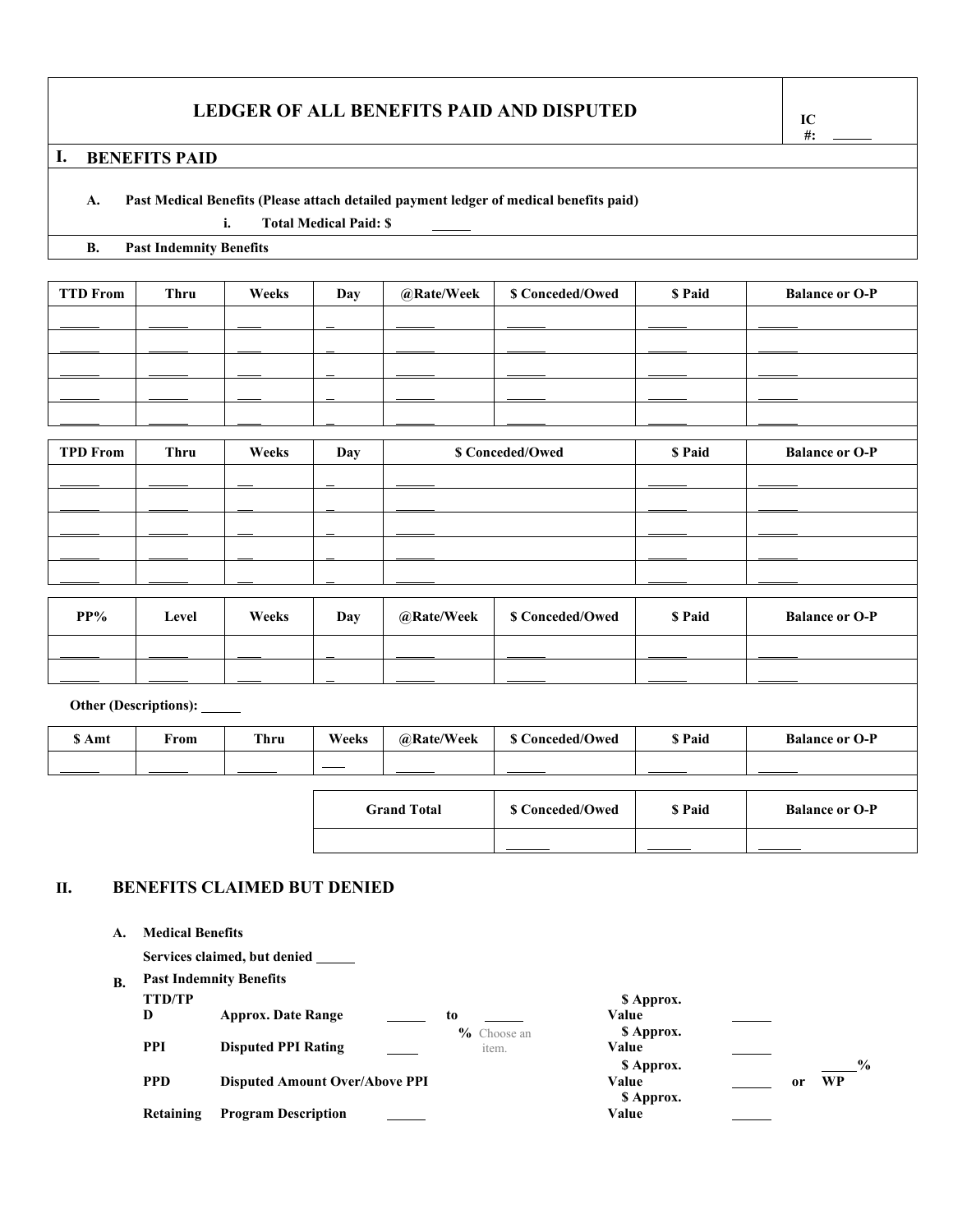# LEDGER OF ALL BENEFITS PAID AND DISPUTED

IC #: ______

## I. BENEFITS PAID

**A. Past Medical Benefits (Please attach detailed payment ledger of medical benefits paid)**

**i. Total Medical Paid: $** ______

**B. Past Indemnity Benefits**

| TTD From | Thru | Weeks | Day | @Rate/Week | $ Conceded/Owed | $ Paid | Balance or O-P |
|---|---|---|---|---|---|---|---|
| ______ | ______ | ___ | _ | ______ | ______ | ______ | ______ |
| ______ | ______ | ___ | _ | ______ | ______ | ______ | ______ |
| ______ | ______ | ___ | _ | ______ | ______ | ______ | ______ |
| ______ | ______ | ___ | _ | ______ | ______ | ______ | ______ |
| ______ | ______ | ___ | _ | ______ | ______ | ______ | ______ |

| TPD From | Thru | Weeks | Day | $ Conceded/Owed | $ Paid | Balance or O-P |
|---|---|---|---|---|---|---|
| ______ | ______ | __ | _ | ______ | ______ | ______ |
| ______ | ______ | __ | _ | ______ | ______ | ______ |
| ______ | ______ | __ | _ | ______ | ______ | ______ |
| ______ | ______ | __ | _ | ______ | ______ | ______ |
| ______ | ______ | __ | _ | ______ | ______ | ______ |

| PP% | Level | Weeks | Day | @Rate/Week | $ Conceded/Owed | $ Paid | Balance or O-P |
|---|---|---|---|---|---|---|---|
| ______ | ______ | ___ | _ | ______ | ______ | ______ | ______ |
| ______ | ______ | ___ | _ | ______ | ______ | ______ | ______ |

**Other (Descriptions):** ______

| $ Amt | From | Thru | Weeks | @Rate/Week | $ Conceded/Owed | $ Paid | Balance or O-P |
|---|---|---|---|---|---|---|---|
| ______ | ______ | ______ | ___ | ______ | ______ | ______ | ______ |

| Grand Total | $ Conceded/Owed | $ Paid | Balance or O-P |
|---|---|---|---|
| | ______ | ______ | ______ |

## II. BENEFITS CLAIMED BUT DENIED

**A. Medical Benefits**

**Services claimed, but denied** ______

**B. Past Indemnity Benefits**

| | | | | |
|---|---|---|---|---|
| **TTD/TPD** | **Approx. Date Range** ______ **to** ______ | **$ Approx. Value** | ______ | |
| **PPI** | **Disputed PPI Rating** ____ **%** Choose an item. | **$ Approx. Value** | ______ | |
| **PPD** | **Disputed Amount Over/Above PPI** | **$ Approx. Value** | ______ | **or** _____**% WP** |
| **Retaining** | **Program Description** ______ | **$ Approx. Value** | ______ | |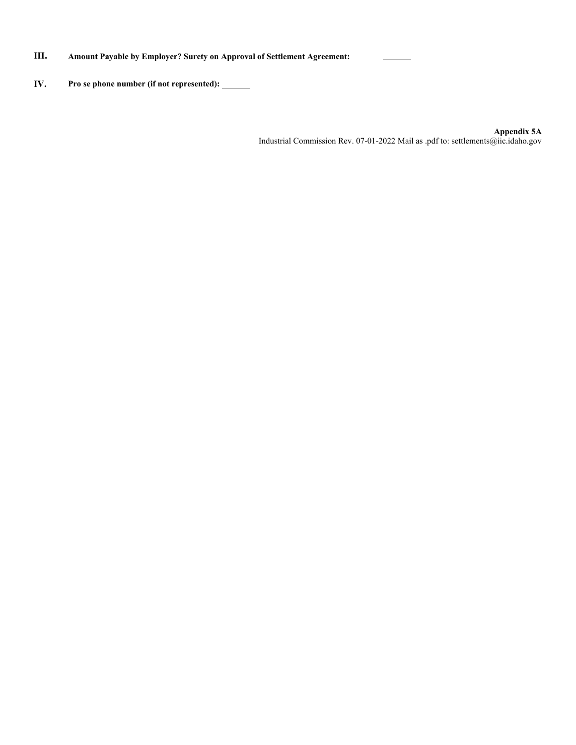**III.** **Amount Payable by Employer? Surety on Approval of Settlement Agreement:** _______

**IV.** **Pro se phone number (if not represented):** _______

**Appendix 5A**
Industrial Commission Rev. 07-01-2022 Mail as .pdf to: settlements@iic.idaho.gov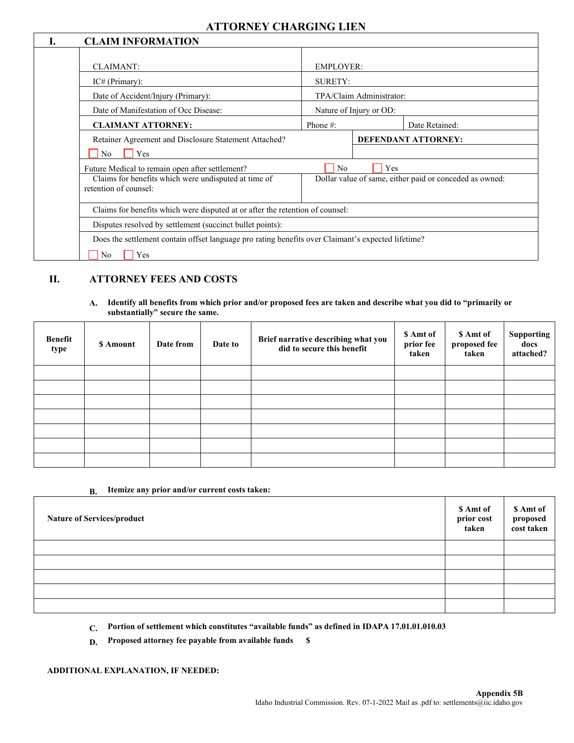# ATTORNEY CHARGING LIEN

## I. CLAIM INFORMATION

| | |
|---|---|
| CLAIMANT: | EMPLOYER: |
| IC# (Primary): | SURETY: |
| Date of Accident/Injury (Primary): | TPA/Claim Administrator: |
| Date of Manifestation of Occ Disease: | Nature of Injury or OD: |
| **CLAIMANT ATTORNEY:** | Phone #: Date Retained: |
| Retainer Agreement and Disclosure Statement Attached? ☐ No ☐ Yes | **DEFENDANT ATTORNEY:** |

Future Medical to remain open after settlement? ☐ No ☐ Yes

| | |
|---|---|
| Claims for benefits which were undisputed at time of retention of counsel: | Dollar value of same, either paid or conceded as owned: |

Claims for benefits which were disputed at or after the retention of counsel:

Disputes resolved by settlement (succinct bullet points):

Does the settlement contain offset language pro rating benefits over Claimant's expected lifetime?

☐ No ☐ Yes

## II. ATTORNEY FEES AND COSTS

**A. Identify all benefits from which prior and/or proposed fees are taken and describe what you did to "primarily or substantially" secure the same.**

| Benefit type | $ Amount | Date from | Date to | Brief narrative describing what you did to secure this benefit | $ Amt of prior fee taken | $ Amt of proposed fee taken | Supporting docs attached? |
|---|---|---|---|---|---|---|---|
| | | | | | | | |
| | | | | | | | |
| | | | | | | | |
| | | | | | | | |
| | | | | | | | |
| | | | | | | | |
| | | | | | | | |

**B. Itemize any prior and/or current costs taken:**

| Nature of Services/product | $ Amt of prior cost taken | $ Amt of proposed cost taken |
|---|---|---|
| | | |
| | | |
| | | |
| | | |
| | | |

**C. Portion of settlement which constitutes "available funds" as defined in IDAPA 17.01.01.010.03**

**D. Proposed attorney fee payable from available funds $**

**ADDITIONAL EXPLANATION, IF NEEDED:**

**Appendix 5B**

Idaho Industrial Commission. Rev. 07-1-2022 Mail as .pdf to: settlements@iic.idaho.gov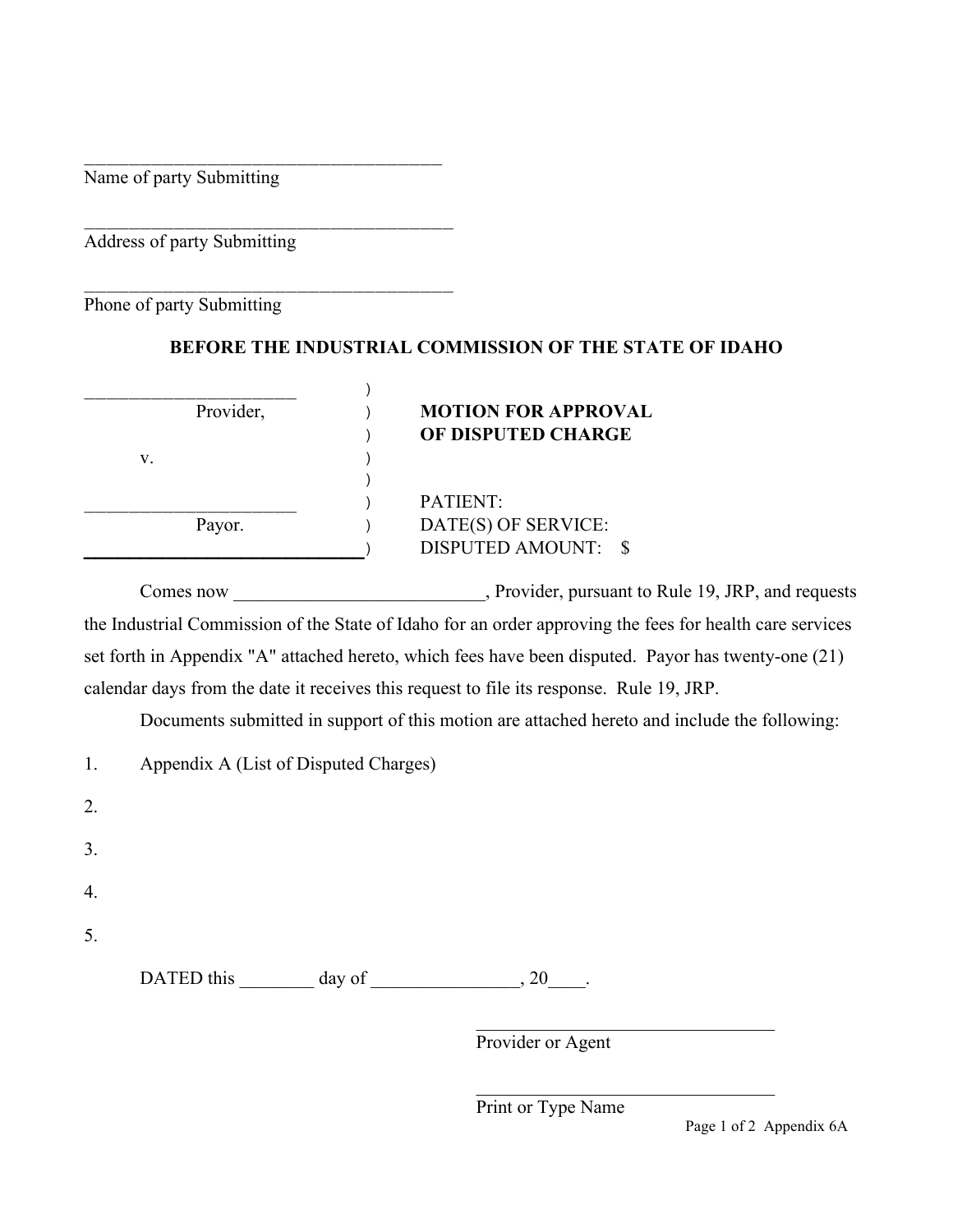\_\_\_\_\_\_\_\_\_\_\_\_\_\_\_\_\_\_\_\_\_\_\_\_\_\_\_\_\_\_\_\_\_\_\_\_\_\_\_
Name of party Submitting

\_\_\_\_\_\_\_\_\_\_\_\_\_\_\_\_\_\_\_\_\_\_\_\_\_\_\_\_\_\_\_\_\_\_\_\_\_\_\_\_\_
Address of party Submitting

\_\_\_\_\_\_\_\_\_\_\_\_\_\_\_\_\_\_\_\_\_\_\_\_\_\_\_\_\_\_\_\_\_\_\_\_\_\_\_\_\_
Phone of party Submitting

**BEFORE THE INDUSTRIAL COMMISSION OF THE STATE OF IDAHO**

| | |
|---|---|
| \_\_\_\_\_\_\_\_\_\_\_\_\_\_\_\_\_\_\_\_\_\_\_ Provider, | **MOTION FOR APPROVAL OF DISPUTED CHARGE** |
| v. | |
| \_\_\_\_\_\_\_\_\_\_\_\_\_\_\_\_\_\_\_\_\_\_\_ Payor. | PATIENT: |
| | DATE(S) OF SERVICE: |
| | DISPUTED AMOUNT: $ |

Comes now \_\_\_\_\_\_\_\_\_\_\_\_\_\_\_\_\_\_\_\_\_\_\_\_\_\_\_, Provider, pursuant to Rule 19, JRP, and requests the Industrial Commission of the State of Idaho for an order approving the fees for health care services set forth in Appendix "A" attached hereto, which fees have been disputed. Payor has twenty-one (21) calendar days from the date it receives this request to file its response. Rule 19, JRP.

Documents submitted in support of this motion are attached hereto and include the following:

1. Appendix A (List of Disputed Charges)
2. 
3. 
4. 
5. 

DATED this \_\_\_\_\_\_\_\_ day of \_\_\_\_\_\_\_\_\_\_\_\_\_\_\_\_, 20\_\_\_\_.

\_\_\_\_\_\_\_\_\_\_\_\_\_\_\_\_\_\_\_\_\_\_\_\_\_\_\_\_\_\_\_\_\_
Provider or Agent

\_\_\_\_\_\_\_\_\_\_\_\_\_\_\_\_\_\_\_\_\_\_\_\_\_\_\_\_\_\_\_\_\_
Print or Type Name

Appendix 6A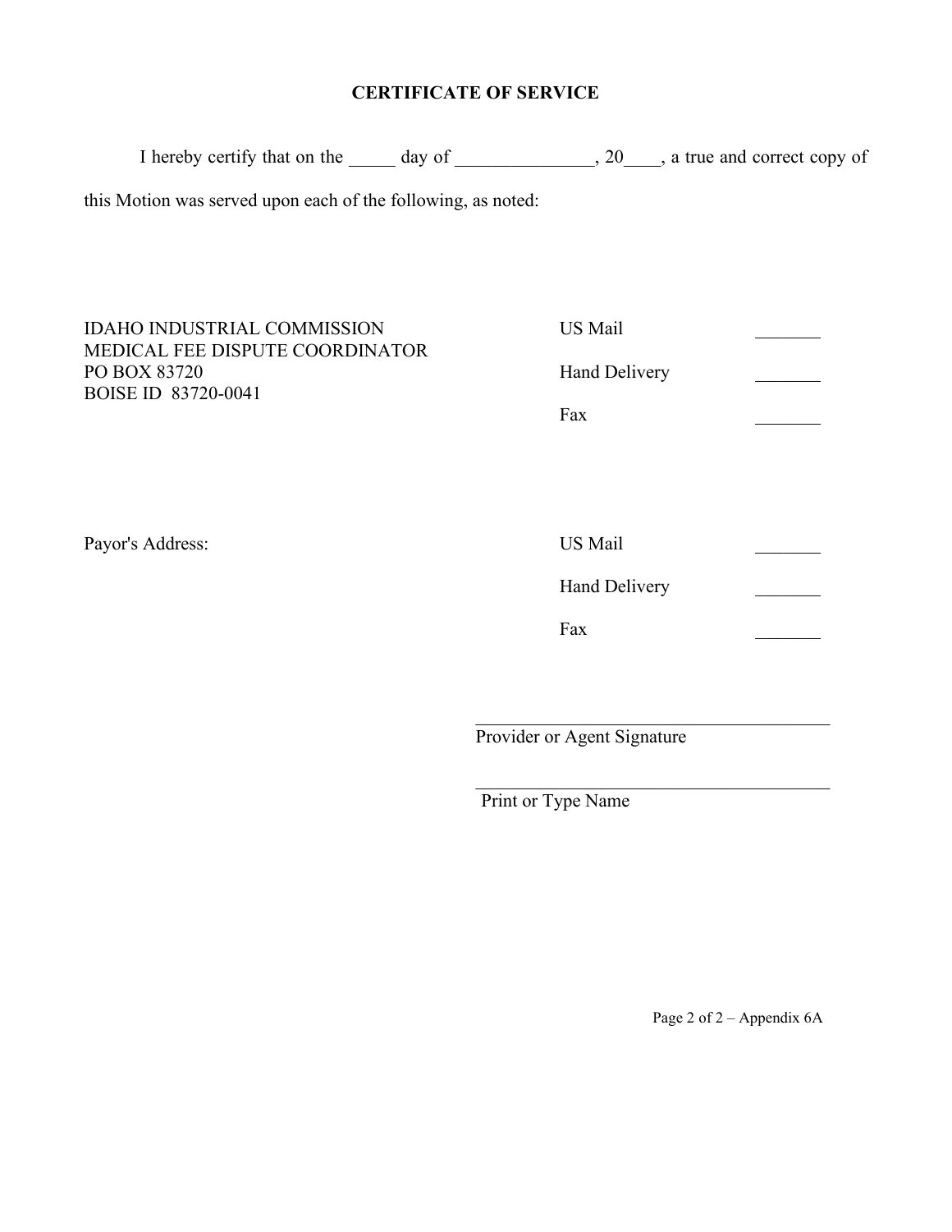## CERTIFICATE OF SERVICE

I hereby certify that on the _____ day of _______________, 20____, a true and correct copy of this Motion was served upon each of the following, as noted:

| | | |
|---|---|---|
| IDAHO INDUSTRIAL COMMISSION<br>MEDICAL FEE DISPUTE COORDINATOR<br>PO BOX 83720<br>BOISE ID 83720-0041 | US Mail | _______ |
| | Hand Delivery | _______ |
| | Fax | _______ |
| Payor's Address: | US Mail | _______ |
| | Hand Delivery | _______ |
| | Fax | _______ |

_______________________________________
Provider or Agent Signature

_______________________________________
Print or Type Name

Page 2 of 2 – Appendix 6A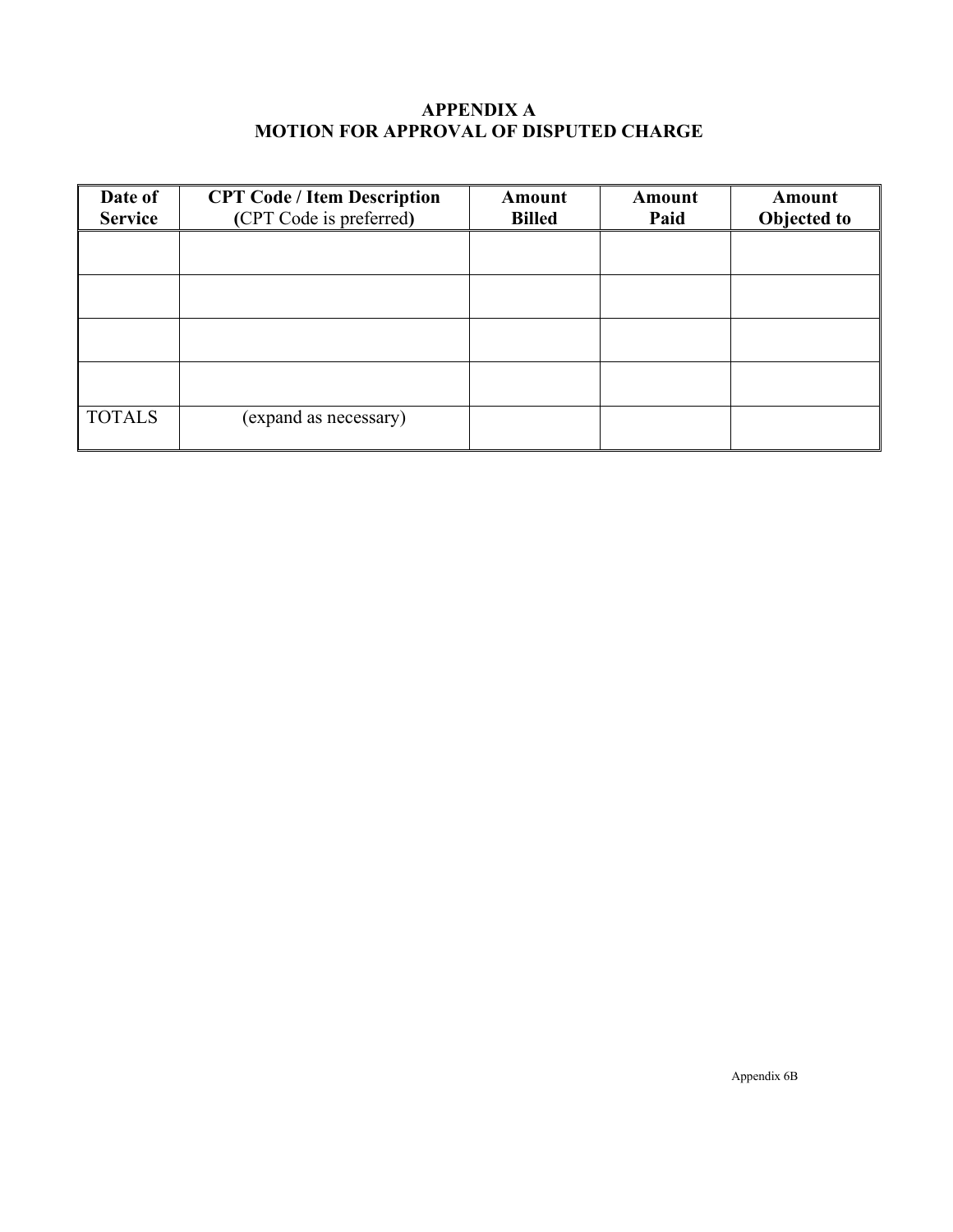## APPENDIX A
## MOTION FOR APPROVAL OF DISPUTED CHARGE

| Date of Service | CPT Code / Item Description (CPT Code is preferred) | Amount Billed | Amount Paid | Amount Objected to |
|---|---|---|---|---|
| | | | | |
| | | | | |
| | | | | |
| | | | | |
| TOTALS | (expand as necessary) | | | |

Appendix 6B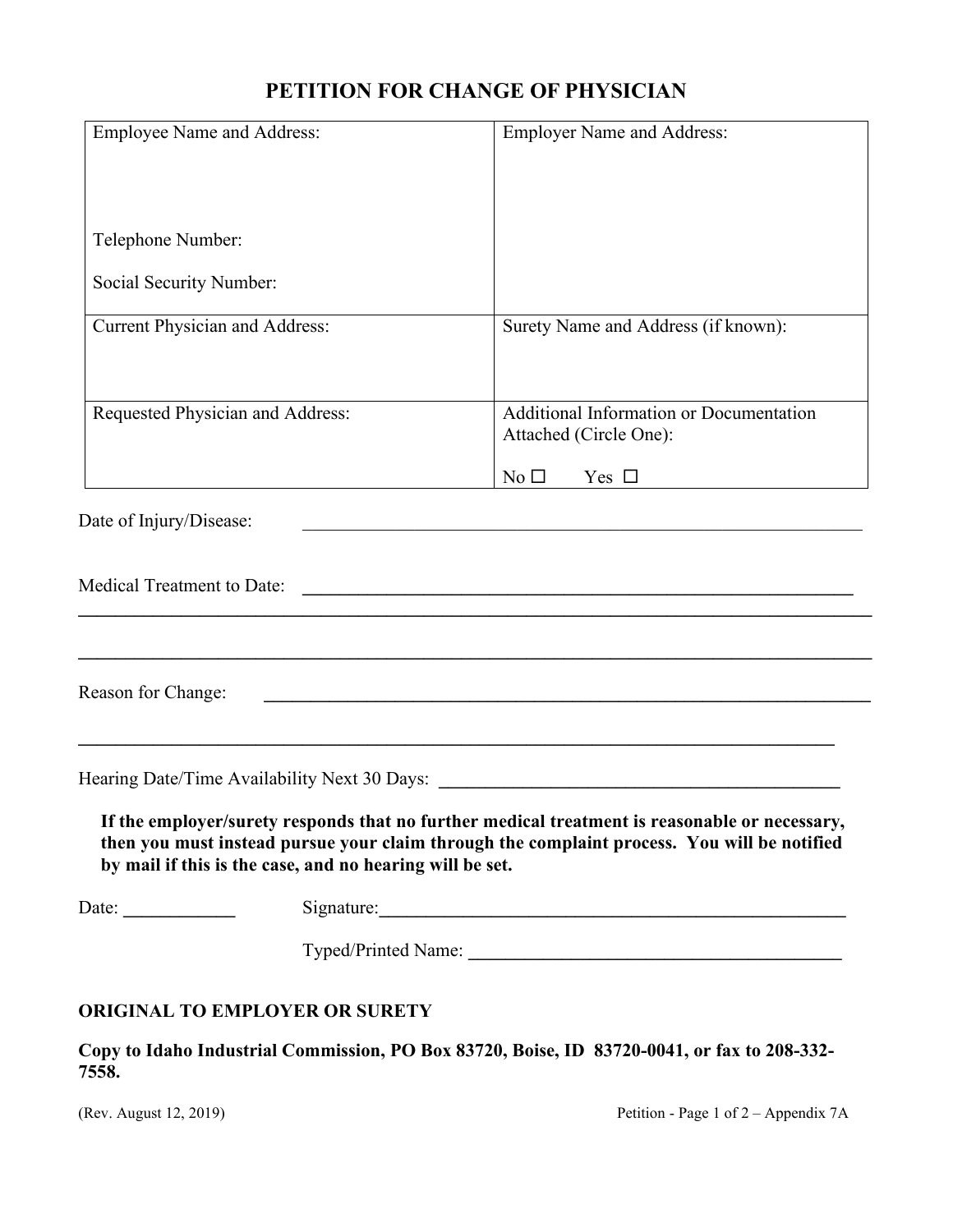# PETITION FOR CHANGE OF PHYSICIAN

| Employee Name and Address:<br><br><br>Telephone Number:<br><br>Social Security Number: | Employer Name and Address: |
| --- | --- |
| Current Physician and Address: | Surety Name and Address (if known): |
| Requested Physician and Address: | Additional Information or Documentation Attached (Circle One):<br><br>No ☐ Yes ☐ |

Date of Injury/Disease: ______________________________________________

Medical Treatment to Date: ______________________________________________

______________________________________________________________________

______________________________________________________________________

Reason for Change: ______________________________________________

______________________________________________________________________

Hearing Date/Time Availability Next 30 Days: ______________________________

**If the employer/surety responds that no further medical treatment is reasonable or necessary, then you must instead pursue your claim through the complaint process. You will be notified by mail if this is the case, and no hearing will be set.**

Date: ____________ Signature: ______________________________________

Typed/Printed Name: ______________________________________

**ORIGINAL TO EMPLOYER OR SURETY**

**Copy to Idaho Industrial Commission, PO Box 83720, Boise, ID 83720-0041, or fax to 208-332-7558.**

(Rev. August 12, 2019) Petition - Page 1 of 2 – Appendix 7A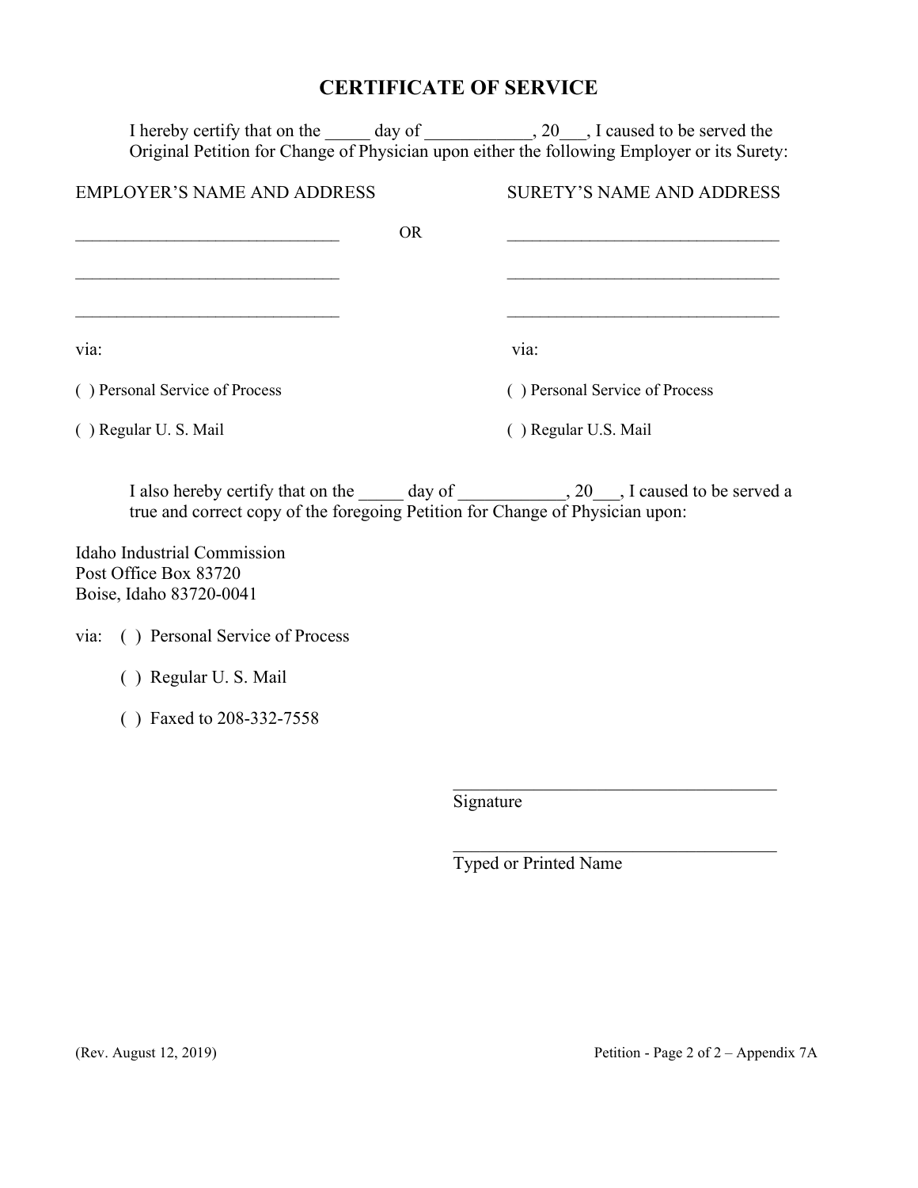# CERTIFICATE OF SERVICE

I hereby certify that on the _____ day of ____________, 20___, I caused to be served the Original Petition for Change of Physician upon either the following Employer or its Surety:

| EMPLOYER'S NAME AND ADDRESS | | SURETY'S NAME AND ADDRESS |
|---|---|---|
| _______________________________ | OR | _______________________________ |
| _______________________________ | | _______________________________ |
| _______________________________ | | _______________________________ |
| via: | | via: |
| ( ) Personal Service of Process | | ( ) Personal Service of Process |
| ( ) Regular U. S. Mail | | ( ) Regular U.S. Mail |

I also hereby certify that on the _____ day of ____________, 20___, I caused to be served a true and correct copy of the foregoing Petition for Change of Physician upon:

Idaho Industrial Commission
Post Office Box 83720
Boise, Idaho 83720-0041

via: ( ) Personal Service of Process

( ) Regular U. S. Mail

( ) Faxed to 208-332-7558

_____________________________________
Signature

_____________________________________
Typed or Printed Name

(Rev. August 12, 2019) Petition - Page 2 of 2 – Appendix 7A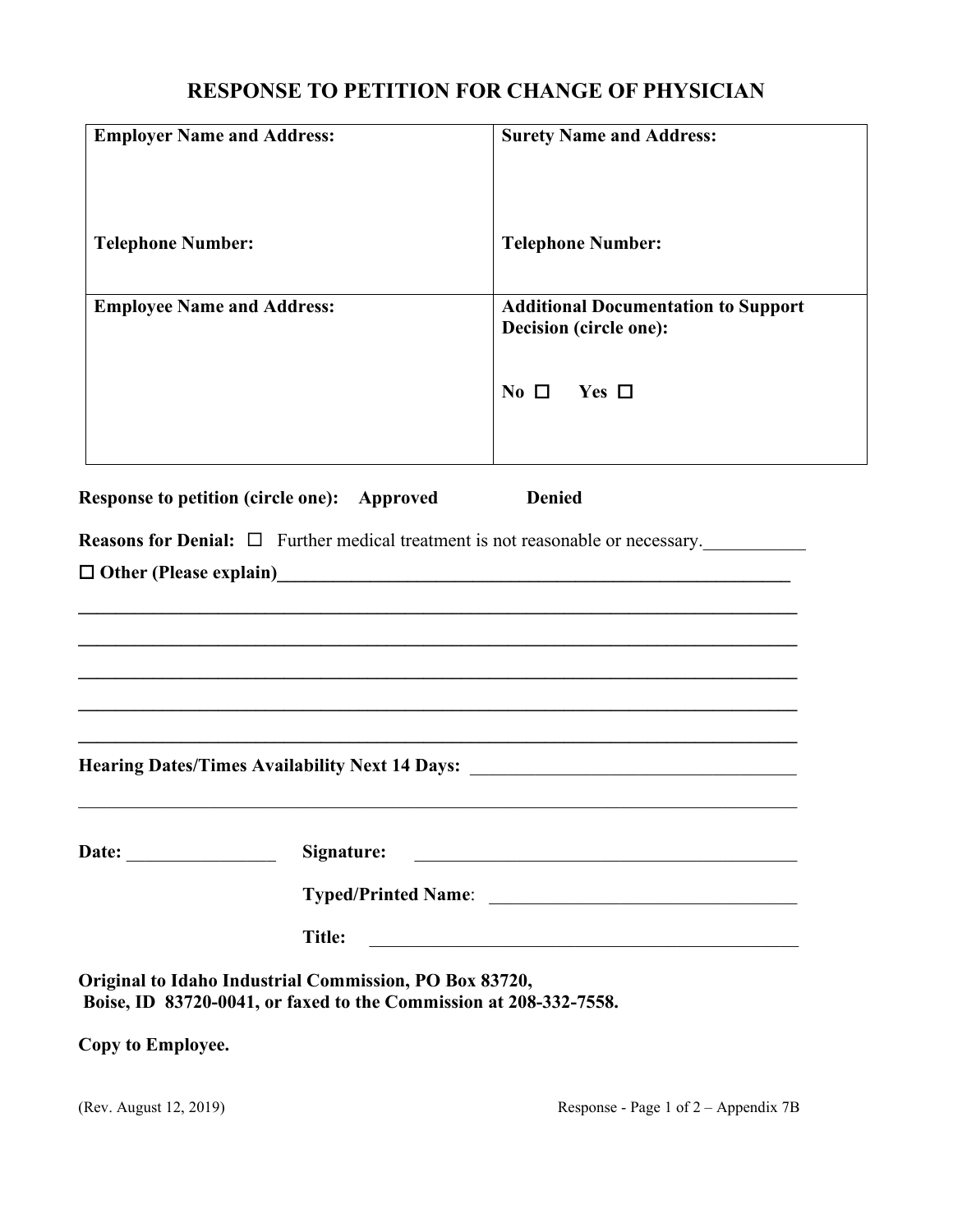# RESPONSE TO PETITION FOR CHANGE OF PHYSICIAN

| **Employer Name and Address:**<br><br><br><br>**Telephone Number:** | **Surety Name and Address:**<br><br><br><br>**Telephone Number:** |
|---|---|
| **Employee Name and Address:** | **Additional Documentation to Support Decision (circle one):**<br><br>**No** ☐ **Yes** ☐ |

**Response to petition (circle one):** **Approved** **Denied**

**Reasons for Denial:** ☐ Further medical treatment is not reasonable or necessary.___________

☐ **Other (Please explain)**_____________________________________________________________

______________________________________________________________________________

______________________________________________________________________________

______________________________________________________________________________

______________________________________________________________________________

______________________________________________________________________________

**Hearing Dates/Times Availability Next 14 Days:** ____________________________________

______________________________________________________________________________

**Date:** ________________ **Signature:** __________________________________________

**Typed/Printed Name**: __________________________________

**Title:** ______________________________________________

**Original to Idaho Industrial Commission, PO Box 83720, Boise, ID 83720-0041, or faxed to the Commission at 208-332-7558.**

**Copy to Employee.**

(Rev. August 12, 2019) Response - Page 1 of 2 – Appendix 7B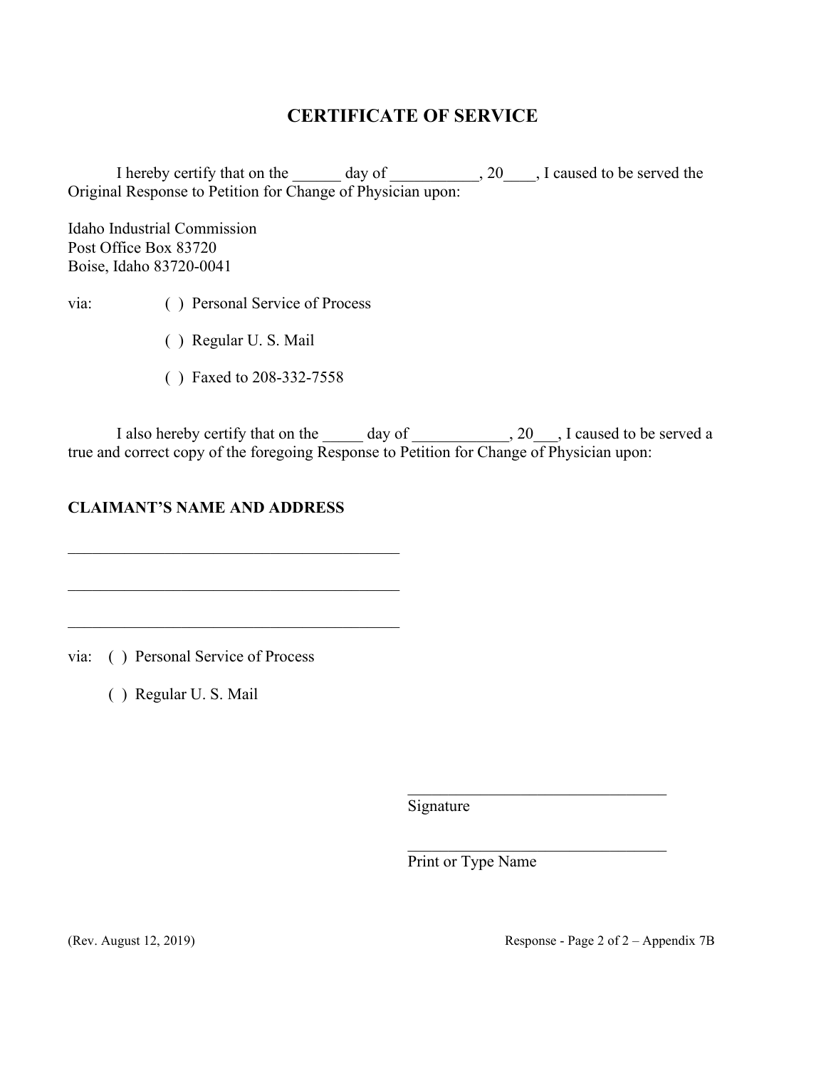# CERTIFICATE OF SERVICE

I hereby certify that on the ______ day of ___________, 20____, I caused to be served the Original Response to Petition for Change of Physician upon:

Idaho Industrial Commission
Post Office Box 83720
Boise, Idaho 83720-0041

via: ( ) Personal Service of Process

( ) Regular U. S. Mail

( ) Faxed to 208-332-7558

I also hereby certify that on the _____ day of ____________, 20___, I caused to be served a true and correct copy of the foregoing Response to Petition for Change of Physician upon:

**CLAIMANT'S NAME AND ADDRESS**

__________________________________________

__________________________________________

__________________________________________

via: ( ) Personal Service of Process

( ) Regular U. S. Mail

_________________________________
Signature

_________________________________
Print or Type Name

(Rev. August 12, 2019) Response - Page 2 of 2 – Appendix 7B